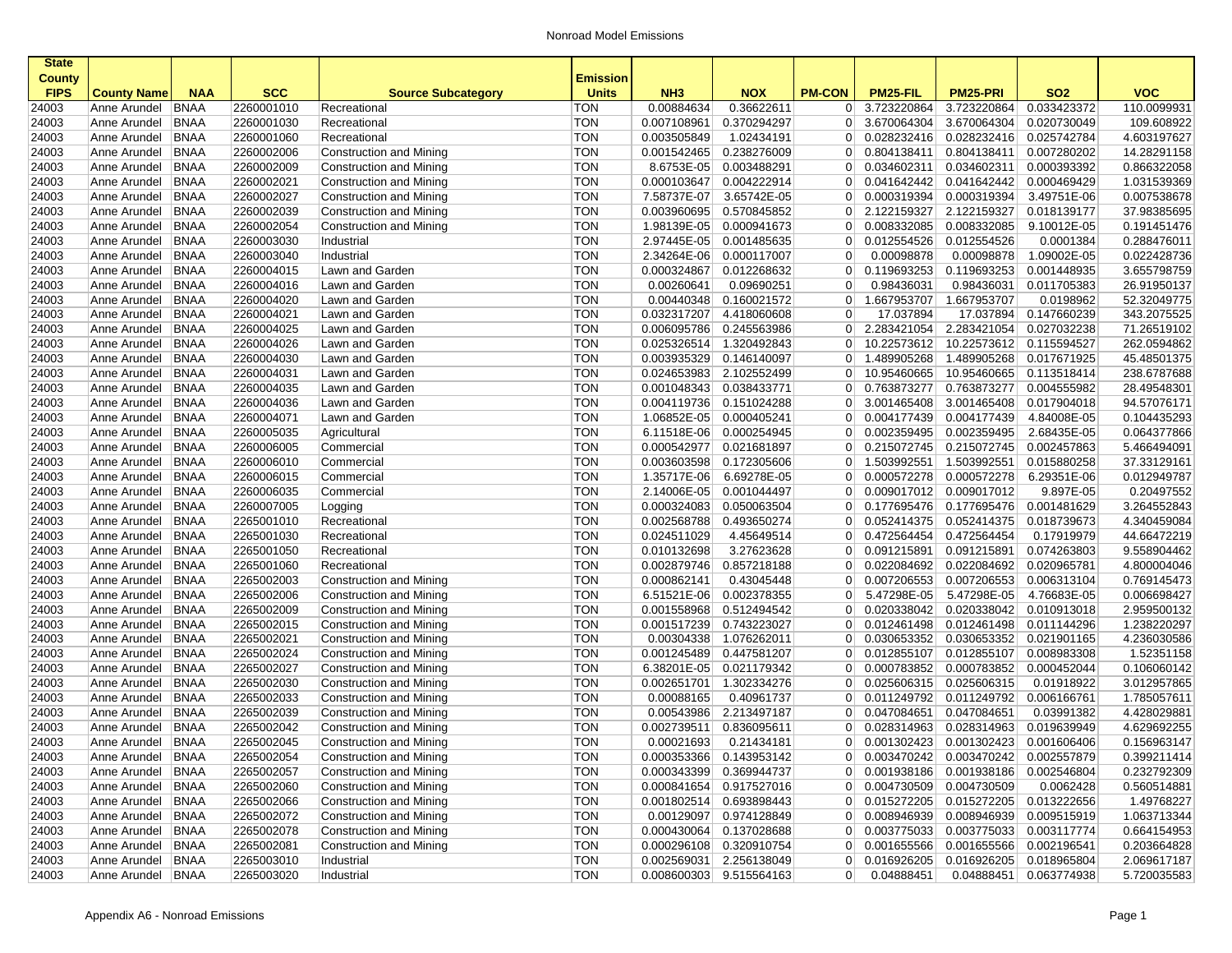| State County FIPS | County Name | NAA | SCC | Source Subcategory | Emission Units | NH3 | NOX | PM-CON | PM25-FIL | PM25-PRI | SO2 | VOC |
|---|---|---|---|---|---|---|---|---|---|---|---|---|
| 24003 | Anne Arundel | BNAA | 2260001010 | Recreational | TON | 0.00884634 | 0.36622611 | 0 | 3.723220864 | 3.723220864 | 0.033423372 | 110.0099931 |
| 24003 | Anne Arundel | BNAA | 2260001030 | Recreational | TON | 0.007108961 | 0.370294297 | 0 | 3.670064304 | 3.670064304 | 0.020730049 | 109.608922 |
| 24003 | Anne Arundel | BNAA | 2260001060 | Recreational | TON | 0.003505849 | 1.02434191 | 0 | 0.028232416 | 0.028232416 | 0.025742784 | 4.603197627 |
| 24003 | Anne Arundel | BNAA | 2260002006 | Construction and Mining | TON | 0.001542465 | 0.238276009 | 0 | 0.804138411 | 0.804138411 | 0.007280202 | 14.28291158 |
| 24003 | Anne Arundel | BNAA | 2260002009 | Construction and Mining | TON | 8.6753E-05 | 0.003488291 | 0 | 0.034602311 | 0.034602311 | 0.000393392 | 0.866322058 |
| 24003 | Anne Arundel | BNAA | 2260002021 | Construction and Mining | TON | 0.000103647 | 0.004222914 | 0 | 0.041642442 | 0.041642442 | 0.000469429 | 1.031539369 |
| 24003 | Anne Arundel | BNAA | 2260002027 | Construction and Mining | TON | 7.58737E-07 | 3.65742E-05 | 0 | 0.000319394 | 0.000319394 | 3.49751E-06 | 0.007538678 |
| 24003 | Anne Arundel | BNAA | 2260002039 | Construction and Mining | TON | 0.003960695 | 0.570845852 | 0 | 2.122159327 | 2.122159327 | 0.018139177 | 37.98385695 |
| 24003 | Anne Arundel | BNAA | 2260002054 | Construction and Mining | TON | 1.98139E-05 | 0.000941673 | 0 | 0.008332085 | 0.008332085 | 9.10012E-05 | 0.191451476 |
| 24003 | Anne Arundel | BNAA | 2260003030 | Industrial | TON | 2.97445E-05 | 0.001485635 | 0 | 0.012554526 | 0.012554526 | 0.0001384 | 0.288476011 |
| 24003 | Anne Arundel | BNAA | 2260003040 | Industrial | TON | 2.34264E-06 | 0.000117007 | 0 | 0.00098878 | 0.00098878 | 1.09002E-05 | 0.022428736 |
| 24003 | Anne Arundel | BNAA | 2260004015 | Lawn and Garden | TON | 0.000324867 | 0.012268632 | 0 | 0.119693253 | 0.119693253 | 0.001448935 | 3.655798759 |
| 24003 | Anne Arundel | BNAA | 2260004016 | Lawn and Garden | TON | 0.00260641 | 0.09690251 | 0 | 0.98436031 | 0.98436031 | 0.011705383 | 26.91950137 |
| 24003 | Anne Arundel | BNAA | 2260004020 | Lawn and Garden | TON | 0.00440348 | 0.160021572 | 0 | 1.667953707 | 1.667953707 | 0.0198962 | 52.32049775 |
| 24003 | Anne Arundel | BNAA | 2260004021 | Lawn and Garden | TON | 0.032317207 | 4.418060608 | 0 | 17.037894 | 17.037894 | 0.147660239 | 343.2075525 |
| 24003 | Anne Arundel | BNAA | 2260004025 | Lawn and Garden | TON | 0.006095786 | 0.245563986 | 0 | 2.283421054 | 2.283421054 | 0.027032238 | 71.26519102 |
| 24003 | Anne Arundel | BNAA | 2260004026 | Lawn and Garden | TON | 0.025326514 | 1.320492843 | 0 | 10.22573612 | 10.22573612 | 0.115594527 | 262.0594862 |
| 24003 | Anne Arundel | BNAA | 2260004030 | Lawn and Garden | TON | 0.003935329 | 0.146140097 | 0 | 1.489905268 | 1.489905268 | 0.017671925 | 45.48501375 |
| 24003 | Anne Arundel | BNAA | 2260004031 | Lawn and Garden | TON | 0.024653983 | 2.102552499 | 0 | 10.95460665 | 10.95460665 | 0.113518414 | 238.6787688 |
| 24003 | Anne Arundel | BNAA | 2260004035 | Lawn and Garden | TON | 0.001048343 | 0.038433771 | 0 | 0.763873277 | 0.763873277 | 0.004555982 | 28.49548301 |
| 24003 | Anne Arundel | BNAA | 2260004036 | Lawn and Garden | TON | 0.004119736 | 0.151024288 | 0 | 3.001465408 | 3.001465408 | 0.017904018 | 94.57076171 |
| 24003 | Anne Arundel | BNAA | 2260004071 | Lawn and Garden | TON | 1.06852E-05 | 0.000405241 | 0 | 0.004177439 | 0.004177439 | 4.84008E-05 | 0.104435293 |
| 24003 | Anne Arundel | BNAA | 2260005035 | Agricultural | TON | 6.11518E-06 | 0.000254945 | 0 | 0.002359495 | 0.002359495 | 2.68435E-05 | 0.064377866 |
| 24003 | Anne Arundel | BNAA | 2260006005 | Commercial | TON | 0.000542977 | 0.021681897 | 0 | 0.215072745 | 0.215072745 | 0.002457863 | 5.466494091 |
| 24003 | Anne Arundel | BNAA | 2260006010 | Commercial | TON | 0.003603598 | 0.172305606 | 0 | 1.503992551 | 1.503992551 | 0.015880258 | 37.33129161 |
| 24003 | Anne Arundel | BNAA | 2260006015 | Commercial | TON | 1.35717E-06 | 6.69278E-05 | 0 | 0.000572278 | 0.000572278 | 6.29351E-06 | 0.012949787 |
| 24003 | Anne Arundel | BNAA | 2260006035 | Commercial | TON | 2.14006E-05 | 0.001044497 | 0 | 0.009017012 | 0.009017012 | 9.897E-05 | 0.20497552 |
| 24003 | Anne Arundel | BNAA | 2260007005 | Logging | TON | 0.000324083 | 0.050063504 | 0 | 0.177695476 | 0.177695476 | 0.001481629 | 3.264552843 |
| 24003 | Anne Arundel | BNAA | 2265001010 | Recreational | TON | 0.002568788 | 0.493650274 | 0 | 0.052414375 | 0.052414375 | 0.018739673 | 4.340459084 |
| 24003 | Anne Arundel | BNAA | 2265001030 | Recreational | TON | 0.024511029 | 4.45649514 | 0 | 0.472564454 | 0.472564454 | 0.17919979 | 44.66472219 |
| 24003 | Anne Arundel | BNAA | 2265001050 | Recreational | TON | 0.010132698 | 3.27623628 | 0 | 0.091215891 | 0.091215891 | 0.074263803 | 9.558904462 |
| 24003 | Anne Arundel | BNAA | 2265001060 | Recreational | TON | 0.002879746 | 0.857218188 | 0 | 0.022084692 | 0.022084692 | 0.020965781 | 4.800004046 |
| 24003 | Anne Arundel | BNAA | 2265002003 | Construction and Mining | TON | 0.000862141 | 0.43045448 | 0 | 0.007206553 | 0.007206553 | 0.006313104 | 0.769145473 |
| 24003 | Anne Arundel | BNAA | 2265002006 | Construction and Mining | TON | 6.51521E-06 | 0.002378355 | 0 | 5.47298E-05 | 5.47298E-05 | 4.76683E-05 | 0.006698427 |
| 24003 | Anne Arundel | BNAA | 2265002009 | Construction and Mining | TON | 0.001558968 | 0.512494542 | 0 | 0.020338042 | 0.020338042 | 0.010913018 | 2.959500132 |
| 24003 | Anne Arundel | BNAA | 2265002015 | Construction and Mining | TON | 0.001517239 | 0.743223027 | 0 | 0.012461498 | 0.012461498 | 0.011144296 | 1.238220297 |
| 24003 | Anne Arundel | BNAA | 2265002021 | Construction and Mining | TON | 0.00304338 | 1.076262011 | 0 | 0.030653352 | 0.030653352 | 0.021901165 | 4.236030586 |
| 24003 | Anne Arundel | BNAA | 2265002024 | Construction and Mining | TON | 0.001245489 | 0.447581207 | 0 | 0.012855107 | 0.012855107 | 0.008983308 | 1.52351158 |
| 24003 | Anne Arundel | BNAA | 2265002027 | Construction and Mining | TON | 6.38201E-05 | 0.021179342 | 0 | 0.000783852 | 0.000783852 | 0.000452044 | 0.106060142 |
| 24003 | Anne Arundel | BNAA | 2265002030 | Construction and Mining | TON | 0.002651701 | 1.302334276 | 0 | 0.025606315 | 0.025606315 | 0.01918922 | 3.012957865 |
| 24003 | Anne Arundel | BNAA | 2265002033 | Construction and Mining | TON | 0.00088165 | 0.40961737 | 0 | 0.011249792 | 0.011249792 | 0.006166761 | 1.785057611 |
| 24003 | Anne Arundel | BNAA | 2265002039 | Construction and Mining | TON | 0.00543986 | 2.213497187 | 0 | 0.047084651 | 0.047084651 | 0.03991382 | 4.428029881 |
| 24003 | Anne Arundel | BNAA | 2265002042 | Construction and Mining | TON | 0.002739511 | 0.836095611 | 0 | 0.028314963 | 0.028314963 | 0.019639949 | 4.629692255 |
| 24003 | Anne Arundel | BNAA | 2265002045 | Construction and Mining | TON | 0.00021693 | 0.21434181 | 0 | 0.001302423 | 0.001302423 | 0.001606406 | 0.156963147 |
| 24003 | Anne Arundel | BNAA | 2265002054 | Construction and Mining | TON | 0.000353366 | 0.143953142 | 0 | 0.003470242 | 0.003470242 | 0.002557879 | 0.399211414 |
| 24003 | Anne Arundel | BNAA | 2265002057 | Construction and Mining | TON | 0.000343399 | 0.369944737 | 0 | 0.001938186 | 0.001938186 | 0.002546804 | 0.232792309 |
| 24003 | Anne Arundel | BNAA | 2265002060 | Construction and Mining | TON | 0.000841654 | 0.917527016 | 0 | 0.004730509 | 0.004730509 | 0.0062428 | 0.560514881 |
| 24003 | Anne Arundel | BNAA | 2265002066 | Construction and Mining | TON | 0.001802514 | 0.693898443 | 0 | 0.015272205 | 0.015272205 | 0.013222656 | 1.49768227 |
| 24003 | Anne Arundel | BNAA | 2265002072 | Construction and Mining | TON | 0.00129097 | 0.974128849 | 0 | 0.008946939 | 0.008946939 | 0.009515919 | 1.063713344 |
| 24003 | Anne Arundel | BNAA | 2265002078 | Construction and Mining | TON | 0.000430064 | 0.137028688 | 0 | 0.003775033 | 0.003775033 | 0.003117774 | 0.664154953 |
| 24003 | Anne Arundel | BNAA | 2265002081 | Construction and Mining | TON | 0.000296108 | 0.320910754 | 0 | 0.001655566 | 0.001655566 | 0.002196541 | 0.203664828 |
| 24003 | Anne Arundel | BNAA | 2265003010 | Industrial | TON | 0.002569031 | 2.256138049 | 0 | 0.016926205 | 0.016926205 | 0.018965804 | 2.069617187 |
| 24003 | Anne Arundel | BNAA | 2265003020 | Industrial | TON | 0.008600303 | 9.515564163 | 0 | 0.04888451 | 0.04888451 | 0.063774938 | 5.720035583 |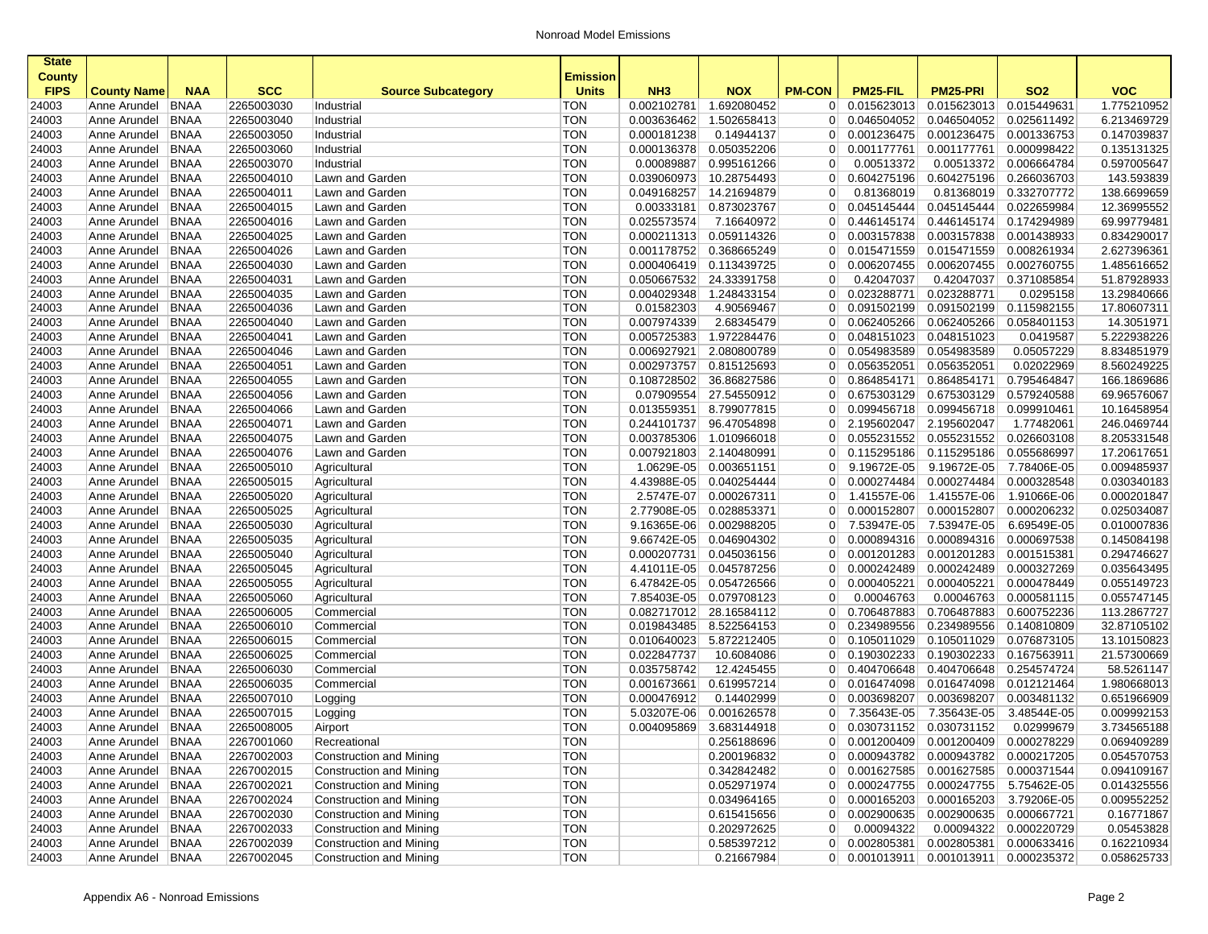| State County FIPS | County Name | NAA | SCC | Source Subcategory | Emission Units | NH3 | NOX | PM-CON | PM25-FIL | PM25-PRI | SO2 | VOC |
|---|---|---|---|---|---|---|---|---|---|---|---|---|
| 24003 | Anne Arundel | BNAA | 2265003030 | Industrial | TON | 0.002102781 | 1.692080452 | 0 | 0.015623013 | 0.015623013 | 0.015449631 | 1.775210952 |
| 24003 | Anne Arundel | BNAA | 2265003040 | Industrial | TON | 0.003636462 | 1.502658413 | 0 | 0.046504052 | 0.046504052 | 0.025611492 | 6.213469729 |
| 24003 | Anne Arundel | BNAA | 2265003050 | Industrial | TON | 0.000181238 | 0.14944137 | 0 | 0.001236475 | 0.001236475 | 0.001336753 | 0.147039837 |
| 24003 | Anne Arundel | BNAA | 2265003060 | Industrial | TON | 0.000136378 | 0.050352206 | 0 | 0.001177761 | 0.001177761 | 0.000998422 | 0.135131325 |
| 24003 | Anne Arundel | BNAA | 2265003070 | Industrial | TON | 0.00089887 | 0.995161266 | 0 | 0.00513372 | 0.00513372 | 0.006664784 | 0.597005647 |
| 24003 | Anne Arundel | BNAA | 2265004010 | Lawn and Garden | TON | 0.039060973 | 10.28754493 | 0 | 0.604275196 | 0.604275196 | 0.266036703 | 143.593839 |
| 24003 | Anne Arundel | BNAA | 2265004011 | Lawn and Garden | TON | 0.049168257 | 14.21694879 | 0 | 0.81368019 | 0.81368019 | 0.332707772 | 138.6699659 |
| 24003 | Anne Arundel | BNAA | 2265004015 | Lawn and Garden | TON | 0.00333181 | 0.873023767 | 0 | 0.045145444 | 0.045145444 | 0.022659984 | 12.36995552 |
| 24003 | Anne Arundel | BNAA | 2265004016 | Lawn and Garden | TON | 0.025573574 | 7.16640972 | 0 | 0.446145174 | 0.446145174 | 0.174294989 | 69.99779481 |
| 24003 | Anne Arundel | BNAA | 2265004025 | Lawn and Garden | TON | 0.000211313 | 0.059114326 | 0 | 0.003157838 | 0.003157838 | 0.001438933 | 0.834290017 |
| 24003 | Anne Arundel | BNAA | 2265004026 | Lawn and Garden | TON | 0.001178752 | 0.368665249 | 0 | 0.015471559 | 0.015471559 | 0.008261934 | 2.627396361 |
| 24003 | Anne Arundel | BNAA | 2265004030 | Lawn and Garden | TON | 0.000406419 | 0.113439725 | 0 | 0.006207455 | 0.006207455 | 0.002760755 | 1.485616652 |
| 24003 | Anne Arundel | BNAA | 2265004031 | Lawn and Garden | TON | 0.050667532 | 24.33391758 | 0 | 0.42047037 | 0.42047037 | 0.371085854 | 51.87928933 |
| 24003 | Anne Arundel | BNAA | 2265004035 | Lawn and Garden | TON | 0.004029348 | 1.248433154 | 0 | 0.023288771 | 0.023288771 | 0.0295158 | 13.29840666 |
| 24003 | Anne Arundel | BNAA | 2265004036 | Lawn and Garden | TON | 0.01582303 | 4.90569467 | 0 | 0.091502199 | 0.091502199 | 0.115982155 | 17.80607311 |
| 24003 | Anne Arundel | BNAA | 2265004040 | Lawn and Garden | TON | 0.007974339 | 2.68345479 | 0 | 0.062405266 | 0.062405266 | 0.058401153 | 14.3051971 |
| 24003 | Anne Arundel | BNAA | 2265004041 | Lawn and Garden | TON | 0.005725383 | 1.972284476 | 0 | 0.048151023 | 0.048151023 | 0.0419587 | 5.222938226 |
| 24003 | Anne Arundel | BNAA | 2265004046 | Lawn and Garden | TON | 0.006927921 | 2.080800789 | 0 | 0.054983589 | 0.054983589 | 0.05057229 | 8.834851979 |
| 24003 | Anne Arundel | BNAA | 2265004051 | Lawn and Garden | TON | 0.002973757 | 0.815125693 | 0 | 0.056352051 | 0.056352051 | 0.02022969 | 8.560249225 |
| 24003 | Anne Arundel | BNAA | 2265004055 | Lawn and Garden | TON | 0.108728502 | 36.86827586 | 0 | 0.864854171 | 0.864854171 | 0.795464847 | 166.1869686 |
| 24003 | Anne Arundel | BNAA | 2265004056 | Lawn and Garden | TON | 0.07909554 | 27.54550912 | 0 | 0.675303129 | 0.675303129 | 0.579240588 | 69.96576067 |
| 24003 | Anne Arundel | BNAA | 2265004066 | Lawn and Garden | TON | 0.013559351 | 8.799077815 | 0 | 0.099456718 | 0.099456718 | 0.099910461 | 10.16458954 |
| 24003 | Anne Arundel | BNAA | 2265004071 | Lawn and Garden | TON | 0.244101737 | 96.47054898 | 0 | 2.195602047 | 2.195602047 | 1.77482061 | 246.0469744 |
| 24003 | Anne Arundel | BNAA | 2265004075 | Lawn and Garden | TON | 0.003785306 | 1.010966018 | 0 | 0.055231552 | 0.055231552 | 0.026603108 | 8.205331548 |
| 24003 | Anne Arundel | BNAA | 2265004076 | Lawn and Garden | TON | 0.007921803 | 2.140480991 | 0 | 0.115295186 | 0.115295186 | 0.055686997 | 17.20617651 |
| 24003 | Anne Arundel | BNAA | 2265005010 | Agricultural | TON | 1.0629E-05 | 0.003651151 | 0 | 9.19672E-05 | 9.19672E-05 | 7.78406E-05 | 0.009485937 |
| 24003 | Anne Arundel | BNAA | 2265005015 | Agricultural | TON | 4.43988E-05 | 0.040254444 | 0 | 0.000274484 | 0.000274484 | 0.000328548 | 0.030340183 |
| 24003 | Anne Arundel | BNAA | 2265005020 | Agricultural | TON | 2.5747E-07 | 0.000267311 | 0 | 1.41557E-06 | 1.41557E-06 | 1.91066E-06 | 0.000201847 |
| 24003 | Anne Arundel | BNAA | 2265005025 | Agricultural | TON | 2.77908E-05 | 0.028853371 | 0 | 0.000152807 | 0.000152807 | 0.000206232 | 0.025034087 |
| 24003 | Anne Arundel | BNAA | 2265005030 | Agricultural | TON | 9.16365E-06 | 0.002988205 | 0 | 7.53947E-05 | 7.53947E-05 | 6.69549E-05 | 0.010007836 |
| 24003 | Anne Arundel | BNAA | 2265005035 | Agricultural | TON | 9.66742E-05 | 0.046904302 | 0 | 0.000894316 | 0.000894316 | 0.000697538 | 0.145084198 |
| 24003 | Anne Arundel | BNAA | 2265005040 | Agricultural | TON | 0.000207731 | 0.045036156 | 0 | 0.001201283 | 0.001201283 | 0.001515381 | 0.294746627 |
| 24003 | Anne Arundel | BNAA | 2265005045 | Agricultural | TON | 4.41011E-05 | 0.045787256 | 0 | 0.000242489 | 0.000242489 | 0.000327269 | 0.035643495 |
| 24003 | Anne Arundel | BNAA | 2265005055 | Agricultural | TON | 6.47842E-05 | 0.054726566 | 0 | 0.000405221 | 0.000405221 | 0.000478449 | 0.055149723 |
| 24003 | Anne Arundel | BNAA | 2265005060 | Agricultural | TON | 7.85403E-05 | 0.079708123 | 0 | 0.00046763 | 0.00046763 | 0.000581115 | 0.055747145 |
| 24003 | Anne Arundel | BNAA | 2265006005 | Commercial | TON | 0.082717012 | 28.16584112 | 0 | 0.706487883 | 0.706487883 | 0.600752236 | 113.2867727 |
| 24003 | Anne Arundel | BNAA | 2265006010 | Commercial | TON | 0.019843485 | 8.522564153 | 0 | 0.234989556 | 0.234989556 | 0.140810809 | 32.87105102 |
| 24003 | Anne Arundel | BNAA | 2265006015 | Commercial | TON | 0.010640023 | 5.872212405 | 0 | 0.105011029 | 0.105011029 | 0.076873105 | 13.10150823 |
| 24003 | Anne Arundel | BNAA | 2265006025 | Commercial | TON | 0.022847737 | 10.6084086 | 0 | 0.190302233 | 0.190302233 | 0.167563911 | 21.57300669 |
| 24003 | Anne Arundel | BNAA | 2265006030 | Commercial | TON | 0.035758742 | 12.4245455 | 0 | 0.404706648 | 0.404706648 | 0.254574724 | 58.5261147 |
| 24003 | Anne Arundel | BNAA | 2265006035 | Commercial | TON | 0.001673661 | 0.619957214 | 0 | 0.016474098 | 0.016474098 | 0.012121464 | 1.980668013 |
| 24003 | Anne Arundel | BNAA | 2265007010 | Logging | TON | 0.000476912 | 0.14402999 | 0 | 0.003698207 | 0.003698207 | 0.003481132 | 0.651966909 |
| 24003 | Anne Arundel | BNAA | 2265007015 | Logging | TON | 5.03207E-06 | 0.001626578 | 0 | 7.35643E-05 | 7.35643E-05 | 3.48544E-05 | 0.009992153 |
| 24003 | Anne Arundel | BNAA | 2265008005 | Airport | TON | 0.004095869 | 3.683144918 | 0 | 0.030731152 | 0.030731152 | 0.02999679 | 3.734565188 |
| 24003 | Anne Arundel | BNAA | 2267001060 | Recreational | TON | | 0.256188696 | 0 | 0.001200409 | 0.001200409 | 0.000278229 | 0.069409289 |
| 24003 | Anne Arundel | BNAA | 2267002003 | Construction and Mining | TON | | 0.200196832 | 0 | 0.000943782 | 0.000943782 | 0.000217205 | 0.054570753 |
| 24003 | Anne Arundel | BNAA | 2267002015 | Construction and Mining | TON | | 0.342842482 | 0 | 0.001627585 | 0.001627585 | 0.000371544 | 0.094109167 |
| 24003 | Anne Arundel | BNAA | 2267002021 | Construction and Mining | TON | | 0.052971974 | 0 | 0.000247755 | 0.000247755 | 5.75462E-05 | 0.014325556 |
| 24003 | Anne Arundel | BNAA | 2267002024 | Construction and Mining | TON | | 0.034964165 | 0 | 0.000165203 | 0.000165203 | 3.79206E-05 | 0.009552252 |
| 24003 | Anne Arundel | BNAA | 2267002030 | Construction and Mining | TON | | 0.615415656 | 0 | 0.002900635 | 0.002900635 | 0.000667721 | 0.16771867 |
| 24003 | Anne Arundel | BNAA | 2267002033 | Construction and Mining | TON | | 0.202972625 | 0 | 0.00094322 | 0.00094322 | 0.000220729 | 0.05453828 |
| 24003 | Anne Arundel | BNAA | 2267002039 | Construction and Mining | TON | | 0.585397212 | 0 | 0.002805381 | 0.002805381 | 0.000633416 | 0.162210934 |
| 24003 | Anne Arundel | BNAA | 2267002045 | Construction and Mining | TON | | 0.21667984 | 0 | 0.001013911 | 0.001013911 | 0.000235372 | 0.058625733 |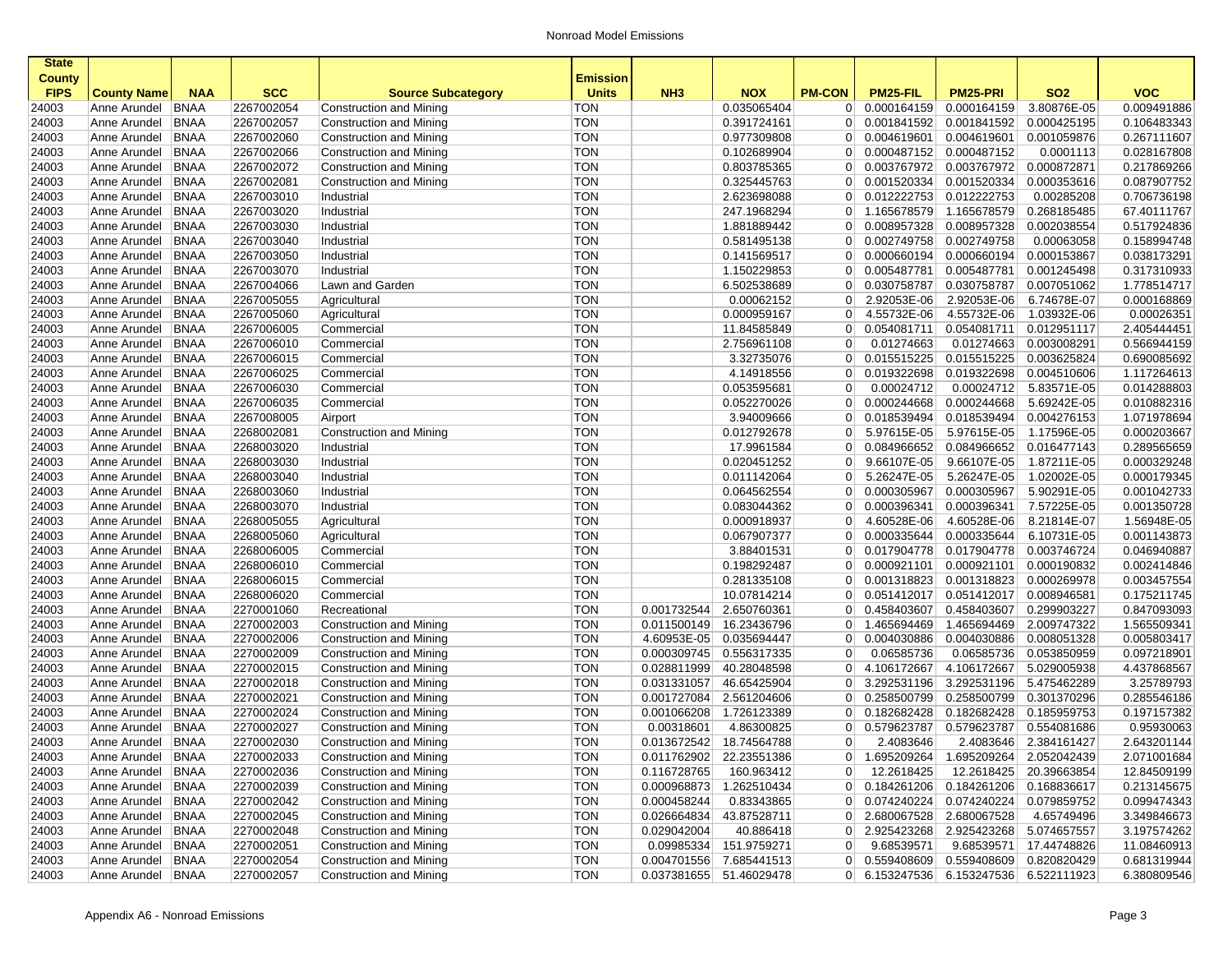| State County FIPS | County Name | NAA | SCC | Source Subcategory | Emission Units | NH3 | NOX | PM-CON | PM25-FIL | PM25-PRI | SO2 | VOC |
|---|---|---|---|---|---|---|---|---|---|---|---|---|
| 24003 | Anne Arundel | BNAA | 2267002054 | Construction and Mining | TON | | 0.035065404 | 0 | 0.000164159 | 0.000164159 | 3.80876E-05 | 0.009491886 |
| 24003 | Anne Arundel | BNAA | 2267002057 | Construction and Mining | TON | | 0.391724161 | 0 | 0.001841592 | 0.001841592 | 0.000425195 | 0.106483343 |
| 24003 | Anne Arundel | BNAA | 2267002060 | Construction and Mining | TON | | 0.977309808 | 0 | 0.004619601 | 0.004619601 | 0.001059876 | 0.267111607 |
| 24003 | Anne Arundel | BNAA | 2267002066 | Construction and Mining | TON | | 0.102689904 | 0 | 0.000487152 | 0.000487152 | 0.0001113 | 0.028167808 |
| 24003 | Anne Arundel | BNAA | 2267002072 | Construction and Mining | TON | | 0.803785365 | 0 | 0.003767972 | 0.003767972 | 0.000872871 | 0.217869266 |
| 24003 | Anne Arundel | BNAA | 2267002081 | Construction and Mining | TON | | 0.325445763 | 0 | 0.001520334 | 0.001520334 | 0.000353616 | 0.087907752 |
| 24003 | Anne Arundel | BNAA | 2267003010 | Industrial | TON | | 2.623698088 | 0 | 0.012222753 | 0.012222753 | 0.00285208 | 0.706736198 |
| 24003 | Anne Arundel | BNAA | 2267003020 | Industrial | TON | | 247.1968294 | 0 | 1.165678579 | 1.165678579 | 0.268185485 | 67.40111767 |
| 24003 | Anne Arundel | BNAA | 2267003030 | Industrial | TON | | 1.881889442 | 0 | 0.008957328 | 0.008957328 | 0.002038554 | 0.517924836 |
| 24003 | Anne Arundel | BNAA | 2267003040 | Industrial | TON | | 0.581495138 | 0 | 0.002749758 | 0.002749758 | 0.00063058 | 0.158994748 |
| 24003 | Anne Arundel | BNAA | 2267003050 | Industrial | TON | | 0.141569517 | 0 | 0.000660194 | 0.000660194 | 0.000153867 | 0.038173291 |
| 24003 | Anne Arundel | BNAA | 2267003070 | Industrial | TON | | 1.150229853 | 0 | 0.005487781 | 0.005487781 | 0.001245498 | 0.317310933 |
| 24003 | Anne Arundel | BNAA | 2267004066 | Lawn and Garden | TON | | 6.502538689 | 0 | 0.030758787 | 0.030758787 | 0.007051062 | 1.778514717 |
| 24003 | Anne Arundel | BNAA | 2267005055 | Agricultural | TON | | 0.00062152 | 0 | 2.92053E-06 | 2.92053E-06 | 6.74678E-07 | 0.000168869 |
| 24003 | Anne Arundel | BNAA | 2267005060 | Agricultural | TON | | 0.000959167 | 0 | 4.55732E-06 | 4.55732E-06 | 1.03932E-06 | 0.00026351 |
| 24003 | Anne Arundel | BNAA | 2267006005 | Commercial | TON | | 11.84585849 | 0 | 0.054081711 | 0.054081711 | 0.012951117 | 2.405444451 |
| 24003 | Anne Arundel | BNAA | 2267006010 | Commercial | TON | | 2.756961108 | 0 | 0.01274663 | 0.01274663 | 0.003008291 | 0.566944159 |
| 24003 | Anne Arundel | BNAA | 2267006015 | Commercial | TON | | 3.32735076 | 0 | 0.015515225 | 0.015515225 | 0.003625824 | 0.690085692 |
| 24003 | Anne Arundel | BNAA | 2267006025 | Commercial | TON | | 4.14918556 | 0 | 0.019322698 | 0.019322698 | 0.004510606 | 1.117264613 |
| 24003 | Anne Arundel | BNAA | 2267006030 | Commercial | TON | | 0.053595681 | 0 | 0.00024712 | 0.00024712 | 5.83571E-05 | 0.014288803 |
| 24003 | Anne Arundel | BNAA | 2267006035 | Commercial | TON | | 0.052270026 | 0 | 0.000244668 | 0.000244668 | 5.69242E-05 | 0.010882316 |
| 24003 | Anne Arundel | BNAA | 2267008005 | Airport | TON | | 3.94009666 | 0 | 0.018539494 | 0.018539494 | 0.004276153 | 1.071978694 |
| 24003 | Anne Arundel | BNAA | 2268002081 | Construction and Mining | TON | | 0.012792678 | 0 | 5.97615E-05 | 5.97615E-05 | 1.17596E-05 | 0.000203667 |
| 24003 | Anne Arundel | BNAA | 2268003020 | Industrial | TON | | 17.9961584 | 0 | 0.084966652 | 0.084966652 | 0.016477143 | 0.289565659 |
| 24003 | Anne Arundel | BNAA | 2268003030 | Industrial | TON | | 0.020451252 | 0 | 9.66107E-05 | 9.66107E-05 | 1.87211E-05 | 0.000329248 |
| 24003 | Anne Arundel | BNAA | 2268003040 | Industrial | TON | | 0.011142064 | 0 | 5.26247E-05 | 5.26247E-05 | 1.02002E-05 | 0.000179345 |
| 24003 | Anne Arundel | BNAA | 2268003060 | Industrial | TON | | 0.064562554 | 0 | 0.000305967 | 0.000305967 | 5.90291E-05 | 0.001042733 |
| 24003 | Anne Arundel | BNAA | 2268003070 | Industrial | TON | | 0.083044362 | 0 | 0.000396341 | 0.000396341 | 7.57225E-05 | 0.001350728 |
| 24003 | Anne Arundel | BNAA | 2268005055 | Agricultural | TON | | 0.000918937 | 0 | 4.60528E-06 | 4.60528E-06 | 8.21814E-07 | 1.56948E-05 |
| 24003 | Anne Arundel | BNAA | 2268005060 | Agricultural | TON | | 0.067907377 | 0 | 0.000335644 | 0.000335644 | 6.10731E-05 | 0.001143873 |
| 24003 | Anne Arundel | BNAA | 2268006005 | Commercial | TON | | 3.88401531 | 0 | 0.017904778 | 0.017904778 | 0.003746724 | 0.046940887 |
| 24003 | Anne Arundel | BNAA | 2268006010 | Commercial | TON | | 0.198292487 | 0 | 0.000921101 | 0.000921101 | 0.000190832 | 0.002414846 |
| 24003 | Anne Arundel | BNAA | 2268006015 | Commercial | TON | | 0.281335108 | 0 | 0.001318823 | 0.001318823 | 0.000269978 | 0.003457554 |
| 24003 | Anne Arundel | BNAA | 2268006020 | Commercial | TON | | 10.07814214 | 0 | 0.051412017 | 0.051412017 | 0.008946581 | 0.175211745 |
| 24003 | Anne Arundel | BNAA | 2270001060 | Recreational | TON | 0.001732544 | 2.650760361 | 0 | 0.458403607 | 0.458403607 | 0.299903227 | 0.847093093 |
| 24003 | Anne Arundel | BNAA | 2270002003 | Construction and Mining | TON | 0.011500149 | 16.23436796 | 0 | 1.465694469 | 1.465694469 | 2.009747322 | 1.565509341 |
| 24003 | Anne Arundel | BNAA | 2270002006 | Construction and Mining | TON | 4.60953E-05 | 0.035694447 | 0 | 0.004030886 | 0.004030886 | 0.008051328 | 0.005803417 |
| 24003 | Anne Arundel | BNAA | 2270002009 | Construction and Mining | TON | 0.000309745 | 0.556317335 | 0 | 0.06585736 | 0.06585736 | 0.053850959 | 0.097218901 |
| 24003 | Anne Arundel | BNAA | 2270002015 | Construction and Mining | TON | 0.028811999 | 40.28048598 | 0 | 4.106172667 | 4.106172667 | 5.029005938 | 4.437868567 |
| 24003 | Anne Arundel | BNAA | 2270002018 | Construction and Mining | TON | 0.031331057 | 46.65425904 | 0 | 3.292531196 | 3.292531196 | 5.475462289 | 3.25789793 |
| 24003 | Anne Arundel | BNAA | 2270002021 | Construction and Mining | TON | 0.001727084 | 2.561204606 | 0 | 0.258500799 | 0.258500799 | 0.301370296 | 0.285546186 |
| 24003 | Anne Arundel | BNAA | 2270002024 | Construction and Mining | TON | 0.001066208 | 1.726123389 | 0 | 0.182682428 | 0.182682428 | 0.185959753 | 0.197157382 |
| 24003 | Anne Arundel | BNAA | 2270002027 | Construction and Mining | TON | 0.00318601 | 4.86300825 | 0 | 0.579623787 | 0.579623787 | 0.554081686 | 0.95930063 |
| 24003 | Anne Arundel | BNAA | 2270002030 | Construction and Mining | TON | 0.013672542 | 18.74564788 | 0 | 2.4083646 | 2.4083646 | 2.384161427 | 2.643201144 |
| 24003 | Anne Arundel | BNAA | 2270002033 | Construction and Mining | TON | 0.011762902 | 22.23551386 | 0 | 1.695209264 | 1.695209264 | 2.052042439 | 2.071001684 |
| 24003 | Anne Arundel | BNAA | 2270002036 | Construction and Mining | TON | 0.116728765 | 160.963412 | 0 | 12.2618425 | 12.2618425 | 20.39663854 | 12.84509199 |
| 24003 | Anne Arundel | BNAA | 2270002039 | Construction and Mining | TON | 0.000968873 | 1.262510434 | 0 | 0.184261206 | 0.184261206 | 0.168836617 | 0.213145675 |
| 24003 | Anne Arundel | BNAA | 2270002042 | Construction and Mining | TON | 0.000458244 | 0.83343865 | 0 | 0.074240224 | 0.074240224 | 0.079859752 | 0.099474343 |
| 24003 | Anne Arundel | BNAA | 2270002045 | Construction and Mining | TON | 0.026664834 | 43.87528711 | 0 | 2.680067528 | 2.680067528 | 4.65749496 | 3.349846673 |
| 24003 | Anne Arundel | BNAA | 2270002048 | Construction and Mining | TON | 0.029042004 | 40.886418 | 0 | 2.925423268 | 2.925423268 | 5.074657557 | 3.197574262 |
| 24003 | Anne Arundel | BNAA | 2270002051 | Construction and Mining | TON | 0.09985334 | 151.9759271 | 0 | 9.68539571 | 9.68539571 | 17.44748826 | 11.08460913 |
| 24003 | Anne Arundel | BNAA | 2270002054 | Construction and Mining | TON | 0.004701556 | 7.685441513 | 0 | 0.559408609 | 0.559408609 | 0.820820429 | 0.681319944 |
| 24003 | Anne Arundel | BNAA | 2270002057 | Construction and Mining | TON | 0.037381655 | 51.46029478 | 0 | 6.153247536 | 6.153247536 | 6.522111923 | 6.380809546 |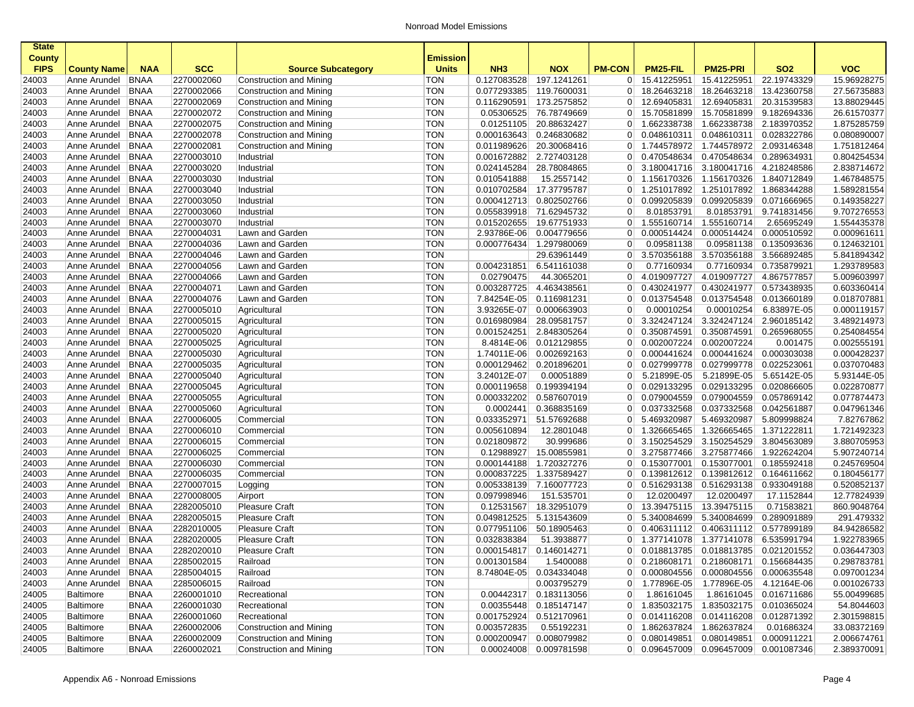| State County FIPS | County Name | NAA | SCC | Source Subcategory | Emission Units | NH3 | NOX | PM-CON | PM25-FIL | PM25-PRI | SO2 | VOC |
|---|---|---|---|---|---|---|---|---|---|---|---|---|
| 24003 | Anne Arundel | BNAA | 2270002060 | Construction and Mining | TON | 0.127083528 | 197.1241261 | 0 | 15.41225951 | 15.41225951 | 22.19743329 | 15.96928275 |
| 24003 | Anne Arundel | BNAA | 2270002066 | Construction and Mining | TON | 0.077293385 | 119.7600031 | 0 | 18.26463218 | 18.26463218 | 13.42360758 | 27.56735883 |
| 24003 | Anne Arundel | BNAA | 2270002069 | Construction and Mining | TON | 0.116290591 | 173.2575852 | 0 | 12.69405831 | 12.69405831 | 20.31539583 | 13.88029445 |
| 24003 | Anne Arundel | BNAA | 2270002072 | Construction and Mining | TON | 0.05306525 | 76.78749669 | 0 | 15.70581899 | 15.70581899 | 9.182694336 | 26.61570377 |
| 24003 | Anne Arundel | BNAA | 2270002075 | Construction and Mining | TON | 0.01251105 | 20.88632427 | 0 | 1.662338738 | 1.662338738 | 2.183970352 | 1.875285759 |
| 24003 | Anne Arundel | BNAA | 2270002078 | Construction and Mining | TON | 0.000163643 | 0.246830682 | 0 | 0.048610311 | 0.048610311 | 0.028322786 | 0.080890007 |
| 24003 | Anne Arundel | BNAA | 2270002081 | Construction and Mining | TON | 0.011989626 | 20.30068416 | 0 | 1.744578972 | 1.744578972 | 2.093146348 | 1.751812464 |
| 24003 | Anne Arundel | BNAA | 2270003010 | Industrial | TON | 0.001672882 | 2.727403128 | 0 | 0.470548634 | 0.470548634 | 0.289634931 | 0.804254534 |
| 24003 | Anne Arundel | BNAA | 2270003020 | Industrial | TON | 0.024145284 | 28.78084865 | 0 | 3.180041716 | 3.180041716 | 4.218248586 | 2.838714672 |
| 24003 | Anne Arundel | BNAA | 2270003030 | Industrial | TON | 0.010541888 | 15.2557142 | 0 | 1.156170326 | 1.156170326 | 1.840712849 | 1.467848575 |
| 24003 | Anne Arundel | BNAA | 2270003040 | Industrial | TON | 0.010702584 | 17.37795787 | 0 | 1.251017892 | 1.251017892 | 1.868344288 | 1.589281554 |
| 24003 | Anne Arundel | BNAA | 2270003050 | Industrial | TON | 0.000412713 | 0.802502766 | 0 | 0.099205839 | 0.099205839 | 0.071666965 | 0.149358227 |
| 24003 | Anne Arundel | BNAA | 2270003060 | Industrial | TON | 0.055839918 | 71.62945732 | 0 | 8.01853791 | 8.01853791 | 9.741831456 | 9.707276553 |
| 24003 | Anne Arundel | BNAA | 2270003070 | Industrial | TON | 0.015202655 | 19.67751933 | 0 | 1.555160714 | 1.555160714 | 2.65695249 | 1.554435378 |
| 24003 | Anne Arundel | BNAA | 2270004031 | Lawn and Garden | TON | 2.93786E-06 | 0.004779656 | 0 | 0.000514424 | 0.000514424 | 0.000510592 | 0.000961611 |
| 24003 | Anne Arundel | BNAA | 2270004036 | Lawn and Garden | TON | 0.000776434 | 1.297980069 | 0 | 0.09581138 | 0.09581138 | 0.135093636 | 0.124632101 |
| 24003 | Anne Arundel | BNAA | 2270004046 | Lawn and Garden | TON | | 29.63961449 | 0 | 3.570356188 | 3.570356188 | 3.566892485 | 5.841894342 |
| 24003 | Anne Arundel | BNAA | 2270004056 | Lawn and Garden | TON | 0.004231851 | 6.541161038 | 0 | 0.77160934 | 0.77160934 | 0.735879921 | 1.293789583 |
| 24003 | Anne Arundel | BNAA | 2270004066 | Lawn and Garden | TON | 0.02790475 | 44.3065201 | 0 | 4.019097727 | 4.019097727 | 4.867577857 | 5.009603997 |
| 24003 | Anne Arundel | BNAA | 2270004071 | Lawn and Garden | TON | 0.003287725 | 4.463438561 | 0 | 0.430241977 | 0.430241977 | 0.573438935 | 0.603360414 |
| 24003 | Anne Arundel | BNAA | 2270004076 | Lawn and Garden | TON | 7.84254E-05 | 0.116981231 | 0 | 0.013754548 | 0.013754548 | 0.013660189 | 0.018707881 |
| 24003 | Anne Arundel | BNAA | 2270005010 | Agricultural | TON | 3.93265E-07 | 0.000663903 | 0 | 0.00010254 | 0.00010254 | 6.83897E-05 | 0.000119157 |
| 24003 | Anne Arundel | BNAA | 2270005015 | Agricultural | TON | 0.016980984 | 28.09581757 | 0 | 3.324247124 | 3.324247124 | 2.960185142 | 3.489214973 |
| 24003 | Anne Arundel | BNAA | 2270005020 | Agricultural | TON | 0.001524251 | 2.848305264 | 0 | 0.350874591 | 0.350874591 | 0.265968055 | 0.254084554 |
| 24003 | Anne Arundel | BNAA | 2270005025 | Agricultural | TON | 8.4814E-06 | 0.012129855 | 0 | 0.002007224 | 0.002007224 | 0.001475 | 0.002555191 |
| 24003 | Anne Arundel | BNAA | 2270005030 | Agricultural | TON | 1.74011E-06 | 0.002692163 | 0 | 0.000441624 | 0.000441624 | 0.000303038 | 0.000428237 |
| 24003 | Anne Arundel | BNAA | 2270005035 | Agricultural | TON | 0.000129462 | 0.201896201 | 0 | 0.027999778 | 0.027999778 | 0.022523061 | 0.037070483 |
| 24003 | Anne Arundel | BNAA | 2270005040 | Agricultural | TON | 3.24012E-07 | 0.00051889 | 0 | 5.21899E-05 | 5.21899E-05 | 5.65142E-05 | 5.93144E-05 |
| 24003 | Anne Arundel | BNAA | 2270005045 | Agricultural | TON | 0.000119658 | 0.199394194 | 0 | 0.029133295 | 0.029133295 | 0.020866605 | 0.022870877 |
| 24003 | Anne Arundel | BNAA | 2270005055 | Agricultural | TON | 0.000332202 | 0.587607019 | 0 | 0.079004559 | 0.079004559 | 0.057869142 | 0.077874473 |
| 24003 | Anne Arundel | BNAA | 2270005060 | Agricultural | TON | 0.0002441 | 0.368835169 | 0 | 0.037332568 | 0.037332568 | 0.042561887 | 0.047961346 |
| 24003 | Anne Arundel | BNAA | 2270006005 | Commercial | TON | 0.033352971 | 51.57692688 | 0 | 5.469320987 | 5.469320987 | 5.809998824 | 7.82767862 |
| 24003 | Anne Arundel | BNAA | 2270006010 | Commercial | TON | 0.005610894 | 12.2801048 | 0 | 1.326665465 | 1.326665465 | 1.371222811 | 1.721492323 |
| 24003 | Anne Arundel | BNAA | 2270006015 | Commercial | TON | 0.021809872 | 30.999686 | 0 | 3.150254529 | 3.150254529 | 3.804563089 | 3.880705953 |
| 24003 | Anne Arundel | BNAA | 2270006025 | Commercial | TON | 0.12988927 | 15.00855981 | 0 | 3.275877466 | 3.275877466 | 1.922624204 | 5.907240714 |
| 24003 | Anne Arundel | BNAA | 2270006030 | Commercial | TON | 0.000144188 | 1.720327276 | 0 | 0.153077001 | 0.153077001 | 0.185592418 | 0.245769504 |
| 24003 | Anne Arundel | BNAA | 2270006035 | Commercial | TON | 0.000837225 | 1.337589427 | 0 | 0.139812612 | 0.139812612 | 0.164611662 | 0.180456177 |
| 24003 | Anne Arundel | BNAA | 2270007015 | Logging | TON | 0.005338139 | 7.160077723 | 0 | 0.516293138 | 0.516293138 | 0.933049188 | 0.520852137 |
| 24003 | Anne Arundel | BNAA | 2270008005 | Airport | TON | 0.097998946 | 151.535701 | 0 | 12.0200497 | 12.0200497 | 17.1152844 | 12.77824939 |
| 24003 | Anne Arundel | BNAA | 2282005010 | Pleasure Craft | TON | 0.12531567 | 18.32951079 | 0 | 13.39475115 | 13.39475115 | 0.71583821 | 860.9048764 |
| 24003 | Anne Arundel | BNAA | 2282005015 | Pleasure Craft | TON | 0.049812525 | 5.131543609 | 0 | 5.340084699 | 5.340084699 | 0.289091889 | 291.479332 |
| 24003 | Anne Arundel | BNAA | 2282010005 | Pleasure Craft | TON | 0.077951106 | 50.18905463 | 0 | 0.406311112 | 0.406311112 | 0.577899189 | 84.94286582 |
| 24003 | Anne Arundel | BNAA | 2282020005 | Pleasure Craft | TON | 0.032838384 | 51.3938877 | 0 | 1.377141078 | 1.377141078 | 6.535991794 | 1.922783965 |
| 24003 | Anne Arundel | BNAA | 2282020010 | Pleasure Craft | TON | 0.000154817 | 0.146014271 | 0 | 0.018813785 | 0.018813785 | 0.021201552 | 0.036447303 |
| 24003 | Anne Arundel | BNAA | 2285002015 | Railroad | TON | 0.001301584 | 1.5400088 | 0 | 0.218608171 | 0.218608171 | 0.156684435 | 0.298783781 |
| 24003 | Anne Arundel | BNAA | 2285004015 | Railroad | TON | 8.74804E-05 | 0.034334048 | 0 | 0.000804556 | 0.000804556 | 0.000635548 | 0.097001234 |
| 24003 | Anne Arundel | BNAA | 2285006015 | Railroad | TON | | 0.003795279 | 0 | 1.77896E-05 | 1.77896E-05 | 4.12164E-06 | 0.001026733 |
| 24005 | Baltimore | BNAA | 2260001010 | Recreational | TON | 0.00442317 | 0.183113056 | 0 | 1.86161045 | 1.86161045 | 0.016711686 | 55.00499685 |
| 24005 | Baltimore | BNAA | 2260001030 | Recreational | TON | 0.00355448 | 0.185147147 | 0 | 1.835032175 | 1.835032175 | 0.010365024 | 54.8044603 |
| 24005 | Baltimore | BNAA | 2260001060 | Recreational | TON | 0.001752924 | 0.512170961 | 0 | 0.014116208 | 0.014116208 | 0.012871392 | 2.301598815 |
| 24005 | Baltimore | BNAA | 2260002006 | Construction and Mining | TON | 0.003572835 | 0.55192231 | 0 | 1.862637824 | 1.862637824 | 0.01686324 | 33.08372169 |
| 24005 | Baltimore | BNAA | 2260002009 | Construction and Mining | TON | 0.000200947 | 0.008079982 | 0 | 0.080149851 | 0.080149851 | 0.000911221 | 2.006674761 |
| 24005 | Baltimore | BNAA | 2260002021 | Construction and Mining | TON | 0.00024008 | 0.009781598 | 0 | 0.096457009 | 0.096457009 | 0.001087346 | 2.389370091 |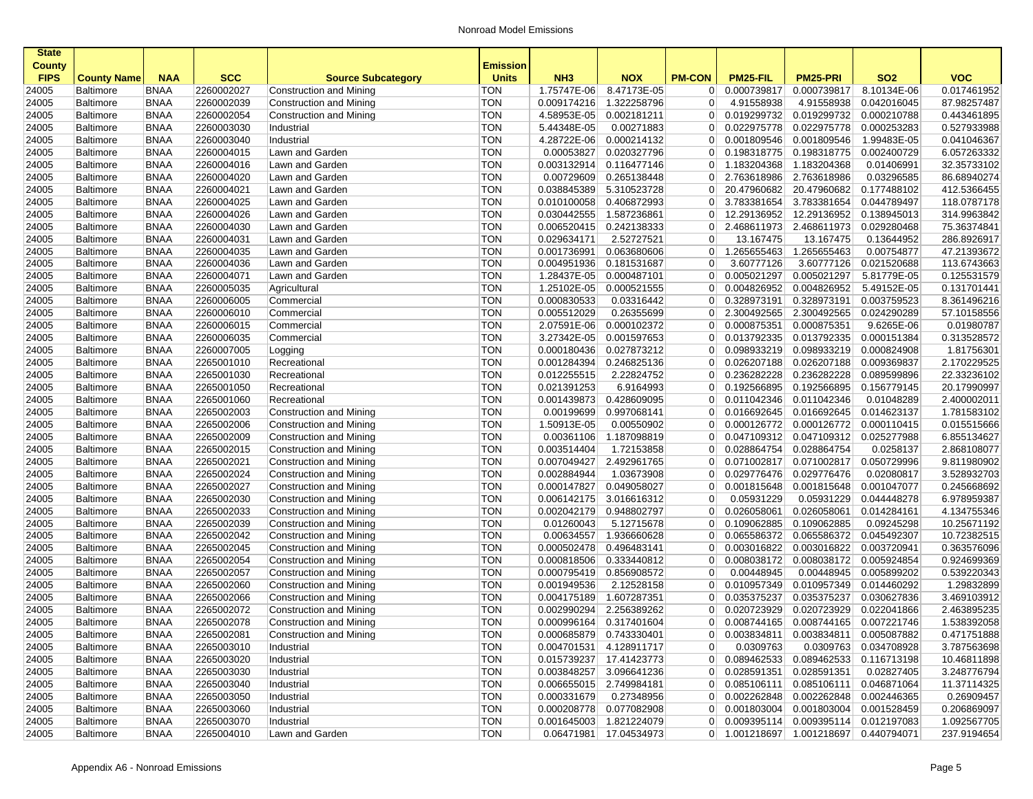| State County FIPS | County Name | NAA | SCC | Source Subcategory | Emission Units | NH3 | NOX | PM-CON | PM25-FIL | PM25-PRI | SO2 | VOC |
|---|---|---|---|---|---|---|---|---|---|---|---|---|
| 24005 | Baltimore | BNAA | 2260002027 | Construction and Mining | TON | 1.75747E-06 | 8.47173E-05 | 0 | 0.000739817 | 0.000739817 | 8.10134E-06 | 0.017461952 |
| 24005 | Baltimore | BNAA | 2260002039 | Construction and Mining | TON | 0.009174216 | 1.322258796 | 0 | 4.91558938 | 4.91558938 | 0.042016045 | 87.98257487 |
| 24005 | Baltimore | BNAA | 2260002054 | Construction and Mining | TON | 4.58953E-05 | 0.002181211 | 0 | 0.019299732 | 0.019299732 | 0.000210788 | 0.443461895 |
| 24005 | Baltimore | BNAA | 2260003030 | Industrial | TON | 5.44348E-05 | 0.00271883 | 0 | 0.022975778 | 0.022975778 | 0.000253283 | 0.527933988 |
| 24005 | Baltimore | BNAA | 2260003040 | Industrial | TON | 4.28722E-06 | 0.000214132 | 0 | 0.001809546 | 0.001809546 | 1.99483E-05 | 0.041046367 |
| 24005 | Baltimore | BNAA | 2260004015 | Lawn and Garden | TON | 0.00053827 | 0.020327796 | 0 | 0.198318775 | 0.198318775 | 0.002400729 | 6.057263332 |
| 24005 | Baltimore | BNAA | 2260004016 | Lawn and Garden | TON | 0.003132914 | 0.116477146 | 0 | 1.183204368 | 1.183204368 | 0.01406991 | 32.35733102 |
| 24005 | Baltimore | BNAA | 2260004020 | Lawn and Garden | TON | 0.00729609 | 0.265138448 | 0 | 2.763618986 | 2.763618986 | 0.03296585 | 86.68940274 |
| 24005 | Baltimore | BNAA | 2260004021 | Lawn and Garden | TON | 0.038845389 | 5.310523728 | 0 | 20.47960682 | 20.47960682 | 0.177488102 | 412.5366455 |
| 24005 | Baltimore | BNAA | 2260004025 | Lawn and Garden | TON | 0.010100058 | 0.406872993 | 0 | 3.783381654 | 3.783381654 | 0.044789497 | 118.0787178 |
| 24005 | Baltimore | BNAA | 2260004026 | Lawn and Garden | TON | 0.030442555 | 1.587236861 | 0 | 12.29136952 | 12.29136952 | 0.138945013 | 314.9963842 |
| 24005 | Baltimore | BNAA | 2260004030 | Lawn and Garden | TON | 0.006520415 | 0.242138333 | 0 | 2.468611973 | 2.468611973 | 0.029280468 | 75.36374841 |
| 24005 | Baltimore | BNAA | 2260004031 | Lawn and Garden | TON | 0.029634171 | 2.52727521 | 0 | 13.167475 | 13.167475 | 0.13644952 | 286.8926917 |
| 24005 | Baltimore | BNAA | 2260004035 | Lawn and Garden | TON | 0.001736991 | 0.063680606 | 0 | 1.265655463 | 1.265655463 | 0.00754877 | 47.21393672 |
| 24005 | Baltimore | BNAA | 2260004036 | Lawn and Garden | TON | 0.004951936 | 0.181531687 | 0 | 3.60777126 | 3.60777126 | 0.021520688 | 113.6743663 |
| 24005 | Baltimore | BNAA | 2260004071 | Lawn and Garden | TON | 1.28437E-05 | 0.000487101 | 0 | 0.005021297 | 0.005021297 | 5.81779E-05 | 0.125531579 |
| 24005 | Baltimore | BNAA | 2260005035 | Agricultural | TON | 1.25102E-05 | 0.000521555 | 0 | 0.004826952 | 0.004826952 | 5.49152E-05 | 0.131701441 |
| 24005 | Baltimore | BNAA | 2260006005 | Commercial | TON | 0.000830533 | 0.03316442 | 0 | 0.328973191 | 0.328973191 | 0.003759523 | 8.361496216 |
| 24005 | Baltimore | BNAA | 2260006010 | Commercial | TON | 0.005512029 | 0.26355699 | 0 | 2.300492565 | 2.300492565 | 0.024290289 | 57.10158556 |
| 24005 | Baltimore | BNAA | 2260006015 | Commercial | TON | 2.07591E-06 | 0.000102372 | 0 | 0.000875351 | 0.000875351 | 9.6265E-06 | 0.01980787 |
| 24005 | Baltimore | BNAA | 2260006035 | Commercial | TON | 3.27342E-05 | 0.001597653 | 0 | 0.013792335 | 0.013792335 | 0.000151384 | 0.313528572 |
| 24005 | Baltimore | BNAA | 2260007005 | Logging | TON | 0.000180436 | 0.027873212 | 0 | 0.098933219 | 0.098933219 | 0.000824908 | 1.81756301 |
| 24005 | Baltimore | BNAA | 2265001010 | Recreational | TON | 0.001284394 | 0.246825136 | 0 | 0.026207188 | 0.026207188 | 0.009369837 | 2.170229525 |
| 24005 | Baltimore | BNAA | 2265001030 | Recreational | TON | 0.012255515 | 2.22824752 | 0 | 0.236282228 | 0.236282228 | 0.089599896 | 22.33236102 |
| 24005 | Baltimore | BNAA | 2265001050 | Recreational | TON | 0.021391253 | 6.9164993 | 0 | 0.192566895 | 0.192566895 | 0.156779145 | 20.17990997 |
| 24005 | Baltimore | BNAA | 2265001060 | Recreational | TON | 0.001439873 | 0.428609095 | 0 | 0.011042346 | 0.011042346 | 0.01048289 | 2.400002011 |
| 24005 | Baltimore | BNAA | 2265002003 | Construction and Mining | TON | 0.00199699 | 0.997068141 | 0 | 0.016692645 | 0.016692645 | 0.014623137 | 1.781583102 |
| 24005 | Baltimore | BNAA | 2265002006 | Construction and Mining | TON | 1.50913E-05 | 0.00550902 | 0 | 0.000126772 | 0.000126772 | 0.000110415 | 0.015515666 |
| 24005 | Baltimore | BNAA | 2265002009 | Construction and Mining | TON | 0.00361106 | 1.187098819 | 0 | 0.047109312 | 0.047109312 | 0.025277988 | 6.855134627 |
| 24005 | Baltimore | BNAA | 2265002015 | Construction and Mining | TON | 0.003514404 | 1.72153858 | 0 | 0.028864754 | 0.028864754 | 0.0258137 | 2.868108077 |
| 24005 | Baltimore | BNAA | 2265002021 | Construction and Mining | TON | 0.007049427 | 2.492961765 | 0 | 0.071002817 | 0.071002817 | 0.050729996 | 9.811980902 |
| 24005 | Baltimore | BNAA | 2265002024 | Construction and Mining | TON | 0.002884944 | 1.03673908 | 0 | 0.029776476 | 0.029776476 | 0.02080817 | 3.528932703 |
| 24005 | Baltimore | BNAA | 2265002027 | Construction and Mining | TON | 0.000147827 | 0.049058027 | 0 | 0.001815648 | 0.001815648 | 0.001047077 | 0.245668692 |
| 24005 | Baltimore | BNAA | 2265002030 | Construction and Mining | TON | 0.006142175 | 3.016616312 | 0 | 0.05931229 | 0.05931229 | 0.044448278 | 6.978959387 |
| 24005 | Baltimore | BNAA | 2265002033 | Construction and Mining | TON | 0.002042179 | 0.948802797 | 0 | 0.026058061 | 0.026058061 | 0.014284161 | 4.134755346 |
| 24005 | Baltimore | BNAA | 2265002039 | Construction and Mining | TON | 0.01260043 | 5.12715678 | 0 | 0.109062885 | 0.109062885 | 0.09245298 | 10.25671192 |
| 24005 | Baltimore | BNAA | 2265002042 | Construction and Mining | TON | 0.00634557 | 1.936660628 | 0 | 0.065586372 | 0.065586372 | 0.045492307 | 10.72382515 |
| 24005 | Baltimore | BNAA | 2265002045 | Construction and Mining | TON | 0.000502478 | 0.496483141 | 0 | 0.003016822 | 0.003016822 | 0.003720941 | 0.363576096 |
| 24005 | Baltimore | BNAA | 2265002054 | Construction and Mining | TON | 0.000818506 | 0.333440812 | 0 | 0.008038172 | 0.008038172 | 0.005924854 | 0.924699369 |
| 24005 | Baltimore | BNAA | 2265002057 | Construction and Mining | TON | 0.000795419 | 0.856908572 | 0 | 0.00448945 | 0.00448945 | 0.005899202 | 0.539220343 |
| 24005 | Baltimore | BNAA | 2265002060 | Construction and Mining | TON | 0.001949536 | 2.12528158 | 0 | 0.010957349 | 0.010957349 | 0.014460292 | 1.29832899 |
| 24005 | Baltimore | BNAA | 2265002066 | Construction and Mining | TON | 0.004175189 | 1.607287351 | 0 | 0.035375237 | 0.035375237 | 0.030627836 | 3.469103912 |
| 24005 | Baltimore | BNAA | 2265002072 | Construction and Mining | TON | 0.002990294 | 2.256389262 | 0 | 0.020723929 | 0.020723929 | 0.022041866 | 2.463895235 |
| 24005 | Baltimore | BNAA | 2265002078 | Construction and Mining | TON | 0.000996164 | 0.317401604 | 0 | 0.008744165 | 0.008744165 | 0.007221746 | 1.538392058 |
| 24005 | Baltimore | BNAA | 2265002081 | Construction and Mining | TON | 0.000685879 | 0.743330401 | 0 | 0.003834811 | 0.003834811 | 0.005087882 | 0.471751888 |
| 24005 | Baltimore | BNAA | 2265003010 | Industrial | TON | 0.004701531 | 4.128911717 | 0 | 0.0309763 | 0.0309763 | 0.034708928 | 3.787563698 |
| 24005 | Baltimore | BNAA | 2265003020 | Industrial | TON | 0.015739237 | 17.41423773 | 0 | 0.089462533 | 0.089462533 | 0.116713198 | 10.46811898 |
| 24005 | Baltimore | BNAA | 2265003030 | Industrial | TON | 0.003848257 | 3.096641236 | 0 | 0.028591351 | 0.028591351 | 0.02827405 | 3.248776794 |
| 24005 | Baltimore | BNAA | 2265003040 | Industrial | TON | 0.006655015 | 2.749984181 | 0 | 0.085106111 | 0.085106111 | 0.046871064 | 11.37114325 |
| 24005 | Baltimore | BNAA | 2265003050 | Industrial | TON | 0.000331679 | 0.27348956 | 0 | 0.002262848 | 0.002262848 | 0.002446365 | 0.26909457 |
| 24005 | Baltimore | BNAA | 2265003060 | Industrial | TON | 0.000208778 | 0.077082908 | 0 | 0.001803004 | 0.001803004 | 0.001528459 | 0.206869097 |
| 24005 | Baltimore | BNAA | 2265003070 | Industrial | TON | 0.001645003 | 1.821224079 | 0 | 0.009395114 | 0.009395114 | 0.012197083 | 1.092567705 |
| 24005 | Baltimore | BNAA | 2265004010 | Lawn and Garden | TON | 0.06471981 | 17.04534973 | 0 | 1.001218697 | 1.001218697 | 0.440794071 | 237.9194654 |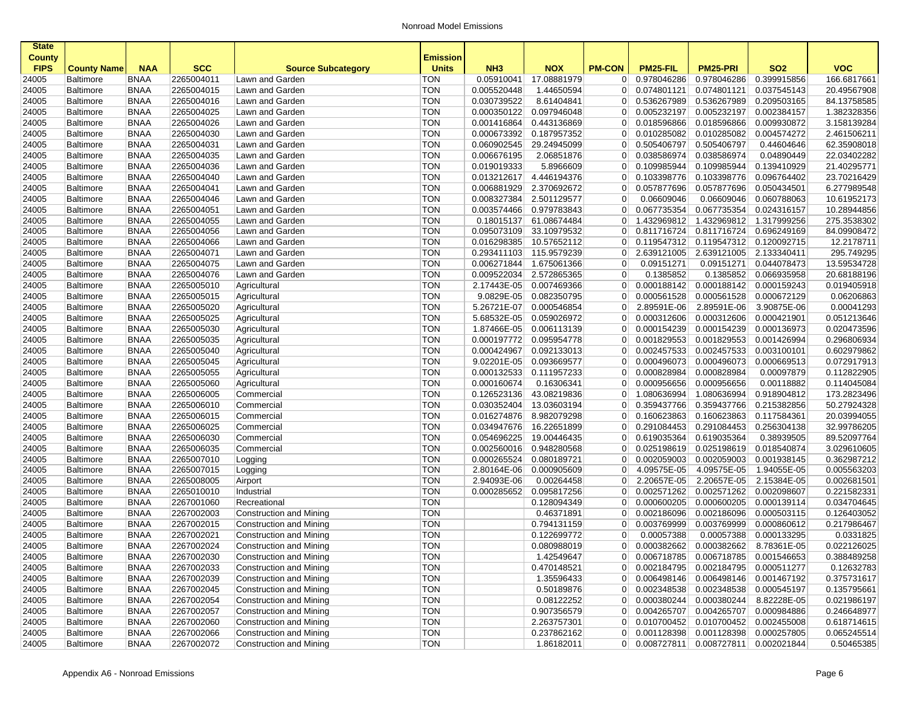Nonroad Model Emissions

| State County FIPS | County Name | NAA | SCC | Source Subcategory | Emission Units | NH3 | NOX | PM-CON | PM25-FIL | PM25-PRI | SO2 | VOC |
|---|---|---|---|---|---|---|---|---|---|---|---|---|
| 24005 | Baltimore | BNAA | 2265004011 | Lawn and Garden | TON | 0.05910041 | 17.08881979 | 0 | 0.978046286 | 0.978046286 | 0.399915856 | 166.6817661 |
| 24005 | Baltimore | BNAA | 2265004015 | Lawn and Garden | TON | 0.005520448 | 1.44650594 | 0 | 0.074801121 | 0.074801121 | 0.037545143 | 20.49567908 |
| 24005 | Baltimore | BNAA | 2265004016 | Lawn and Garden | TON | 0.030739522 | 8.61404841 | 0 | 0.536267989 | 0.536267989 | 0.209503165 | 84.13758585 |
| 24005 | Baltimore | BNAA | 2265004025 | Lawn and Garden | TON | 0.000350122 | 0.097946048 | 0 | 0.005232197 | 0.005232197 | 0.002384157 | 1.382328356 |
| 24005 | Baltimore | BNAA | 2265004026 | Lawn and Garden | TON | 0.001416864 | 0.443136869 | 0 | 0.018596866 | 0.018596866 | 0.009930872 | 3.158139284 |
| 24005 | Baltimore | BNAA | 2265004030 | Lawn and Garden | TON | 0.000673392 | 0.187957352 | 0 | 0.010285082 | 0.010285082 | 0.004574272 | 2.461506211 |
| 24005 | Baltimore | BNAA | 2265004031 | Lawn and Garden | TON | 0.060902545 | 29.24945099 | 0 | 0.505406797 | 0.505406797 | 0.44604646 | 62.35908018 |
| 24005 | Baltimore | BNAA | 2265004035 | Lawn and Garden | TON | 0.006676195 | 2.06851876 | 0 | 0.038586974 | 0.038586974 | 0.04890449 | 22.03402282 |
| 24005 | Baltimore | BNAA | 2265004036 | Lawn and Garden | TON | 0.019019333 | 5.8966609 | 0 | 0.109985944 | 0.109985944 | 0.139410929 | 21.40295771 |
| 24005 | Baltimore | BNAA | 2265004040 | Lawn and Garden | TON | 0.013212617 | 4.446194376 | 0 | 0.103398776 | 0.103398776 | 0.096764402 | 23.70216429 |
| 24005 | Baltimore | BNAA | 2265004041 | Lawn and Garden | TON | 0.006881929 | 2.370692672 | 0 | 0.057877696 | 0.057877696 | 0.050434501 | 6.277989548 |
| 24005 | Baltimore | BNAA | 2265004046 | Lawn and Garden | TON | 0.008327384 | 2.501129577 | 0 | 0.06609046 | 0.06609046 | 0.060788063 | 10.61952173 |
| 24005 | Baltimore | BNAA | 2265004051 | Lawn and Garden | TON | 0.003574466 | 0.979783843 | 0 | 0.067735354 | 0.067735354 | 0.024316157 | 10.28944856 |
| 24005 | Baltimore | BNAA | 2265004055 | Lawn and Garden | TON | 0.18015137 | 61.08674484 | 0 | 1.432969812 | 1.432969812 | 1.317999256 | 275.3538302 |
| 24005 | Baltimore | BNAA | 2265004056 | Lawn and Garden | TON | 0.095073109 | 33.10979532 | 0 | 0.811716724 | 0.811716724 | 0.696249169 | 84.09908472 |
| 24005 | Baltimore | BNAA | 2265004066 | Lawn and Garden | TON | 0.016298385 | 10.57652112 | 0 | 0.119547312 | 0.119547312 | 0.120092715 | 12.2178711 |
| 24005 | Baltimore | BNAA | 2265004071 | Lawn and Garden | TON | 0.293411103 | 115.9579239 | 0 | 2.639121005 | 2.639121005 | 2.133340411 | 295.749295 |
| 24005 | Baltimore | BNAA | 2265004075 | Lawn and Garden | TON | 0.006271844 | 1.675061366 | 0 | 0.09151271 | 0.09151271 | 0.044078473 | 13.59534728 |
| 24005 | Baltimore | BNAA | 2265004076 | Lawn and Garden | TON | 0.009522034 | 2.572865365 | 0 | 0.1385852 | 0.1385852 | 0.066935958 | 20.68188196 |
| 24005 | Baltimore | BNAA | 2265005010 | Agricultural | TON | 2.17443E-05 | 0.007469366 | 0 | 0.000188142 | 0.000188142 | 0.000159243 | 0.019405918 |
| 24005 | Baltimore | BNAA | 2265005015 | Agricultural | TON | 9.0829E-05 | 0.082350795 | 0 | 0.000561528 | 0.000561528 | 0.000672129 | 0.06206863 |
| 24005 | Baltimore | BNAA | 2265005020 | Agricultural | TON | 5.26721E-07 | 0.000546854 | 0 | 2.89591E-06 | 2.89591E-06 | 3.90875E-06 | 0.00041293 |
| 24005 | Baltimore | BNAA | 2265005025 | Agricultural | TON | 5.68532E-05 | 0.059026972 | 0 | 0.000312606 | 0.000312606 | 0.000421901 | 0.051213646 |
| 24005 | Baltimore | BNAA | 2265005030 | Agricultural | TON | 1.87466E-05 | 0.006113139 | 0 | 0.000154239 | 0.000154239 | 0.000136973 | 0.020473596 |
| 24005 | Baltimore | BNAA | 2265005035 | Agricultural | TON | 0.000197772 | 0.095954778 | 0 | 0.001829553 | 0.001829553 | 0.001426994 | 0.296806934 |
| 24005 | Baltimore | BNAA | 2265005040 | Agricultural | TON | 0.000424967 | 0.092133013 | 0 | 0.002457533 | 0.002457533 | 0.003100101 | 0.602979862 |
| 24005 | Baltimore | BNAA | 2265005045 | Agricultural | TON | 9.02201E-05 | 0.093669577 | 0 | 0.000496073 | 0.000496073 | 0.000669513 | 0.072917913 |
| 24005 | Baltimore | BNAA | 2265005055 | Agricultural | TON | 0.000132533 | 0.111957233 | 0 | 0.000828984 | 0.000828984 | 0.00097879 | 0.112822905 |
| 24005 | Baltimore | BNAA | 2265005060 | Agricultural | TON | 0.000160674 | 0.16306341 | 0 | 0.000956656 | 0.000956656 | 0.00118882 | 0.114045084 |
| 24005 | Baltimore | BNAA | 2265006005 | Commercial | TON | 0.126523136 | 43.08219836 | 0 | 1.080636994 | 1.080636994 | 0.918904812 | 173.2823496 |
| 24005 | Baltimore | BNAA | 2265006010 | Commercial | TON | 0.030352404 | 13.03603194 | 0 | 0.359437766 | 0.359437766 | 0.215382856 | 50.27924328 |
| 24005 | Baltimore | BNAA | 2265006015 | Commercial | TON | 0.016274876 | 8.982079298 | 0 | 0.160623863 | 0.160623863 | 0.117584361 | 20.03994055 |
| 24005 | Baltimore | BNAA | 2265006025 | Commercial | TON | 0.034947676 | 16.22651899 | 0 | 0.291084453 | 0.291084453 | 0.256304138 | 32.99786205 |
| 24005 | Baltimore | BNAA | 2265006030 | Commercial | TON | 0.054696225 | 19.00446435 | 0 | 0.619035364 | 0.619035364 | 0.38939505 | 89.52097764 |
| 24005 | Baltimore | BNAA | 2265006035 | Commercial | TON | 0.002560016 | 0.948280568 | 0 | 0.025198619 | 0.025198619 | 0.018540874 | 3.029610605 |
| 24005 | Baltimore | BNAA | 2265007010 | Logging | TON | 0.000265524 | 0.080189721 | 0 | 0.002059003 | 0.002059003 | 0.001938145 | 0.362987212 |
| 24005 | Baltimore | BNAA | 2265007015 | Logging | TON | 2.80164E-06 | 0.000905609 | 0 | 4.09575E-05 | 4.09575E-05 | 1.94055E-05 | 0.005563203 |
| 24005 | Baltimore | BNAA | 2265008005 | Airport | TON | 2.94093E-06 | 0.00264458 | 0 | 2.20657E-05 | 2.20657E-05 | 2.15384E-05 | 0.002681501 |
| 24005 | Baltimore | BNAA | 2265010010 | Industrial | TON | 0.000285652 | 0.095817256 | 0 | 0.002571262 | 0.002571262 | 0.002098607 | 0.221582331 |
| 24005 | Baltimore | BNAA | 2267001060 | Recreational | TON | | 0.128094349 | 0 | 0.000600205 | 0.000600205 | 0.000139114 | 0.034704645 |
| 24005 | Baltimore | BNAA | 2267002003 | Construction and Mining | TON | | 0.46371891 | 0 | 0.002186096 | 0.002186096 | 0.000503115 | 0.126403052 |
| 24005 | Baltimore | BNAA | 2267002015 | Construction and Mining | TON | | 0.794131159 | 0 | 0.003769999 | 0.003769999 | 0.000860612 | 0.217986467 |
| 24005 | Baltimore | BNAA | 2267002021 | Construction and Mining | TON | | 0.122699772 | 0 | 0.00057388 | 0.00057388 | 0.000133295 | 0.0331825 |
| 24005 | Baltimore | BNAA | 2267002024 | Construction and Mining | TON | | 0.080988019 | 0 | 0.000382662 | 0.000382662 | 8.78361E-05 | 0.022126025 |
| 24005 | Baltimore | BNAA | 2267002030 | Construction and Mining | TON | | 1.42549647 | 0 | 0.006718785 | 0.006718785 | 0.001546653 | 0.388489258 |
| 24005 | Baltimore | BNAA | 2267002033 | Construction and Mining | TON | | 0.470148521 | 0 | 0.002184795 | 0.002184795 | 0.000511277 | 0.12632783 |
| 24005 | Baltimore | BNAA | 2267002039 | Construction and Mining | TON | | 1.35596433 | 0 | 0.006498146 | 0.006498146 | 0.001467192 | 0.375731617 |
| 24005 | Baltimore | BNAA | 2267002045 | Construction and Mining | TON | | 0.50189876 | 0 | 0.002348538 | 0.002348538 | 0.000545197 | 0.135795661 |
| 24005 | Baltimore | BNAA | 2267002054 | Construction and Mining | TON | | 0.08122252 | 0 | 0.000380244 | 0.000380244 | 8.82228E-05 | 0.021986197 |
| 24005 | Baltimore | BNAA | 2267002057 | Construction and Mining | TON | | 0.907356579 | 0 | 0.004265707 | 0.004265707 | 0.000984886 | 0.246648977 |
| 24005 | Baltimore | BNAA | 2267002060 | Construction and Mining | TON | | 2.263757301 | 0 | 0.010700452 | 0.010700452 | 0.002455008 | 0.618714615 |
| 24005 | Baltimore | BNAA | 2267002066 | Construction and Mining | TON | | 0.237862162 | 0 | 0.001128398 | 0.001128398 | 0.000257805 | 0.065245514 |
| 24005 | Baltimore | BNAA | 2267002072 | Construction and Mining | TON | | 1.86182011 | 0 | 0.008727811 | 0.008727811 | 0.002021844 | 0.50465385 |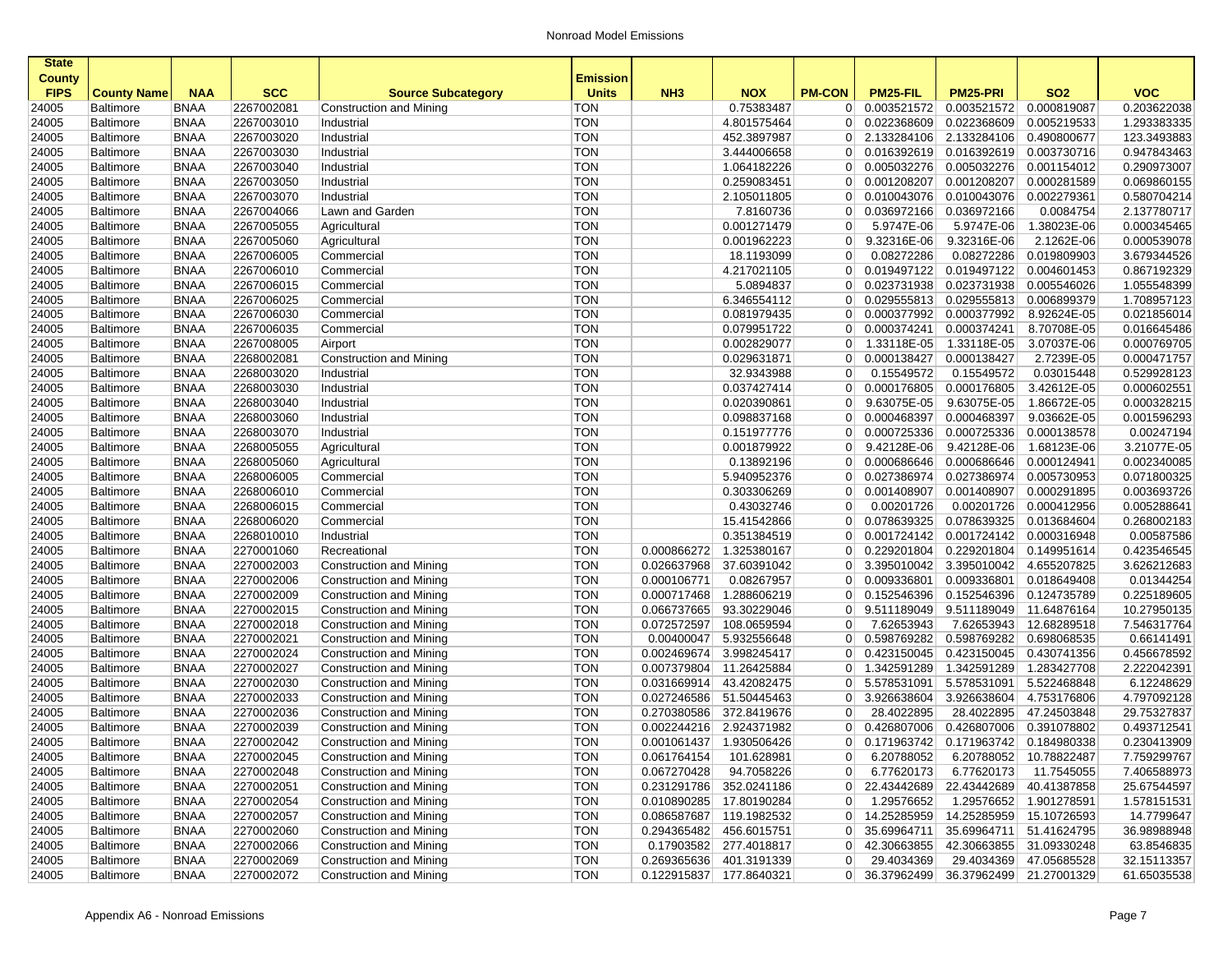| State County FIPS | County Name | NAA | SCC | Source Subcategory | Emission Units | NH3 | NOX | PM-CON | PM25-FIL | PM25-PRI | SO2 | VOC |
|---|---|---|---|---|---|---|---|---|---|---|---|---|
| 24005 | Baltimore | BNAA | 2267002081 | Construction and Mining | TON | | 0.75383487 | 0 | 0.003521572 | 0.003521572 | 0.000819087 | 0.203622038 |
| 24005 | Baltimore | BNAA | 2267003010 | Industrial | TON | | 4.801575464 | 0 | 0.022368609 | 0.022368609 | 0.005219533 | 1.293383335 |
| 24005 | Baltimore | BNAA | 2267003020 | Industrial | TON | | 452.3897987 | 0 | 2.133284106 | 2.133284106 | 0.490800677 | 123.3493883 |
| 24005 | Baltimore | BNAA | 2267003030 | Industrial | TON | | 3.444006658 | 0 | 0.016392619 | 0.016392619 | 0.003730716 | 0.947843463 |
| 24005 | Baltimore | BNAA | 2267003040 | Industrial | TON | | 1.064182226 | 0 | 0.005032276 | 0.005032276 | 0.001154012 | 0.290973007 |
| 24005 | Baltimore | BNAA | 2267003050 | Industrial | TON | | 0.259083451 | 0 | 0.001208207 | 0.001208207 | 0.000281589 | 0.069860155 |
| 24005 | Baltimore | BNAA | 2267003070 | Industrial | TON | | 2.105011805 | 0 | 0.010043076 | 0.010043076 | 0.002279361 | 0.580704214 |
| 24005 | Baltimore | BNAA | 2267004066 | Lawn and Garden | TON | | 7.8160736 | 0 | 0.036972166 | 0.036972166 | 0.0084754 | 2.137780717 |
| 24005 | Baltimore | BNAA | 2267005055 | Agricultural | TON | | 0.001271479 | 0 | 5.9747E-06 | 5.9747E-06 | 1.38023E-06 | 0.000345465 |
| 24005 | Baltimore | BNAA | 2267005060 | Agricultural | TON | | 0.001962223 | 0 | 9.32316E-06 | 9.32316E-06 | 2.1262E-06 | 0.000539078 |
| 24005 | Baltimore | BNAA | 2267006005 | Commercial | TON | | 18.1193099 | 0 | 0.08272286 | 0.08272286 | 0.019809903 | 3.679344526 |
| 24005 | Baltimore | BNAA | 2267006010 | Commercial | TON | | 4.217021105 | 0 | 0.019497122 | 0.019497122 | 0.004601453 | 0.867192329 |
| 24005 | Baltimore | BNAA | 2267006015 | Commercial | TON | | 5.0894837 | 0 | 0.023731938 | 0.023731938 | 0.005546026 | 1.055548399 |
| 24005 | Baltimore | BNAA | 2267006025 | Commercial | TON | | 6.346554112 | 0 | 0.029555813 | 0.029555813 | 0.006899379 | 1.708957123 |
| 24005 | Baltimore | BNAA | 2267006030 | Commercial | TON | | 0.081979435 | 0 | 0.000377992 | 0.000377992 | 8.92624E-05 | 0.021856014 |
| 24005 | Baltimore | BNAA | 2267006035 | Commercial | TON | | 0.079951722 | 0 | 0.000374241 | 0.000374241 | 8.70708E-05 | 0.016645486 |
| 24005 | Baltimore | BNAA | 2267008005 | Airport | TON | | 0.002829077 | 0 | 1.33118E-05 | 1.33118E-05 | 3.07037E-06 | 0.000769705 |
| 24005 | Baltimore | BNAA | 2268002081 | Construction and Mining | TON | | 0.029631871 | 0 | 0.000138427 | 0.000138427 | 2.7239E-05 | 0.000471757 |
| 24005 | Baltimore | BNAA | 2268003020 | Industrial | TON | | 32.9343988 | 0 | 0.15549572 | 0.15549572 | 0.03015448 | 0.529928123 |
| 24005 | Baltimore | BNAA | 2268003030 | Industrial | TON | | 0.037427414 | 0 | 0.000176805 | 0.000176805 | 3.42612E-05 | 0.000602551 |
| 24005 | Baltimore | BNAA | 2268003040 | Industrial | TON | | 0.020390861 | 0 | 9.63075E-05 | 9.63075E-05 | 1.86672E-05 | 0.000328215 |
| 24005 | Baltimore | BNAA | 2268003060 | Industrial | TON | | 0.098837168 | 0 | 0.000468397 | 0.000468397 | 9.03662E-05 | 0.001596293 |
| 24005 | Baltimore | BNAA | 2268003070 | Industrial | TON | | 0.151977776 | 0 | 0.000725336 | 0.000725336 | 0.000138578 | 0.00247194 |
| 24005 | Baltimore | BNAA | 2268005055 | Agricultural | TON | | 0.001879922 | 0 | 9.42128E-06 | 9.42128E-06 | 1.68123E-06 | 3.21077E-05 |
| 24005 | Baltimore | BNAA | 2268005060 | Agricultural | TON | | 0.13892196 | 0 | 0.000686646 | 0.000686646 | 0.000124941 | 0.002340085 |
| 24005 | Baltimore | BNAA | 2268006005 | Commercial | TON | | 5.940952376 | 0 | 0.027386974 | 0.027386974 | 0.005730953 | 0.071800325 |
| 24005 | Baltimore | BNAA | 2268006010 | Commercial | TON | | 0.303306269 | 0 | 0.001408907 | 0.001408907 | 0.000291895 | 0.003693726 |
| 24005 | Baltimore | BNAA | 2268006015 | Commercial | TON | | 0.43032746 | 0 | 0.00201726 | 0.00201726 | 0.000412956 | 0.005288641 |
| 24005 | Baltimore | BNAA | 2268006020 | Commercial | TON | | 15.41542866 | 0 | 0.078639325 | 0.078639325 | 0.013684604 | 0.268002183 |
| 24005 | Baltimore | BNAA | 2268010010 | Industrial | TON | | 0.351384519 | 0 | 0.001724142 | 0.001724142 | 0.000316948 | 0.00587586 |
| 24005 | Baltimore | BNAA | 2270001060 | Recreational | TON | 0.000866272 | 1.325380167 | 0 | 0.229201804 | 0.229201804 | 0.149951614 | 0.423546545 |
| 24005 | Baltimore | BNAA | 2270002003 | Construction and Mining | TON | 0.026637968 | 37.60391042 | 0 | 3.395010042 | 3.395010042 | 4.655207825 | 3.626212683 |
| 24005 | Baltimore | BNAA | 2270002006 | Construction and Mining | TON | 0.000106771 | 0.08267957 | 0 | 0.009336801 | 0.009336801 | 0.018649408 | 0.01344254 |
| 24005 | Baltimore | BNAA | 2270002009 | Construction and Mining | TON | 0.000717468 | 1.288606219 | 0 | 0.152546396 | 0.152546396 | 0.124735789 | 0.225189605 |
| 24005 | Baltimore | BNAA | 2270002015 | Construction and Mining | TON | 0.066737665 | 93.30229046 | 0 | 9.511189049 | 9.511189049 | 11.64876164 | 10.27950135 |
| 24005 | Baltimore | BNAA | 2270002018 | Construction and Mining | TON | 0.072572597 | 108.0659594 | 0 | 7.62653943 | 7.62653943 | 12.68289518 | 7.546317764 |
| 24005 | Baltimore | BNAA | 2270002021 | Construction and Mining | TON | 0.00400047 | 5.932556648 | 0 | 0.598769282 | 0.598769282 | 0.698068535 | 0.66141491 |
| 24005 | Baltimore | BNAA | 2270002024 | Construction and Mining | TON | 0.002469674 | 3.998245417 | 0 | 0.423150045 | 0.423150045 | 0.430741356 | 0.456678592 |
| 24005 | Baltimore | BNAA | 2270002027 | Construction and Mining | TON | 0.007379804 | 11.26425884 | 0 | 1.342591289 | 1.342591289 | 1.283427708 | 2.222042391 |
| 24005 | Baltimore | BNAA | 2270002030 | Construction and Mining | TON | 0.031669914 | 43.42082475 | 0 | 5.578531091 | 5.578531091 | 5.522468848 | 6.12248629 |
| 24005 | Baltimore | BNAA | 2270002033 | Construction and Mining | TON | 0.027246586 | 51.50445463 | 0 | 3.926638604 | 3.926638604 | 4.753176806 | 4.797092128 |
| 24005 | Baltimore | BNAA | 2270002036 | Construction and Mining | TON | 0.270380586 | 372.8419676 | 0 | 28.4022895 | 28.4022895 | 47.24503848 | 29.75327837 |
| 24005 | Baltimore | BNAA | 2270002039 | Construction and Mining | TON | 0.002244216 | 2.924371982 | 0 | 0.426807006 | 0.426807006 | 0.391078802 | 0.493712541 |
| 24005 | Baltimore | BNAA | 2270002042 | Construction and Mining | TON | 0.001061437 | 1.930506426 | 0 | 0.171963742 | 0.171963742 | 0.184980338 | 0.230413909 |
| 24005 | Baltimore | BNAA | 2270002045 | Construction and Mining | TON | 0.061764154 | 101.628981 | 0 | 6.20788052 | 6.20788052 | 10.78822487 | 7.759299767 |
| 24005 | Baltimore | BNAA | 2270002048 | Construction and Mining | TON | 0.067270428 | 94.7058226 | 0 | 6.77620173 | 6.77620173 | 11.7545055 | 7.406588973 |
| 24005 | Baltimore | BNAA | 2270002051 | Construction and Mining | TON | 0.231291786 | 352.0241186 | 0 | 22.43442689 | 22.43442689 | 40.41387858 | 25.67544597 |
| 24005 | Baltimore | BNAA | 2270002054 | Construction and Mining | TON | 0.010890285 | 17.80190284 | 0 | 1.29576652 | 1.29576652 | 1.901278591 | 1.578151531 |
| 24005 | Baltimore | BNAA | 2270002057 | Construction and Mining | TON | 0.086587687 | 119.1982532 | 0 | 14.25285959 | 14.25285959 | 15.10726593 | 14.7799647 |
| 24005 | Baltimore | BNAA | 2270002060 | Construction and Mining | TON | 0.294365482 | 456.6015751 | 0 | 35.69964711 | 35.69964711 | 51.41624795 | 36.98988948 |
| 24005 | Baltimore | BNAA | 2270002066 | Construction and Mining | TON | 0.17903582 | 277.4018817 | 0 | 42.30663855 | 42.30663855 | 31.09330248 | 63.8546835 |
| 24005 | Baltimore | BNAA | 2270002069 | Construction and Mining | TON | 0.269365636 | 401.3191339 | 0 | 29.4034369 | 29.4034369 | 47.05685528 | 32.15113357 |
| 24005 | Baltimore | BNAA | 2270002072 | Construction and Mining | TON | 0.122915837 | 177.8640321 | 0 | 36.37962499 | 36.37962499 | 21.27001329 | 61.65035538 |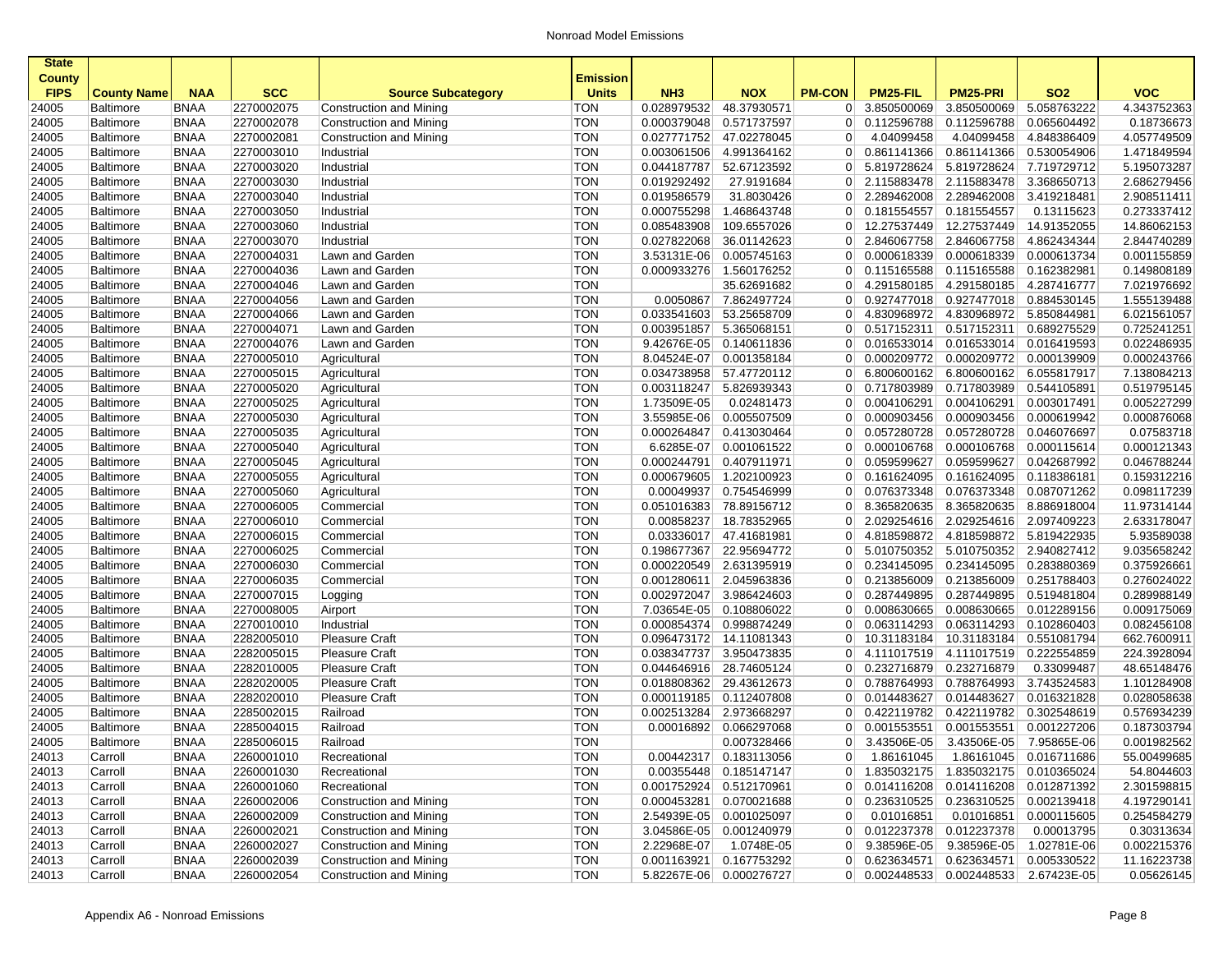| State County FIPS | County Name | NAA | SCC | Source Subcategory | Emission Units | NH3 | NOX | PM-CON | PM25-FIL | PM25-PRI | SO2 | VOC |
|---|---|---|---|---|---|---|---|---|---|---|---|---|
| 24005 | Baltimore | BNAA | 2270002075 | Construction and Mining | TON | 0.028979532 | 48.37930571 | 0 | 3.850500069 | 3.850500069 | 5.058763222 | 4.343752363 |
| 24005 | Baltimore | BNAA | 2270002078 | Construction and Mining | TON | 0.000379048 | 0.571737597 | 0 | 0.112596788 | 0.112596788 | 0.065604492 | 0.18736673 |
| 24005 | Baltimore | BNAA | 2270002081 | Construction and Mining | TON | 0.027771752 | 47.02278045 | 0 | 4.04099458 | 4.04099458 | 4.848386409 | 4.057749509 |
| 24005 | Baltimore | BNAA | 2270003010 | Industrial | TON | 0.003061506 | 4.991364162 | 0 | 0.861141366 | 0.861141366 | 0.530054906 | 1.471849594 |
| 24005 | Baltimore | BNAA | 2270003020 | Industrial | TON | 0.044187787 | 52.67123592 | 0 | 5.819728624 | 5.819728624 | 7.719729712 | 5.195073287 |
| 24005 | Baltimore | BNAA | 2270003030 | Industrial | TON | 0.019292492 | 27.9191684 | 0 | 2.115883478 | 2.115883478 | 3.368650713 | 2.686279456 |
| 24005 | Baltimore | BNAA | 2270003040 | Industrial | TON | 0.019586579 | 31.8030426 | 0 | 2.289462008 | 2.289462008 | 3.419218481 | 2.908511411 |
| 24005 | Baltimore | BNAA | 2270003050 | Industrial | TON | 0.000755298 | 1.468643748 | 0 | 0.181554557 | 0.181554557 | 0.13115623 | 0.273337412 |
| 24005 | Baltimore | BNAA | 2270003060 | Industrial | TON | 0.085483908 | 109.6557026 | 0 | 12.27537449 | 12.27537449 | 14.91352055 | 14.86062153 |
| 24005 | Baltimore | BNAA | 2270003070 | Industrial | TON | 0.027822068 | 36.01142623 | 0 | 2.846067758 | 2.846067758 | 4.862434344 | 2.844740289 |
| 24005 | Baltimore | BNAA | 2270004031 | Lawn and Garden | TON | 3.53131E-06 | 0.005745163 | 0 | 0.000618339 | 0.000618339 | 0.000613734 | 0.001155859 |
| 24005 | Baltimore | BNAA | 2270004036 | Lawn and Garden | TON | 0.000933276 | 1.560176252 | 0 | 0.115165588 | 0.115165588 | 0.162382981 | 0.149808189 |
| 24005 | Baltimore | BNAA | 2270004046 | Lawn and Garden | TON | | 35.62691682 | 0 | 4.291580185 | 4.291580185 | 4.287416777 | 7.021976692 |
| 24005 | Baltimore | BNAA | 2270004056 | Lawn and Garden | TON | 0.0050867 | 7.862497724 | 0 | 0.927477018 | 0.927477018 | 0.884530145 | 1.555139488 |
| 24005 | Baltimore | BNAA | 2270004066 | Lawn and Garden | TON | 0.033541603 | 53.25658709 | 0 | 4.830968972 | 4.830968972 | 5.850844981 | 6.021561057 |
| 24005 | Baltimore | BNAA | 2270004071 | Lawn and Garden | TON | 0.003951857 | 5.365068151 | 0 | 0.517152311 | 0.517152311 | 0.689275529 | 0.725241251 |
| 24005 | Baltimore | BNAA | 2270004076 | Lawn and Garden | TON | 9.42676E-05 | 0.140611836 | 0 | 0.016533014 | 0.016533014 | 0.016419593 | 0.022486935 |
| 24005 | Baltimore | BNAA | 2270005010 | Agricultural | TON | 8.04524E-07 | 0.001358184 | 0 | 0.000209772 | 0.000209772 | 0.000139909 | 0.000243766 |
| 24005 | Baltimore | BNAA | 2270005015 | Agricultural | TON | 0.034738958 | 57.47720112 | 0 | 6.800600162 | 6.800600162 | 6.055817917 | 7.138084213 |
| 24005 | Baltimore | BNAA | 2270005020 | Agricultural | TON | 0.003118247 | 5.826939343 | 0 | 0.717803989 | 0.717803989 | 0.544105891 | 0.519795145 |
| 24005 | Baltimore | BNAA | 2270005025 | Agricultural | TON | 1.73509E-05 | 0.02481473 | 0 | 0.004106291 | 0.004106291 | 0.003017491 | 0.005227299 |
| 24005 | Baltimore | BNAA | 2270005030 | Agricultural | TON | 3.55985E-06 | 0.005507509 | 0 | 0.000903456 | 0.000903456 | 0.000619942 | 0.000876068 |
| 24005 | Baltimore | BNAA | 2270005035 | Agricultural | TON | 0.000264847 | 0.413030464 | 0 | 0.057280728 | 0.057280728 | 0.046076697 | 0.07583718 |
| 24005 | Baltimore | BNAA | 2270005040 | Agricultural | TON | 6.6285E-07 | 0.001061522 | 0 | 0.000106768 | 0.000106768 | 0.000115614 | 0.000121343 |
| 24005 | Baltimore | BNAA | 2270005045 | Agricultural | TON | 0.000244791 | 0.407911971 | 0 | 0.059599627 | 0.059599627 | 0.042687992 | 0.046788244 |
| 24005 | Baltimore | BNAA | 2270005055 | Agricultural | TON | 0.000679605 | 1.202100923 | 0 | 0.161624095 | 0.161624095 | 0.118386181 | 0.159312216 |
| 24005 | Baltimore | BNAA | 2270005060 | Agricultural | TON | 0.00049937 | 0.754546999 | 0 | 0.076373348 | 0.076373348 | 0.087071262 | 0.098117239 |
| 24005 | Baltimore | BNAA | 2270006005 | Commercial | TON | 0.051016383 | 78.89156712 | 0 | 8.365820635 | 8.365820635 | 8.886918004 | 11.97314144 |
| 24005 | Baltimore | BNAA | 2270006010 | Commercial | TON | 0.00858237 | 18.78352965 | 0 | 2.029254616 | 2.029254616 | 2.097409223 | 2.633178047 |
| 24005 | Baltimore | BNAA | 2270006015 | Commercial | TON | 0.03336017 | 47.41681981 | 0 | 4.818598872 | 4.818598872 | 5.819422935 | 5.93589038 |
| 24005 | Baltimore | BNAA | 2270006025 | Commercial | TON | 0.198677367 | 22.95694772 | 0 | 5.010750352 | 5.010750352 | 2.940827412 | 9.035658242 |
| 24005 | Baltimore | BNAA | 2270006030 | Commercial | TON | 0.000220549 | 2.631395919 | 0 | 0.234145095 | 0.234145095 | 0.283880369 | 0.375926661 |
| 24005 | Baltimore | BNAA | 2270006035 | Commercial | TON | 0.001280611 | 2.045963836 | 0 | 0.213856009 | 0.213856009 | 0.251788403 | 0.276024022 |
| 24005 | Baltimore | BNAA | 2270007015 | Logging | TON | 0.002972047 | 3.986424603 | 0 | 0.287449895 | 0.287449895 | 0.519481804 | 0.289988149 |
| 24005 | Baltimore | BNAA | 2270008005 | Airport | TON | 7.03654E-05 | 0.108806022 | 0 | 0.008630665 | 0.008630665 | 0.012289156 | 0.009175069 |
| 24005 | Baltimore | BNAA | 2270010010 | Industrial | TON | 0.000854374 | 0.998874249 | 0 | 0.063114293 | 0.063114293 | 0.102860403 | 0.082456108 |
| 24005 | Baltimore | BNAA | 2282005010 | Pleasure Craft | TON | 0.096473172 | 14.11081343 | 0 | 10.31183184 | 10.31183184 | 0.551081794 | 662.7600911 |
| 24005 | Baltimore | BNAA | 2282005015 | Pleasure Craft | TON | 0.038347737 | 3.950473835 | 0 | 4.111017519 | 4.111017519 | 0.222554859 | 224.3928094 |
| 24005 | Baltimore | BNAA | 2282010005 | Pleasure Craft | TON | 0.044646916 | 28.74605124 | 0 | 0.232716879 | 0.232716879 | 0.33099487 | 48.65148476 |
| 24005 | Baltimore | BNAA | 2282020005 | Pleasure Craft | TON | 0.018808362 | 29.43612673 | 0 | 0.788764993 | 0.788764993 | 3.743524583 | 1.101284908 |
| 24005 | Baltimore | BNAA | 2282020010 | Pleasure Craft | TON | 0.000119185 | 0.112407808 | 0 | 0.014483627 | 0.014483627 | 0.016321828 | 0.028058638 |
| 24005 | Baltimore | BNAA | 2285002015 | Railroad | TON | 0.002513284 | 2.973668297 | 0 | 0.422119782 | 0.422119782 | 0.302548619 | 0.576934239 |
| 24005 | Baltimore | BNAA | 2285004015 | Railroad | TON | 0.00016892 | 0.066297068 | 0 | 0.001553551 | 0.001553551 | 0.001227206 | 0.187303794 |
| 24005 | Baltimore | BNAA | 2285006015 | Railroad | TON | | 0.007328466 | 0 | 3.43506E-05 | 3.43506E-05 | 7.95865E-06 | 0.001982562 |
| 24013 | Carroll | BNAA | 2260001010 | Recreational | TON | 0.00442317 | 0.183113056 | 0 | 1.86161045 | 1.86161045 | 0.016711686 | 55.00499685 |
| 24013 | Carroll | BNAA | 2260001030 | Recreational | TON | 0.00355448 | 0.185147147 | 0 | 1.835032175 | 1.835032175 | 0.010365024 | 54.8044603 |
| 24013 | Carroll | BNAA | 2260001060 | Recreational | TON | 0.001752924 | 0.512170961 | 0 | 0.014116208 | 0.014116208 | 0.012871392 | 2.301598815 |
| 24013 | Carroll | BNAA | 2260002006 | Construction and Mining | TON | 0.000453281 | 0.070021688 | 0 | 0.236310525 | 0.236310525 | 0.002139418 | 4.197290141 |
| 24013 | Carroll | BNAA | 2260002009 | Construction and Mining | TON | 2.54939E-05 | 0.001025097 | 0 | 0.01016851 | 0.01016851 | 0.000115605 | 0.254584279 |
| 24013 | Carroll | BNAA | 2260002021 | Construction and Mining | TON | 3.04586E-05 | 0.001240979 | 0 | 0.012237378 | 0.012237378 | 0.00013795 | 0.30313634 |
| 24013 | Carroll | BNAA | 2260002027 | Construction and Mining | TON | 2.22968E-07 | 1.0748E-05 | 0 | 9.38596E-05 | 9.38596E-05 | 1.02781E-06 | 0.002215376 |
| 24013 | Carroll | BNAA | 2260002039 | Construction and Mining | TON | 0.001163921 | 0.167753292 | 0 | 0.623634571 | 0.623634571 | 0.005330522 | 11.16223738 |
| 24013 | Carroll | BNAA | 2260002054 | Construction and Mining | TON | 5.82267E-06 | 0.000276727 | 0 | 0.002448533 | 0.002448533 | 2.67423E-05 | 0.05626145 |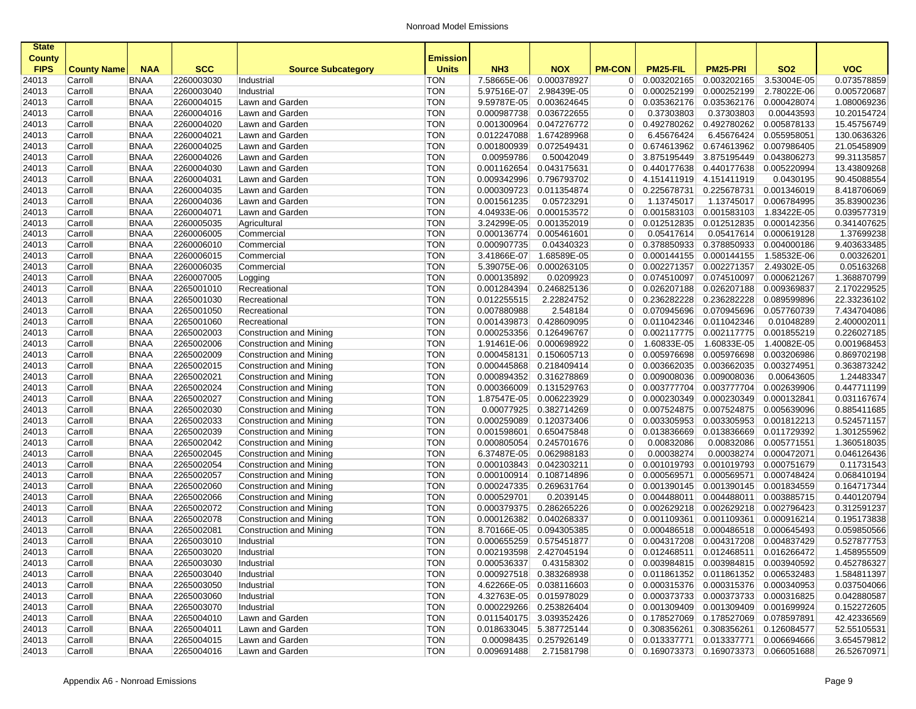| State County FIPS | County Name | NAA | SCC | Source Subcategory | Emission Units | NH3 | NOX | PM-CON | PM25-FIL | PM25-PRI | SO2 | VOC |
|---|---|---|---|---|---|---|---|---|---|---|---|---|
| 24013 | Carroll | BNAA | 2260003030 | Industrial | TON | 7.58665E-06 | 0.000378927 | 0 | 0.003202165 | 0.003202165 | 3.53004E-05 | 0.073578859 |
| 24013 | Carroll | BNAA | 2260003040 | Industrial | TON | 5.97516E-07 | 2.98439E-05 | 0 | 0.000252199 | 0.000252199 | 2.78022E-06 | 0.005720687 |
| 24013 | Carroll | BNAA | 2260004015 | Lawn and Garden | TON | 9.59787E-05 | 0.003624645 | 0 | 0.035362176 | 0.035362176 | 0.000428074 | 1.080069236 |
| 24013 | Carroll | BNAA | 2260004016 | Lawn and Garden | TON | 0.000987738 | 0.036722655 | 0 | 0.37303803 | 0.37303803 | 0.00443593 | 10.20154724 |
| 24013 | Carroll | BNAA | 2260004020 | Lawn and Garden | TON | 0.001300964 | 0.047276772 | 0 | 0.492780262 | 0.492780262 | 0.005878133 | 15.45756749 |
| 24013 | Carroll | BNAA | 2260004021 | Lawn and Garden | TON | 0.012247088 | 1.674289968 | 0 | 6.45676424 | 6.45676424 | 0.055958051 | 130.0636326 |
| 24013 | Carroll | BNAA | 2260004025 | Lawn and Garden | TON | 0.001800939 | 0.072549431 | 0 | 0.674613962 | 0.674613962 | 0.007986405 | 21.05458909 |
| 24013 | Carroll | BNAA | 2260004026 | Lawn and Garden | TON | 0.00959786 | 0.50042049 | 0 | 3.875195449 | 3.875195449 | 0.043806273 | 99.31135857 |
| 24013 | Carroll | BNAA | 2260004030 | Lawn and Garden | TON | 0.001162654 | 0.043175631 | 0 | 0.440177638 | 0.440177638 | 0.005220994 | 13.43809268 |
| 24013 | Carroll | BNAA | 2260004031 | Lawn and Garden | TON | 0.009342996 | 0.796793702 | 0 | 4.151411919 | 4.151411919 | 0.0430195 | 90.45088554 |
| 24013 | Carroll | BNAA | 2260004035 | Lawn and Garden | TON | 0.000309723 | 0.011354874 | 0 | 0.225678731 | 0.225678731 | 0.001346019 | 8.418706069 |
| 24013 | Carroll | BNAA | 2260004036 | Lawn and Garden | TON | 0.001561235 | 0.05723291 | 0 | 1.13745017 | 1.13745017 | 0.006784995 | 35.83900236 |
| 24013 | Carroll | BNAA | 2260004071 | Lawn and Garden | TON | 4.04933E-06 | 0.000153572 | 0 | 0.001583103 | 0.001583103 | 1.83422E-05 | 0.039577319 |
| 24013 | Carroll | BNAA | 2260005035 | Agricultural | TON | 3.24299E-05 | 0.001352019 | 0 | 0.012512835 | 0.012512835 | 0.000142356 | 0.341407625 |
| 24013 | Carroll | BNAA | 2260006005 | Commercial | TON | 0.000136774 | 0.005461601 | 0 | 0.05417614 | 0.05417614 | 0.000619128 | 1.37699238 |
| 24013 | Carroll | BNAA | 2260006010 | Commercial | TON | 0.000907735 | 0.04340323 | 0 | 0.378850933 | 0.378850933 | 0.004000186 | 9.403633485 |
| 24013 | Carroll | BNAA | 2260006015 | Commercial | TON | 3.41866E-07 | 1.68589E-05 | 0 | 0.000144155 | 0.000144155 | 1.58532E-06 | 0.00326201 |
| 24013 | Carroll | BNAA | 2260006035 | Commercial | TON | 5.39075E-06 | 0.000263105 | 0 | 0.002271357 | 0.002271357 | 2.49302E-05 | 0.05163268 |
| 24013 | Carroll | BNAA | 2260007005 | Logging | TON | 0.000135892 | 0.0209923 | 0 | 0.074510097 | 0.074510097 | 0.000621267 | 1.368870799 |
| 24013 | Carroll | BNAA | 2265001010 | Recreational | TON | 0.001284394 | 0.246825136 | 0 | 0.026207188 | 0.026207188 | 0.009369837 | 2.170229525 |
| 24013 | Carroll | BNAA | 2265001030 | Recreational | TON | 0.012255515 | 2.22824752 | 0 | 0.236282228 | 0.236282228 | 0.089599896 | 22.33236102 |
| 24013 | Carroll | BNAA | 2265001050 | Recreational | TON | 0.007880988 | 2.548184 | 0 | 0.070945696 | 0.070945696 | 0.057760739 | 7.434704086 |
| 24013 | Carroll | BNAA | 2265001060 | Recreational | TON | 0.001439873 | 0.428609095 | 0 | 0.011042346 | 0.011042346 | 0.01048289 | 2.400002011 |
| 24013 | Carroll | BNAA | 2265002003 | Construction and Mining | TON | 0.000253356 | 0.126496767 | 0 | 0.002117775 | 0.002117775 | 0.001855219 | 0.226027185 |
| 24013 | Carroll | BNAA | 2265002006 | Construction and Mining | TON | 1.91461E-06 | 0.000698922 | 0 | 1.60833E-05 | 1.60833E-05 | 1.40082E-05 | 0.001968453 |
| 24013 | Carroll | BNAA | 2265002009 | Construction and Mining | TON | 0.000458131 | 0.150605713 | 0 | 0.005976698 | 0.005976698 | 0.003206986 | 0.869702198 |
| 24013 | Carroll | BNAA | 2265002015 | Construction and Mining | TON | 0.000445868 | 0.218409414 | 0 | 0.003662035 | 0.003662035 | 0.003274951 | 0.363873242 |
| 24013 | Carroll | BNAA | 2265002021 | Construction and Mining | TON | 0.000894352 | 0.316278869 | 0 | 0.009008036 | 0.009008036 | 0.00643605 | 1.24483347 |
| 24013 | Carroll | BNAA | 2265002024 | Construction and Mining | TON | 0.000366009 | 0.131529763 | 0 | 0.003777704 | 0.003777704 | 0.002639906 | 0.447711199 |
| 24013 | Carroll | BNAA | 2265002027 | Construction and Mining | TON | 1.87547E-05 | 0.006223929 | 0 | 0.000230349 | 0.000230349 | 0.000132841 | 0.031167674 |
| 24013 | Carroll | BNAA | 2265002030 | Construction and Mining | TON | 0.00077925 | 0.382714269 | 0 | 0.007524875 | 0.007524875 | 0.005639096 | 0.885411685 |
| 24013 | Carroll | BNAA | 2265002033 | Construction and Mining | TON | 0.000259089 | 0.120373406 | 0 | 0.003305953 | 0.003305953 | 0.001812213 | 0.524571157 |
| 24013 | Carroll | BNAA | 2265002039 | Construction and Mining | TON | 0.001598601 | 0.650475848 | 0 | 0.013836669 | 0.013836669 | 0.011729392 | 1.301255962 |
| 24013 | Carroll | BNAA | 2265002042 | Construction and Mining | TON | 0.000805054 | 0.245701676 | 0 | 0.00832086 | 0.00832086 | 0.005771551 | 1.360518035 |
| 24013 | Carroll | BNAA | 2265002045 | Construction and Mining | TON | 6.37487E-05 | 0.062988183 | 0 | 0.00038274 | 0.00038274 | 0.000472071 | 0.046126436 |
| 24013 | Carroll | BNAA | 2265002054 | Construction and Mining | TON | 0.000103843 | 0.042303211 | 0 | 0.001019793 | 0.001019793 | 0.000751679 | 0.11731543 |
| 24013 | Carroll | BNAA | 2265002057 | Construction and Mining | TON | 0.000100914 | 0.108714896 | 0 | 0.000569571 | 0.000569571 | 0.000748424 | 0.068410194 |
| 24013 | Carroll | BNAA | 2265002060 | Construction and Mining | TON | 0.000247335 | 0.269631764 | 0 | 0.001390145 | 0.001390145 | 0.001834559 | 0.164717344 |
| 24013 | Carroll | BNAA | 2265002066 | Construction and Mining | TON | 0.000529701 | 0.2039145 | 0 | 0.004488011 | 0.004488011 | 0.003885715 | 0.440120794 |
| 24013 | Carroll | BNAA | 2265002072 | Construction and Mining | TON | 0.000379375 | 0.286265226 | 0 | 0.002629218 | 0.002629218 | 0.002796423 | 0.312591237 |
| 24013 | Carroll | BNAA | 2265002078 | Construction and Mining | TON | 0.000126382 | 0.040268337 | 0 | 0.001109361 | 0.001109361 | 0.000916214 | 0.195173838 |
| 24013 | Carroll | BNAA | 2265002081 | Construction and Mining | TON | 8.70166E-05 | 0.094305385 | 0 | 0.000486518 | 0.000486518 | 0.000645493 | 0.059850566 |
| 24013 | Carroll | BNAA | 2265003010 | Industrial | TON | 0.000655259 | 0.575451877 | 0 | 0.004317208 | 0.004317208 | 0.004837429 | 0.527877753 |
| 24013 | Carroll | BNAA | 2265003020 | Industrial | TON | 0.002193598 | 2.427045194 | 0 | 0.012468511 | 0.012468511 | 0.016266472 | 1.458955509 |
| 24013 | Carroll | BNAA | 2265003030 | Industrial | TON | 0.000536337 | 0.43158302 | 0 | 0.003984815 | 0.003984815 | 0.003940592 | 0.452786327 |
| 24013 | Carroll | BNAA | 2265003040 | Industrial | TON | 0.000927518 | 0.383268938 | 0 | 0.011861352 | 0.011861352 | 0.006532483 | 1.584811397 |
| 24013 | Carroll | BNAA | 2265003050 | Industrial | TON | 4.62266E-05 | 0.038116603 | 0 | 0.000315376 | 0.000315376 | 0.000340953 | 0.037504066 |
| 24013 | Carroll | BNAA | 2265003060 | Industrial | TON | 4.32763E-05 | 0.015978029 | 0 | 0.000373733 | 0.000373733 | 0.000316825 | 0.042880587 |
| 24013 | Carroll | BNAA | 2265003070 | Industrial | TON | 0.000229266 | 0.253826404 | 0 | 0.001309409 | 0.001309409 | 0.001699924 | 0.152272605 |
| 24013 | Carroll | BNAA | 2265004010 | Lawn and Garden | TON | 0.011540175 | 3.039352426 | 0 | 0.178527069 | 0.178527069 | 0.078597891 | 42.42336569 |
| 24013 | Carroll | BNAA | 2265004011 | Lawn and Garden | TON | 0.018633045 | 5.387725144 | 0 | 0.308356261 | 0.308356261 | 0.126084577 | 52.55105531 |
| 24013 | Carroll | BNAA | 2265004015 | Lawn and Garden | TON | 0.00098435 | 0.257926149 | 0 | 0.013337771 | 0.013337771 | 0.006694666 | 3.654579812 |
| 24013 | Carroll | BNAA | 2265004016 | Lawn and Garden | TON | 0.009691488 | 2.71581798 | 0 | 0.169073373 | 0.169073373 | 0.066051688 | 26.52670971 |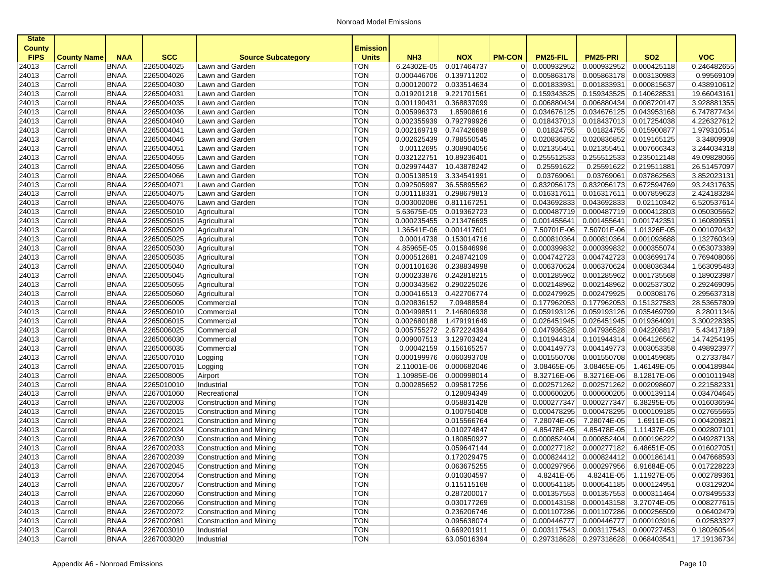| State County FIPS | County Name | NAA | SCC | Source Subcategory | Emission Units | NH3 | NOX | PM-CON | PM25-FIL | PM25-PRI | SO2 | VOC |
|---|---|---|---|---|---|---|---|---|---|---|---|---|
| 24013 | Carroll | BNAA | 2265004025 | Lawn and Garden | TON | 6.24302E-05 | 0.017464737 | 0 | 0.000932952 | 0.000932952 | 0.000425118 | 0.246482655 |
| 24013 | Carroll | BNAA | 2265004026 | Lawn and Garden | TON | 0.000446706 | 0.139711202 | 0 | 0.005863178 | 0.005863178 | 0.003130983 | 0.99569109 |
| 24013 | Carroll | BNAA | 2265004030 | Lawn and Garden | TON | 0.000120072 | 0.033514634 | 0 | 0.001833931 | 0.001833931 | 0.000815637 | 0.438910612 |
| 24013 | Carroll | BNAA | 2265004031 | Lawn and Garden | TON | 0.019201218 | 9.221701561 | 0 | 0.159343525 | 0.159343525 | 0.140628531 | 19.66043161 |
| 24013 | Carroll | BNAA | 2265004035 | Lawn and Garden | TON | 0.001190431 | 0.368837099 | 0 | 0.006880434 | 0.006880434 | 0.008720147 | 3.928881355 |
| 24013 | Carroll | BNAA | 2265004036 | Lawn and Garden | TON | 0.005996373 | 1.85908616 | 0 | 0.034676125 | 0.034676125 | 0.043953168 | 6.747877434 |
| 24013 | Carroll | BNAA | 2265004040 | Lawn and Garden | TON | 0.002355939 | 0.792799926 | 0 | 0.018437013 | 0.018437013 | 0.017254038 | 4.226327612 |
| 24013 | Carroll | BNAA | 2265004041 | Lawn and Garden | TON | 0.002169719 | 0.747426698 | 0 | 0.01824755 | 0.01824755 | 0.015900877 | 1.979310514 |
| 24013 | Carroll | BNAA | 2265004046 | Lawn and Garden | TON | 0.002625439 | 0.788550545 | 0 | 0.020836852 | 0.020836852 | 0.019165125 | 3.34809908 |
| 24013 | Carroll | BNAA | 2265004051 | Lawn and Garden | TON | 0.00112695 | 0.308904056 | 0 | 0.021355451 | 0.021355451 | 0.007666343 | 3.244034318 |
| 24013 | Carroll | BNAA | 2265004055 | Lawn and Garden | TON | 0.032122751 | 10.89236401 | 0 | 0.255512533 | 0.255512533 | 0.235012148 | 49.09828066 |
| 24013 | Carroll | BNAA | 2265004056 | Lawn and Garden | TON | 0.029974437 | 10.43878242 | 0 | 0.25591622 | 0.25591622 | 0.219511881 | 26.51457097 |
| 24013 | Carroll | BNAA | 2265004066 | Lawn and Garden | TON | 0.005138519 | 3.334541991 | 0 | 0.03769061 | 0.03769061 | 0.037862563 | 3.852023131 |
| 24013 | Carroll | BNAA | 2265004071 | Lawn and Garden | TON | 0.092505997 | 36.55895562 | 0 | 0.832056173 | 0.832056173 | 0.672594769 | 93.24317635 |
| 24013 | Carroll | BNAA | 2265004075 | Lawn and Garden | TON | 0.001118331 | 0.298679813 | 0 | 0.016317611 | 0.016317611 | 0.007859623 | 2.424183284 |
| 24013 | Carroll | BNAA | 2265004076 | Lawn and Garden | TON | 0.003002086 | 0.811167251 | 0 | 0.043692833 | 0.043692833 | 0.02110342 | 6.520537614 |
| 24013 | Carroll | BNAA | 2265005010 | Agricultural | TON | 5.63675E-05 | 0.019362723 | 0 | 0.000487719 | 0.000487719 | 0.000412803 | 0.050305662 |
| 24013 | Carroll | BNAA | 2265005015 | Agricultural | TON | 0.000235455 | 0.213476695 | 0 | 0.001455641 | 0.001455641 | 0.001742351 | 0.160899551 |
| 24013 | Carroll | BNAA | 2265005020 | Agricultural | TON | 1.36541E-06 | 0.001417601 | 0 | 7.50701E-06 | 7.50701E-06 | 1.01326E-05 | 0.001070432 |
| 24013 | Carroll | BNAA | 2265005025 | Agricultural | TON | 0.00014738 | 0.153014716 | 0 | 0.000810364 | 0.000810364 | 0.001093688 | 0.132760349 |
| 24013 | Carroll | BNAA | 2265005030 | Agricultural | TON | 4.85965E-05 | 0.015846996 | 0 | 0.000399832 | 0.000399832 | 0.000355074 | 0.053073389 |
| 24013 | Carroll | BNAA | 2265005035 | Agricultural | TON | 0.000512681 | 0.248742109 | 0 | 0.004742723 | 0.004742723 | 0.003699174 | 0.769408066 |
| 24013 | Carroll | BNAA | 2265005040 | Agricultural | TON | 0.001101636 | 0.238834998 | 0 | 0.006370624 | 0.006370624 | 0.008036344 | 1.563095483 |
| 24013 | Carroll | BNAA | 2265005045 | Agricultural | TON | 0.000233876 | 0.242818215 | 0 | 0.001285962 | 0.001285962 | 0.001735568 | 0.189023987 |
| 24013 | Carroll | BNAA | 2265005055 | Agricultural | TON | 0.000343562 | 0.290225026 | 0 | 0.002148962 | 0.002148962 | 0.002537302 | 0.292469095 |
| 24013 | Carroll | BNAA | 2265005060 | Agricultural | TON | 0.000416513 | 0.422706774 | 0 | 0.002479925 | 0.002479925 | 0.00308176 | 0.295637318 |
| 24013 | Carroll | BNAA | 2265006005 | Commercial | TON | 0.020836152 | 7.09488584 | 0 | 0.177962053 | 0.177962053 | 0.151327583 | 28.53657809 |
| 24013 | Carroll | BNAA | 2265006010 | Commercial | TON | 0.004998511 | 2.146806938 | 0 | 0.059193126 | 0.059193126 | 0.035469799 | 8.28011346 |
| 24013 | Carroll | BNAA | 2265006015 | Commercial | TON | 0.002680188 | 1.479191649 | 0 | 0.026451945 | 0.026451945 | 0.019364091 | 3.300228385 |
| 24013 | Carroll | BNAA | 2265006025 | Commercial | TON | 0.005755272 | 2.672224394 | 0 | 0.047936528 | 0.047936528 | 0.042208817 | 5.43417189 |
| 24013 | Carroll | BNAA | 2265006030 | Commercial | TON | 0.009007513 | 3.129703424 | 0 | 0.101944314 | 0.101944314 | 0.064126562 | 14.74254195 |
| 24013 | Carroll | BNAA | 2265006035 | Commercial | TON | 0.00042159 | 0.156165257 | 0 | 0.004149773 | 0.004149773 | 0.003053358 | 0.498923977 |
| 24013 | Carroll | BNAA | 2265007010 | Logging | TON | 0.000199976 | 0.060393708 | 0 | 0.001550708 | 0.001550708 | 0.001459685 | 0.27337847 |
| 24013 | Carroll | BNAA | 2265007015 | Logging | TON | 2.11001E-06 | 0.000682046 | 0 | 3.08465E-05 | 3.08465E-05 | 1.46149E-05 | 0.004189844 |
| 24013 | Carroll | BNAA | 2265008005 | Airport | TON | 1.10985E-06 | 0.000998014 | 0 | 8.32716E-06 | 8.32716E-06 | 8.12817E-06 | 0.001011948 |
| 24013 | Carroll | BNAA | 2265010010 | Industrial | TON | 0.000285652 | 0.095817256 | 0 | 0.002571262 | 0.002571262 | 0.002098607 | 0.221582331 |
| 24013 | Carroll | BNAA | 2267001060 | Recreational | TON | | 0.128094349 | 0 | 0.000600205 | 0.000600205 | 0.000139114 | 0.034704645 |
| 24013 | Carroll | BNAA | 2267002003 | Construction and Mining | TON | | 0.058831428 | 0 | 0.000277347 | 0.000277347 | 6.38295E-05 | 0.016036594 |
| 24013 | Carroll | BNAA | 2267002015 | Construction and Mining | TON | | 0.100750408 | 0 | 0.000478295 | 0.000478295 | 0.000109185 | 0.027655665 |
| 24013 | Carroll | BNAA | 2267002021 | Construction and Mining | TON | | 0.015566764 | 0 | 7.28074E-05 | 7.28074E-05 | 1.6911E-05 | 0.004209821 |
| 24013 | Carroll | BNAA | 2267002024 | Construction and Mining | TON | | 0.010274847 | 0 | 4.85478E-05 | 4.85478E-05 | 1.11437E-05 | 0.002807101 |
| 24013 | Carroll | BNAA | 2267002030 | Construction and Mining | TON | | 0.180850927 | 0 | 0.000852404 | 0.000852404 | 0.000196222 | 0.049287138 |
| 24013 | Carroll | BNAA | 2267002033 | Construction and Mining | TON | | 0.059647144 | 0 | 0.000277182 | 0.000277182 | 6.48651E-05 | 0.016027051 |
| 24013 | Carroll | BNAA | 2267002039 | Construction and Mining | TON | | 0.172029475 | 0 | 0.000824412 | 0.000824412 | 0.000186141 | 0.047668593 |
| 24013 | Carroll | BNAA | 2267002045 | Construction and Mining | TON | | 0.063675255 | 0 | 0.000297956 | 0.000297956 | 6.91684E-05 | 0.017228223 |
| 24013 | Carroll | BNAA | 2267002054 | Construction and Mining | TON | | 0.010304597 | 0 | 4.8241E-05 | 4.8241E-05 | 1.11927E-05 | 0.002789361 |
| 24013 | Carroll | BNAA | 2267002057 | Construction and Mining | TON | | 0.115115168 | 0 | 0.000541185 | 0.000541185 | 0.000124951 | 0.03129204 |
| 24013 | Carroll | BNAA | 2267002060 | Construction and Mining | TON | | 0.287200017 | 0 | 0.001357553 | 0.001357553 | 0.000311464 | 0.078495533 |
| 24013 | Carroll | BNAA | 2267002066 | Construction and Mining | TON | | 0.030177269 | 0 | 0.000143158 | 0.000143158 | 3.27074E-05 | 0.008277615 |
| 24013 | Carroll | BNAA | 2267002072 | Construction and Mining | TON | | 0.236206746 | 0 | 0.001107286 | 0.001107286 | 0.000256509 | 0.06402479 |
| 24013 | Carroll | BNAA | 2267002081 | Construction and Mining | TON | | 0.095638074 | 0 | 0.000446777 | 0.000446777 | 0.000103916 | 0.02583327 |
| 24013 | Carroll | BNAA | 2267003010 | Industrial | TON | | 0.669201911 | 0 | 0.003117543 | 0.003117543 | 0.000727453 | 0.180260544 |
| 24013 | Carroll | BNAA | 2267003020 | Industrial | TON | | 63.05016394 | 0 | 0.297318628 | 0.297318628 | 0.068403541 | 17.19136734 |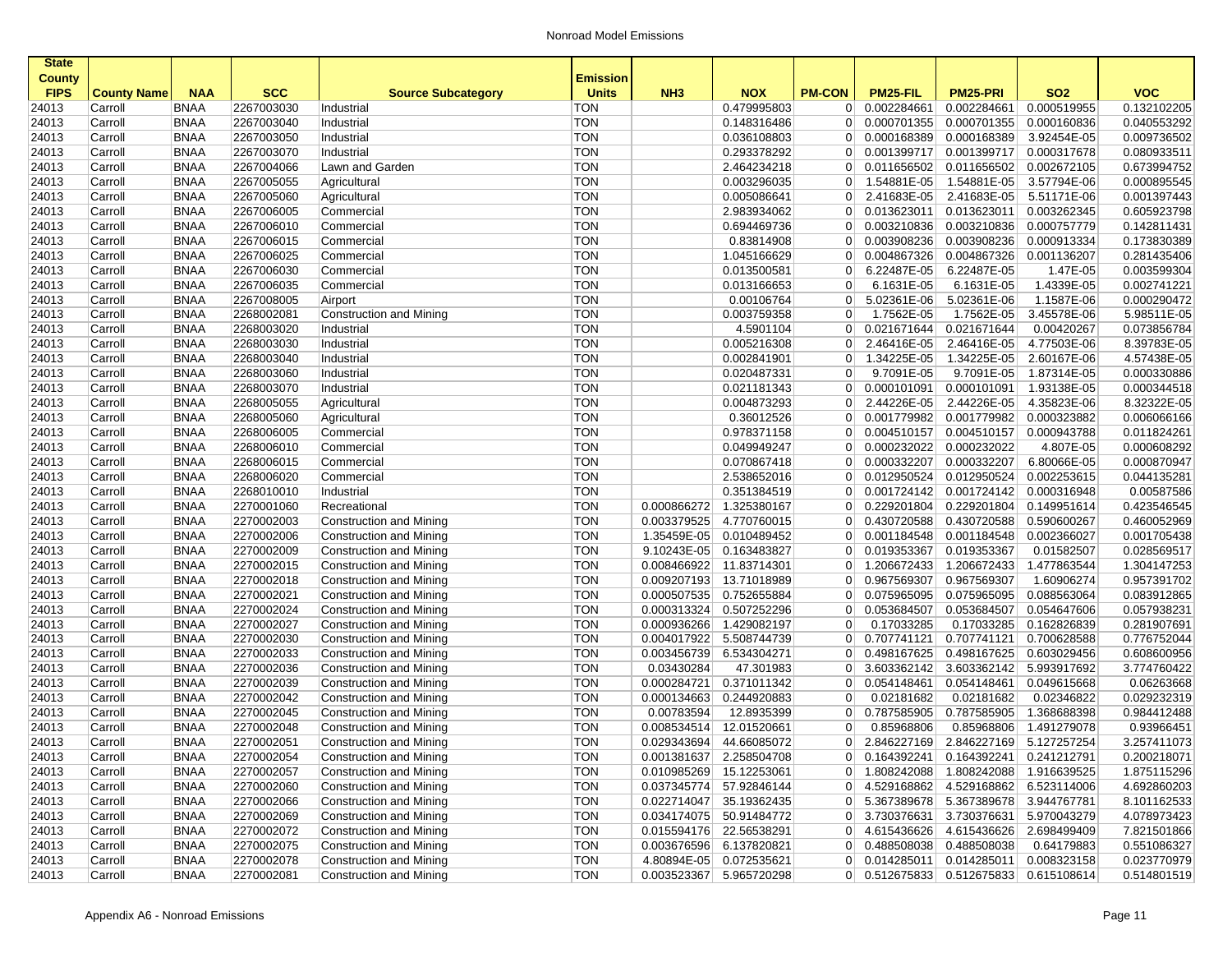Nonroad Model Emissions

| State County FIPS | County Name | NAA | SCC | Source Subcategory | Emission Units | NH3 | NOX | PM-CON | PM25-FIL | PM25-PRI | SO2 | VOC |
|---|---|---|---|---|---|---|---|---|---|---|---|---|
| 24013 | Carroll | BNAA | 2267003030 | Industrial | TON | | 0.479995803 | 0 | 0.002284661 | 0.002284661 | 0.000519955 | 0.132102205 |
| 24013 | Carroll | BNAA | 2267003040 | Industrial | TON | | 0.148316486 | 0 | 0.000701355 | 0.000701355 | 0.000160836 | 0.040553292 |
| 24013 | Carroll | BNAA | 2267003050 | Industrial | TON | | 0.036108803 | 0 | 0.000168389 | 0.000168389 | 3.92454E-05 | 0.009736502 |
| 24013 | Carroll | BNAA | 2267003070 | Industrial | TON | | 0.293378292 | 0 | 0.001399717 | 0.001399717 | 0.000317678 | 0.080933511 |
| 24013 | Carroll | BNAA | 2267004066 | Lawn and Garden | TON | | 2.464234218 | 0 | 0.011656502 | 0.011656502 | 0.002672105 | 0.673994752 |
| 24013 | Carroll | BNAA | 2267005055 | Agricultural | TON | | 0.003296035 | 0 | 1.54881E-05 | 1.54881E-05 | 3.57794E-06 | 0.000895545 |
| 24013 | Carroll | BNAA | 2267005060 | Agricultural | TON | | 0.005086641 | 0 | 2.41683E-05 | 2.41683E-05 | 5.51171E-06 | 0.001397443 |
| 24013 | Carroll | BNAA | 2267006005 | Commercial | TON | | 2.983934062 | 0 | 0.013623011 | 0.013623011 | 0.003262345 | 0.605923798 |
| 24013 | Carroll | BNAA | 2267006010 | Commercial | TON | | 0.694469736 | 0 | 0.003210836 | 0.003210836 | 0.000757779 | 0.142811431 |
| 24013 | Carroll | BNAA | 2267006015 | Commercial | TON | | 0.83814908 | 0 | 0.003908236 | 0.003908236 | 0.000913334 | 0.173830389 |
| 24013 | Carroll | BNAA | 2267006025 | Commercial | TON | | 1.045166629 | 0 | 0.004867326 | 0.004867326 | 0.001136207 | 0.281435406 |
| 24013 | Carroll | BNAA | 2267006030 | Commercial | TON | | 0.013500581 | 0 | 6.22487E-05 | 6.22487E-05 | 1.47E-05 | 0.003599304 |
| 24013 | Carroll | BNAA | 2267006035 | Commercial | TON | | 0.013166653 | 0 | 6.1631E-05 | 6.1631E-05 | 1.4339E-05 | 0.002741221 |
| 24013 | Carroll | BNAA | 2267008005 | Airport | TON | | 0.00106764 | 0 | 5.02361E-06 | 5.02361E-06 | 1.1587E-06 | 0.000290472 |
| 24013 | Carroll | BNAA | 2268002081 | Construction and Mining | TON | | 0.003759358 | 0 | 1.7562E-05 | 1.7562E-05 | 3.45578E-06 | 5.98511E-05 |
| 24013 | Carroll | BNAA | 2268003020 | Industrial | TON | | 4.5901104 | 0 | 0.021671644 | 0.021671644 | 0.00420267 | 0.073856784 |
| 24013 | Carroll | BNAA | 2268003030 | Industrial | TON | | 0.005216308 | 0 | 2.46416E-05 | 2.46416E-05 | 4.77503E-06 | 8.39783E-05 |
| 24013 | Carroll | BNAA | 2268003040 | Industrial | TON | | 0.002841901 | 0 | 1.34225E-05 | 1.34225E-05 | 2.60167E-06 | 4.57438E-05 |
| 24013 | Carroll | BNAA | 2268003060 | Industrial | TON | | 0.020487331 | 0 | 9.7091E-05 | 9.7091E-05 | 1.87314E-05 | 0.000330886 |
| 24013 | Carroll | BNAA | 2268003070 | Industrial | TON | | 0.021181343 | 0 | 0.000101091 | 0.000101091 | 1.93138E-05 | 0.000344518 |
| 24013 | Carroll | BNAA | 2268005055 | Agricultural | TON | | 0.004873293 | 0 | 2.44226E-05 | 2.44226E-05 | 4.35823E-06 | 8.32322E-05 |
| 24013 | Carroll | BNAA | 2268005060 | Agricultural | TON | | 0.36012526 | 0 | 0.001779982 | 0.001779982 | 0.000323882 | 0.006066166 |
| 24013 | Carroll | BNAA | 2268006005 | Commercial | TON | | 0.978371158 | 0 | 0.004510157 | 0.004510157 | 0.000943788 | 0.011824261 |
| 24013 | Carroll | BNAA | 2268006010 | Commercial | TON | | 0.049949247 | 0 | 0.000232022 | 0.000232022 | 4.807E-05 | 0.000608292 |
| 24013 | Carroll | BNAA | 2268006015 | Commercial | TON | | 0.070867418 | 0 | 0.000332207 | 0.000332207 | 6.80066E-05 | 0.000870947 |
| 24013 | Carroll | BNAA | 2268006020 | Commercial | TON | | 2.538652016 | 0 | 0.012950524 | 0.012950524 | 0.002253615 | 0.044135281 |
| 24013 | Carroll | BNAA | 2268010010 | Industrial | TON | | 0.351384519 | 0 | 0.001724142 | 0.001724142 | 0.000316948 | 0.00587586 |
| 24013 | Carroll | BNAA | 2270001060 | Recreational | TON | 0.000866272 | 1.325380167 | 0 | 0.229201804 | 0.229201804 | 0.149951614 | 0.423546545 |
| 24013 | Carroll | BNAA | 2270002003 | Construction and Mining | TON | 0.003379525 | 4.770760015 | 0 | 0.430720588 | 0.430720588 | 0.590600267 | 0.460052969 |
| 24013 | Carroll | BNAA | 2270002006 | Construction and Mining | TON | 1.35459E-05 | 0.010489452 | 0 | 0.001184548 | 0.001184548 | 0.002366027 | 0.001705438 |
| 24013 | Carroll | BNAA | 2270002009 | Construction and Mining | TON | 9.10243E-05 | 0.163483827 | 0 | 0.019353367 | 0.019353367 | 0.01582507 | 0.028569517 |
| 24013 | Carroll | BNAA | 2270002015 | Construction and Mining | TON | 0.008466922 | 11.83714301 | 0 | 1.206672433 | 1.206672433 | 1.477863544 | 1.304147253 |
| 24013 | Carroll | BNAA | 2270002018 | Construction and Mining | TON | 0.009207193 | 13.71018989 | 0 | 0.967569307 | 0.967569307 | 1.60906274 | 0.957391702 |
| 24013 | Carroll | BNAA | 2270002021 | Construction and Mining | TON | 0.000507535 | 0.752655884 | 0 | 0.075965095 | 0.075965095 | 0.088563064 | 0.083912865 |
| 24013 | Carroll | BNAA | 2270002024 | Construction and Mining | TON | 0.000313324 | 0.507252296 | 0 | 0.053684507 | 0.053684507 | 0.054647606 | 0.057938231 |
| 24013 | Carroll | BNAA | 2270002027 | Construction and Mining | TON | 0.000936266 | 1.429082197 | 0 | 0.17033285 | 0.17033285 | 0.162826839 | 0.281907691 |
| 24013 | Carroll | BNAA | 2270002030 | Construction and Mining | TON | 0.004017922 | 5.508744739 | 0 | 0.707741121 | 0.707741121 | 0.700628588 | 0.776752044 |
| 24013 | Carroll | BNAA | 2270002033 | Construction and Mining | TON | 0.003456739 | 6.534304271 | 0 | 0.498167625 | 0.498167625 | 0.603029456 | 0.608600956 |
| 24013 | Carroll | BNAA | 2270002036 | Construction and Mining | TON | 0.03430284 | 47.301983 | 0 | 3.603362142 | 3.603362142 | 5.993917692 | 3.774760422 |
| 24013 | Carroll | BNAA | 2270002039 | Construction and Mining | TON | 0.000284721 | 0.371011342 | 0 | 0.054148461 | 0.054148461 | 0.049615668 | 0.06263668 |
| 24013 | Carroll | BNAA | 2270002042 | Construction and Mining | TON | 0.000134663 | 0.244920883 | 0 | 0.02181682 | 0.02181682 | 0.02346822 | 0.029232319 |
| 24013 | Carroll | BNAA | 2270002045 | Construction and Mining | TON | 0.00783594 | 12.8935399 | 0 | 0.787585905 | 0.787585905 | 1.368688398 | 0.984412488 |
| 24013 | Carroll | BNAA | 2270002048 | Construction and Mining | TON | 0.008534514 | 12.01520661 | 0 | 0.85968806 | 0.85968806 | 1.491279078 | 0.93966451 |
| 24013 | Carroll | BNAA | 2270002051 | Construction and Mining | TON | 0.029343694 | 44.66085072 | 0 | 2.846227169 | 2.846227169 | 5.127257254 | 3.257411073 |
| 24013 | Carroll | BNAA | 2270002054 | Construction and Mining | TON | 0.001381637 | 2.258504708 | 0 | 0.164392241 | 0.164392241 | 0.241212791 | 0.200218071 |
| 24013 | Carroll | BNAA | 2270002057 | Construction and Mining | TON | 0.010985269 | 15.12253061 | 0 | 1.808242088 | 1.808242088 | 1.916639525 | 1.875115296 |
| 24013 | Carroll | BNAA | 2270002060 | Construction and Mining | TON | 0.037345774 | 57.92846144 | 0 | 4.529168862 | 4.529168862 | 6.523114006 | 4.692860203 |
| 24013 | Carroll | BNAA | 2270002066 | Construction and Mining | TON | 0.022714047 | 35.19362435 | 0 | 5.367389678 | 5.367389678 | 3.944767781 | 8.101162533 |
| 24013 | Carroll | BNAA | 2270002069 | Construction and Mining | TON | 0.034174075 | 50.91484772 | 0 | 3.730376631 | 3.730376631 | 5.970043279 | 4.078973423 |
| 24013 | Carroll | BNAA | 2270002072 | Construction and Mining | TON | 0.015594176 | 22.56538291 | 0 | 4.615436626 | 4.615436626 | 2.698499409 | 7.821501866 |
| 24013 | Carroll | BNAA | 2270002075 | Construction and Mining | TON | 0.003676596 | 6.137820821 | 0 | 0.488508038 | 0.488508038 | 0.64179883 | 0.551086327 |
| 24013 | Carroll | BNAA | 2270002078 | Construction and Mining | TON | 4.80894E-05 | 0.072535621 | 0 | 0.014285011 | 0.014285011 | 0.008323158 | 0.023770979 |
| 24013 | Carroll | BNAA | 2270002081 | Construction and Mining | TON | 0.003523367 | 5.965720298 | 0 | 0.512675833 | 0.512675833 | 0.615108614 | 0.514801519 |

Appendix A6 - Nonroad Emissions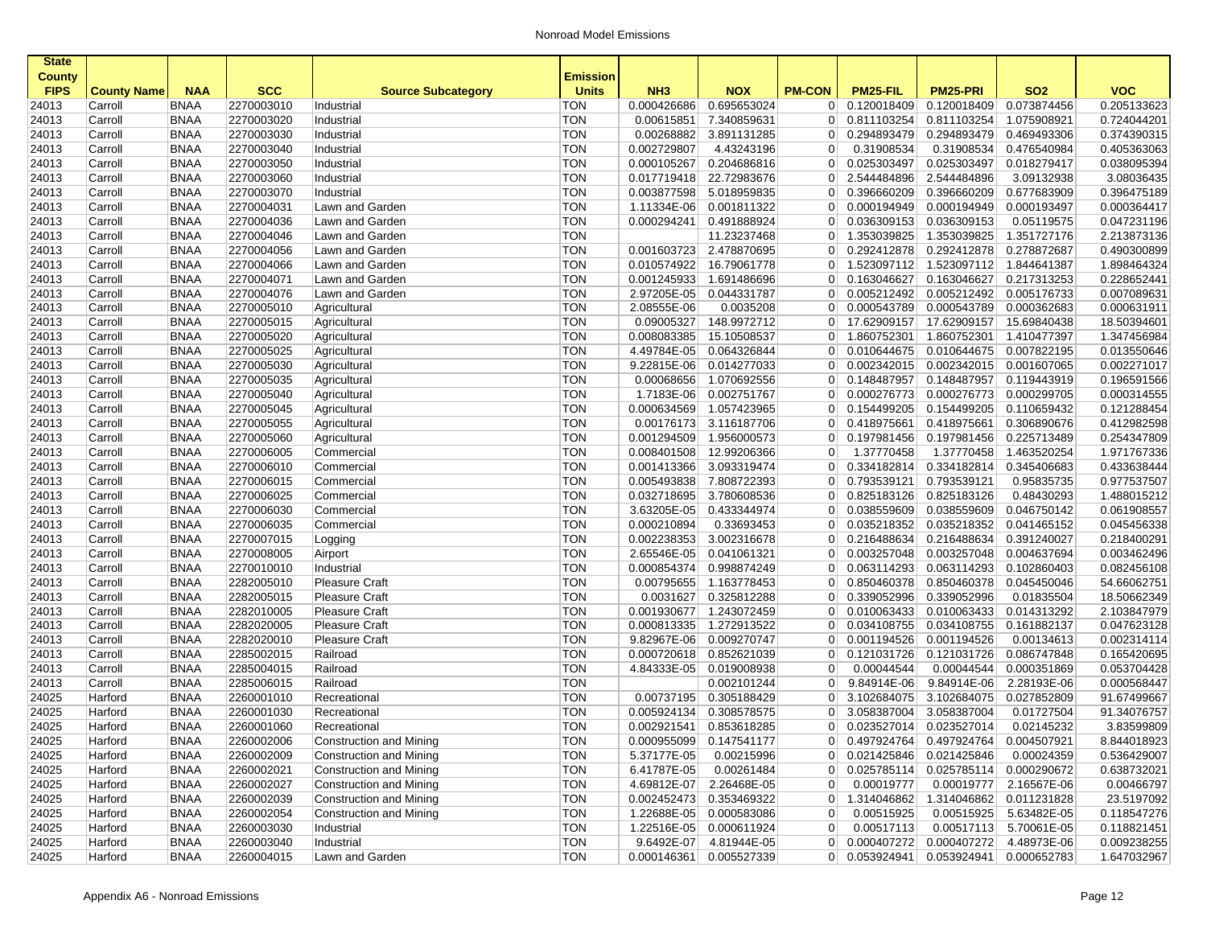# Nonroad Model Emissions

| State County FIPS | County Name | NAA | SCC | Source Subcategory | Emission Units | NH3 | NOX | PM-CON | PM25-FIL | PM25-PRI | SO2 | VOC |
|---|---|---|---|---|---|---|---|---|---|---|---|---|
| 24013 | Carroll | BNAA | 2270003010 | Industrial | TON | 0.000426686 | 0.695653024 | 0 | 0.120018409 | 0.120018409 | 0.073874456 | 0.205133623 |
| 24013 | Carroll | BNAA | 2270003020 | Industrial | TON | 0.00615851 | 7.340859631 | 0 | 0.811103254 | 0.811103254 | 1.075908921 | 0.724044201 |
| 24013 | Carroll | BNAA | 2270003030 | Industrial | TON | 0.00268882 | 3.891131285 | 0 | 0.294893479 | 0.294893479 | 0.469493306 | 0.374390315 |
| 24013 | Carroll | BNAA | 2270003040 | Industrial | TON | 0.002729807 | 4.43243196 | 0 | 0.31908534 | 0.31908534 | 0.476540984 | 0.405363063 |
| 24013 | Carroll | BNAA | 2270003050 | Industrial | TON | 0.000105267 | 0.204686816 | 0 | 0.025303497 | 0.025303497 | 0.018279417 | 0.038095394 |
| 24013 | Carroll | BNAA | 2270003060 | Industrial | TON | 0.017719418 | 22.72983676 | 0 | 2.544484896 | 2.544484896 | 3.09132938 | 3.08036435 |
| 24013 | Carroll | BNAA | 2270003070 | Industrial | TON | 0.003877598 | 5.018959835 | 0 | 0.396660209 | 0.396660209 | 0.677683909 | 0.396475189 |
| 24013 | Carroll | BNAA | 2270004031 | Lawn and Garden | TON | 1.11334E-06 | 0.001811322 | 0 | 0.000194949 | 0.000194949 | 0.000193497 | 0.000364417 |
| 24013 | Carroll | BNAA | 2270004036 | Lawn and Garden | TON | 0.000294241 | 0.491888924 | 0 | 0.036309153 | 0.036309153 | 0.05119575 | 0.047231196 |
| 24013 | Carroll | BNAA | 2270004046 | Lawn and Garden | TON | | 11.23237468 | 0 | 1.353039825 | 1.353039825 | 1.351727176 | 2.213873136 |
| 24013 | Carroll | BNAA | 2270004056 | Lawn and Garden | TON | 0.001603723 | 2.478870695 | 0 | 0.292412878 | 0.292412878 | 0.278872687 | 0.490300899 |
| 24013 | Carroll | BNAA | 2270004066 | Lawn and Garden | TON | 0.010574922 | 16.79061778 | 0 | 1.523097112 | 1.523097112 | 1.844641387 | 1.898464324 |
| 24013 | Carroll | BNAA | 2270004071 | Lawn and Garden | TON | 0.001245933 | 1.691486696 | 0 | 0.163046627 | 0.163046627 | 0.217313253 | 0.228652441 |
| 24013 | Carroll | BNAA | 2270004076 | Lawn and Garden | TON | 2.97205E-05 | 0.044331787 | 0 | 0.005212492 | 0.005212492 | 0.005176733 | 0.007089631 |
| 24013 | Carroll | BNAA | 2270005010 | Agricultural | TON | 2.08555E-06 | 0.0035208 | 0 | 0.000543789 | 0.000543789 | 0.000362683 | 0.000631911 |
| 24013 | Carroll | BNAA | 2270005015 | Agricultural | TON | 0.09005327 | 148.9972712 | 0 | 17.62909157 | 17.62909157 | 15.69840438 | 18.50394601 |
| 24013 | Carroll | BNAA | 2270005020 | Agricultural | TON | 0.008083385 | 15.10508537 | 0 | 1.860752301 | 1.860752301 | 1.410477397 | 1.347456984 |
| 24013 | Carroll | BNAA | 2270005025 | Agricultural | TON | 4.49784E-05 | 0.064326844 | 0 | 0.010644675 | 0.010644675 | 0.007822195 | 0.013550646 |
| 24013 | Carroll | BNAA | 2270005030 | Agricultural | TON | 9.22815E-06 | 0.014277033 | 0 | 0.002342015 | 0.002342015 | 0.001607065 | 0.002271017 |
| 24013 | Carroll | BNAA | 2270005035 | Agricultural | TON | 0.00068656 | 1.070692556 | 0 | 0.148487957 | 0.148487957 | 0.119443919 | 0.196591566 |
| 24013 | Carroll | BNAA | 2270005040 | Agricultural | TON | 1.7183E-06 | 0.002751767 | 0 | 0.000276773 | 0.000276773 | 0.000299705 | 0.000314555 |
| 24013 | Carroll | BNAA | 2270005045 | Agricultural | TON | 0.000634569 | 1.057423965 | 0 | 0.154499205 | 0.154499205 | 0.110659432 | 0.121288454 |
| 24013 | Carroll | BNAA | 2270005055 | Agricultural | TON | 0.00176173 | 3.116187706 | 0 | 0.418975661 | 0.418975661 | 0.306890676 | 0.412982598 |
| 24013 | Carroll | BNAA | 2270005060 | Agricultural | TON | 0.001294509 | 1.956000573 | 0 | 0.197981456 | 0.197981456 | 0.225713489 | 0.254347809 |
| 24013 | Carroll | BNAA | 2270006005 | Commercial | TON | 0.008401508 | 12.99206366 | 0 | 1.37770458 | 1.37770458 | 1.463520254 | 1.971767336 |
| 24013 | Carroll | BNAA | 2270006010 | Commercial | TON | 0.001413366 | 3.093319474 | 0 | 0.334182814 | 0.334182814 | 0.345406683 | 0.433638444 |
| 24013 | Carroll | BNAA | 2270006015 | Commercial | TON | 0.005493838 | 7.808722393 | 0 | 0.793539121 | 0.793539121 | 0.95835735 | 0.977537507 |
| 24013 | Carroll | BNAA | 2270006025 | Commercial | TON | 0.032718695 | 3.780608536 | 0 | 0.825183126 | 0.825183126 | 0.48430293 | 1.488015212 |
| 24013 | Carroll | BNAA | 2270006030 | Commercial | TON | 3.63205E-05 | 0.433344974 | 0 | 0.038559609 | 0.038559609 | 0.046750142 | 0.061908557 |
| 24013 | Carroll | BNAA | 2270006035 | Commercial | TON | 0.000210894 | 0.33693453 | 0 | 0.035218352 | 0.035218352 | 0.041465152 | 0.045456338 |
| 24013 | Carroll | BNAA | 2270007015 | Logging | TON | 0.002238353 | 3.002316678 | 0 | 0.216488634 | 0.216488634 | 0.391240027 | 0.218400291 |
| 24013 | Carroll | BNAA | 2270008005 | Airport | TON | 2.65546E-05 | 0.041061321 | 0 | 0.003257048 | 0.003257048 | 0.004637694 | 0.003462496 |
| 24013 | Carroll | BNAA | 2270010010 | Industrial | TON | 0.000854374 | 0.998874249 | 0 | 0.063114293 | 0.063114293 | 0.102860403 | 0.082456108 |
| 24013 | Carroll | BNAA | 2282005010 | Pleasure Craft | TON | 0.00795655 | 1.163778453 | 0 | 0.850460378 | 0.850460378 | 0.045450046 | 54.66062751 |
| 24013 | Carroll | BNAA | 2282005015 | Pleasure Craft | TON | 0.0031627 | 0.325812288 | 0 | 0.339052996 | 0.339052996 | 0.01835504 | 18.50662349 |
| 24013 | Carroll | BNAA | 2282010005 | Pleasure Craft | TON | 0.001930677 | 1.243072459 | 0 | 0.010063433 | 0.010063433 | 0.014313292 | 2.103847979 |
| 24013 | Carroll | BNAA | 2282020005 | Pleasure Craft | TON | 0.000813335 | 1.272913522 | 0 | 0.034108755 | 0.034108755 | 0.161882137 | 0.047623128 |
| 24013 | Carroll | BNAA | 2282020010 | Pleasure Craft | TON | 9.82967E-06 | 0.009270747 | 0 | 0.001194526 | 0.001194526 | 0.00134613 | 0.002314114 |
| 24013 | Carroll | BNAA | 2285002015 | Railroad | TON | 0.000720618 | 0.852621039 | 0 | 0.121031726 | 0.121031726 | 0.086747848 | 0.165420695 |
| 24013 | Carroll | BNAA | 2285004015 | Railroad | TON | 4.84333E-05 | 0.019008938 | 0 | 0.00044544 | 0.00044544 | 0.000351869 | 0.053704428 |
| 24013 | Carroll | BNAA | 2285006015 | Railroad | TON | | 0.002101244 | 0 | 9.84914E-06 | 9.84914E-06 | 2.28193E-06 | 0.000568447 |
| 24025 | Harford | BNAA | 2260001010 | Recreational | TON | 0.00737195 | 0.305188429 | 0 | 3.102684075 | 3.102684075 | 0.027852809 | 91.67499667 |
| 24025 | Harford | BNAA | 2260001030 | Recreational | TON | 0.005924134 | 0.308578575 | 0 | 3.058387004 | 3.058387004 | 0.01727504 | 91.34076757 |
| 24025 | Harford | BNAA | 2260001060 | Recreational | TON | 0.002921541 | 0.853618285 | 0 | 0.023527014 | 0.023527014 | 0.02145232 | 3.83599809 |
| 24025 | Harford | BNAA | 2260002006 | Construction and Mining | TON | 0.000955099 | 0.147541177 | 0 | 0.497924764 | 0.497924764 | 0.004507921 | 8.844018923 |
| 24025 | Harford | BNAA | 2260002009 | Construction and Mining | TON | 5.37177E-05 | 0.00215996 | 0 | 0.021425846 | 0.021425846 | 0.00024359 | 0.536429007 |
| 24025 | Harford | BNAA | 2260002021 | Construction and Mining | TON | 6.41787E-05 | 0.00261484 | 0 | 0.025785114 | 0.025785114 | 0.000290672 | 0.638732021 |
| 24025 | Harford | BNAA | 2260002027 | Construction and Mining | TON | 4.69812E-07 | 2.26468E-05 | 0 | 0.00019777 | 0.00019777 | 2.16567E-06 | 0.00466797 |
| 24025 | Harford | BNAA | 2260002039 | Construction and Mining | TON | 0.002452473 | 0.353469322 | 0 | 1.314046862 | 1.314046862 | 0.011231828 | 23.5197092 |
| 24025 | Harford | BNAA | 2260002054 | Construction and Mining | TON | 1.22688E-05 | 0.000583086 | 0 | 0.00515925 | 0.00515925 | 5.63482E-05 | 0.118547276 |
| 24025 | Harford | BNAA | 2260003030 | Industrial | TON | 1.22516E-05 | 0.000611924 | 0 | 0.00517113 | 0.00517113 | 5.70061E-05 | 0.118821451 |
| 24025 | Harford | BNAA | 2260003040 | Industrial | TON | 9.6492E-07 | 4.81944E-05 | 0 | 0.000407272 | 0.000407272 | 4.48973E-06 | 0.009238255 |
| 24025 | Harford | BNAA | 2260004015 | Lawn and Garden | TON | 0.000146361 | 0.005527339 | 0 | 0.053924941 | 0.053924941 | 0.000652783 | 1.647032967 |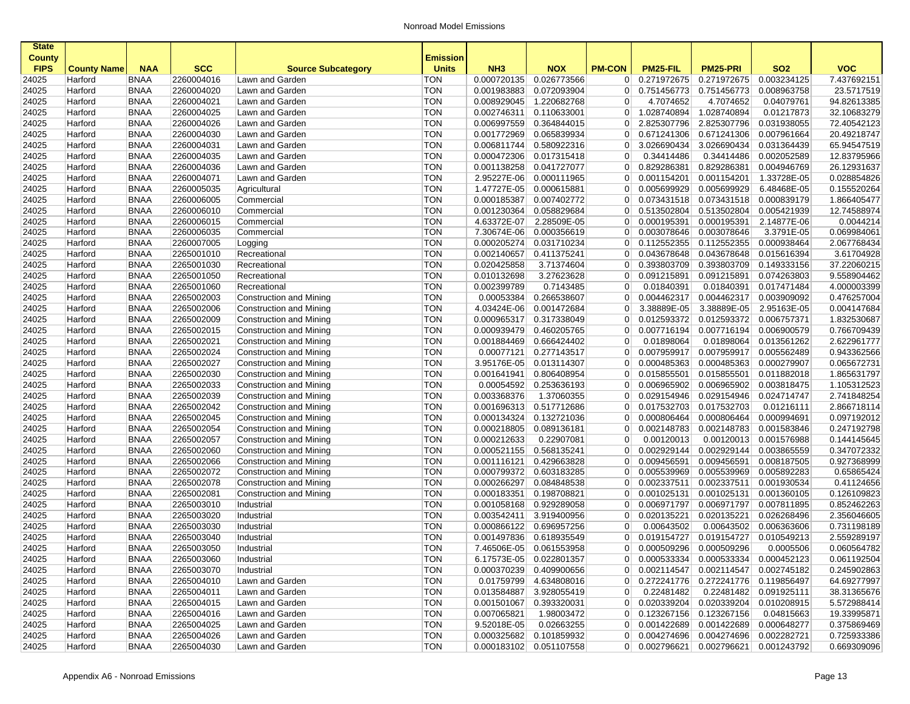| State County FIPS | County Name | NAA | SCC | Source Subcategory | Emission Units | NH3 | NOX | PM-CON | PM25-FIL | PM25-PRI | SO2 | VOC |
|---|---|---|---|---|---|---|---|---|---|---|---|---|
| 24025 | Harford | BNAA | 2260004016 | Lawn and Garden | TON | 0.000720135 | 0.026773566 | 0 | 0.271972675 | 0.271972675 | 0.003234125 | 7.437692151 |
| 24025 | Harford | BNAA | 2260004020 | Lawn and Garden | TON | 0.001983883 | 0.072093904 | 0 | 0.751456773 | 0.751456773 | 0.008963758 | 23.5717519 |
| 24025 | Harford | BNAA | 2260004021 | Lawn and Garden | TON | 0.008929045 | 1.220682768 | 0 | 4.7074652 | 4.7074652 | 0.04079761 | 94.82613385 |
| 24025 | Harford | BNAA | 2260004025 | Lawn and Garden | TON | 0.002746311 | 0.110633001 | 0 | 1.028740894 | 1.028740894 | 0.01217873 | 32.10683279 |
| 24025 | Harford | BNAA | 2260004026 | Lawn and Garden | TON | 0.006997559 | 0.364844015 | 0 | 2.825307796 | 2.825307796 | 0.031938055 | 72.40542123 |
| 24025 | Harford | BNAA | 2260004030 | Lawn and Garden | TON | 0.001772969 | 0.065839934 | 0 | 0.671241306 | 0.671241306 | 0.007961664 | 20.49218747 |
| 24025 | Harford | BNAA | 2260004031 | Lawn and Garden | TON | 0.006811744 | 0.580922316 | 0 | 3.026690434 | 3.026690434 | 0.031364439 | 65.94547519 |
| 24025 | Harford | BNAA | 2260004035 | Lawn and Garden | TON | 0.000472306 | 0.017315418 | 0 | 0.34414486 | 0.34414486 | 0.002052589 | 12.83795966 |
| 24025 | Harford | BNAA | 2260004036 | Lawn and Garden | TON | 0.001138258 | 0.041727077 | 0 | 0.829286381 | 0.829286381 | 0.004946769 | 26.12931637 |
| 24025 | Harford | BNAA | 2260004071 | Lawn and Garden | TON | 2.95227E-06 | 0.000111965 | 0 | 0.001154201 | 0.001154201 | 1.33728E-05 | 0.028854826 |
| 24025 | Harford | BNAA | 2260005035 | Agricultural | TON | 1.47727E-05 | 0.000615881 | 0 | 0.005699929 | 0.005699929 | 6.48468E-05 | 0.155520264 |
| 24025 | Harford | BNAA | 2260006005 | Commercial | TON | 0.000185387 | 0.007402772 | 0 | 0.073431518 | 0.073431518 | 0.000839179 | 1.866405477 |
| 24025 | Harford | BNAA | 2260006010 | Commercial | TON | 0.001230364 | 0.058829684 | 0 | 0.513502804 | 0.513502804 | 0.005421939 | 12.74588974 |
| 24025 | Harford | BNAA | 2260006015 | Commercial | TON | 4.63372E-07 | 2.28509E-05 | 0 | 0.000195391 | 0.000195391 | 2.14877E-06 | 0.0044214 |
| 24025 | Harford | BNAA | 2260006035 | Commercial | TON | 7.30674E-06 | 0.000356619 | 0 | 0.003078646 | 0.003078646 | 3.3791E-05 | 0.069984061 |
| 24025 | Harford | BNAA | 2260007005 | Logging | TON | 0.000205274 | 0.031710234 | 0 | 0.112552355 | 0.112552355 | 0.000938464 | 2.067768434 |
| 24025 | Harford | BNAA | 2265001010 | Recreational | TON | 0.002140657 | 0.411375241 | 0 | 0.043678648 | 0.043678648 | 0.015616394 | 3.61704928 |
| 24025 | Harford | BNAA | 2265001030 | Recreational | TON | 0.020425858 | 3.71374604 | 0 | 0.393803709 | 0.393803709 | 0.149333156 | 37.22060215 |
| 24025 | Harford | BNAA | 2265001050 | Recreational | TON | 0.010132698 | 3.27623628 | 0 | 0.091215891 | 0.091215891 | 0.074263803 | 9.558904462 |
| 24025 | Harford | BNAA | 2265001060 | Recreational | TON | 0.002399789 | 0.7143485 | 0 | 0.01840391 | 0.01840391 | 0.017471484 | 4.000003399 |
| 24025 | Harford | BNAA | 2265002003 | Construction and Mining | TON | 0.00053384 | 0.266538607 | 0 | 0.004462317 | 0.004462317 | 0.003909092 | 0.476257004 |
| 24025 | Harford | BNAA | 2265002006 | Construction and Mining | TON | 4.03424E-06 | 0.001472684 | 0 | 3.38889E-05 | 3.38889E-05 | 2.95163E-05 | 0.004147684 |
| 24025 | Harford | BNAA | 2265002009 | Construction and Mining | TON | 0.000965317 | 0.317338049 | 0 | 0.012593372 | 0.012593372 | 0.006757371 | 1.832530687 |
| 24025 | Harford | BNAA | 2265002015 | Construction and Mining | TON | 0.000939479 | 0.460205765 | 0 | 0.007716194 | 0.007716194 | 0.006900579 | 0.766709439 |
| 24025 | Harford | BNAA | 2265002021 | Construction and Mining | TON | 0.001884469 | 0.666424402 | 0 | 0.01898064 | 0.01898064 | 0.013561262 | 2.622961777 |
| 24025 | Harford | BNAA | 2265002024 | Construction and Mining | TON | 0.00077121 | 0.277143517 | 0 | 0.007959917 | 0.007959917 | 0.005562489 | 0.943362566 |
| 24025 | Harford | BNAA | 2265002027 | Construction and Mining | TON | 3.95176E-05 | 0.013114307 | 0 | 0.000485363 | 0.000485363 | 0.000279907 | 0.065672731 |
| 24025 | Harford | BNAA | 2265002030 | Construction and Mining | TON | 0.001641941 | 0.806408954 | 0 | 0.015855501 | 0.015855501 | 0.011882018 | 1.865631797 |
| 24025 | Harford | BNAA | 2265002033 | Construction and Mining | TON | 0.00054592 | 0.253636193 | 0 | 0.006965902 | 0.006965902 | 0.003818475 | 1.105312523 |
| 24025 | Harford | BNAA | 2265002039 | Construction and Mining | TON | 0.003368376 | 1.37060355 | 0 | 0.029154946 | 0.029154946 | 0.024714747 | 2.741848254 |
| 24025 | Harford | BNAA | 2265002042 | Construction and Mining | TON | 0.001696313 | 0.517712686 | 0 | 0.017532703 | 0.017532703 | 0.01216111 | 2.866718114 |
| 24025 | Harford | BNAA | 2265002045 | Construction and Mining | TON | 0.000134324 | 0.132721036 | 0 | 0.000806464 | 0.000806464 | 0.000994691 | 0.097192012 |
| 24025 | Harford | BNAA | 2265002054 | Construction and Mining | TON | 0.000218805 | 0.089136181 | 0 | 0.002148783 | 0.002148783 | 0.001583846 | 0.247192798 |
| 24025 | Harford | BNAA | 2265002057 | Construction and Mining | TON | 0.000212633 | 0.22907081 | 0 | 0.00120013 | 0.00120013 | 0.001576988 | 0.144145645 |
| 24025 | Harford | BNAA | 2265002060 | Construction and Mining | TON | 0.000521155 | 0.568135241 | 0 | 0.002929144 | 0.002929144 | 0.003865559 | 0.347072332 |
| 24025 | Harford | BNAA | 2265002066 | Construction and Mining | TON | 0.001116121 | 0.429663828 | 0 | 0.009456591 | 0.009456591 | 0.008187505 | 0.927368999 |
| 24025 | Harford | BNAA | 2265002072 | Construction and Mining | TON | 0.000799372 | 0.603183285 | 0 | 0.005539969 | 0.005539969 | 0.005892283 | 0.65865424 |
| 24025 | Harford | BNAA | 2265002078 | Construction and Mining | TON | 0.000266297 | 0.084848538 | 0 | 0.002337511 | 0.002337511 | 0.001930534 | 0.41124656 |
| 24025 | Harford | BNAA | 2265002081 | Construction and Mining | TON | 0.000183351 | 0.198708821 | 0 | 0.001025131 | 0.001025131 | 0.001360105 | 0.126109823 |
| 24025 | Harford | BNAA | 2265003010 | Industrial | TON | 0.001058168 | 0.929289058 | 0 | 0.006971797 | 0.006971797 | 0.007811895 | 0.852462263 |
| 24025 | Harford | BNAA | 2265003020 | Industrial | TON | 0.003542411 | 3.919400956 | 0 | 0.020135221 | 0.020135221 | 0.026268496 | 2.356046605 |
| 24025 | Harford | BNAA | 2265003030 | Industrial | TON | 0.000866122 | 0.696957256 | 0 | 0.00643502 | 0.00643502 | 0.006363606 | 0.731198189 |
| 24025 | Harford | BNAA | 2265003040 | Industrial | TON | 0.001497836 | 0.618935549 | 0 | 0.019154727 | 0.019154727 | 0.010549213 | 2.559289197 |
| 24025 | Harford | BNAA | 2265003050 | Industrial | TON | 7.46506E-05 | 0.061553958 | 0 | 0.000509296 | 0.000509296 | 0.0005506 | 0.060564782 |
| 24025 | Harford | BNAA | 2265003060 | Industrial | TON | 6.17573E-05 | 0.022801357 | 0 | 0.000533334 | 0.000533334 | 0.000452123 | 0.061192504 |
| 24025 | Harford | BNAA | 2265003070 | Industrial | TON | 0.000370239 | 0.409900656 | 0 | 0.002114547 | 0.002114547 | 0.002745182 | 0.245902863 |
| 24025 | Harford | BNAA | 2265004010 | Lawn and Garden | TON | 0.01759799 | 4.634808016 | 0 | 0.272241776 | 0.272241776 | 0.119856497 | 64.69277997 |
| 24025 | Harford | BNAA | 2265004011 | Lawn and Garden | TON | 0.013584887 | 3.928055419 | 0 | 0.22481482 | 0.22481482 | 0.091925111 | 38.31365676 |
| 24025 | Harford | BNAA | 2265004015 | Lawn and Garden | TON | 0.001501067 | 0.393320031 | 0 | 0.020339204 | 0.020339204 | 0.010208915 | 5.572988414 |
| 24025 | Harford | BNAA | 2265004016 | Lawn and Garden | TON | 0.007065821 | 1.98003472 | 0 | 0.123267156 | 0.123267156 | 0.04815663 | 19.33995871 |
| 24025 | Harford | BNAA | 2265004025 | Lawn and Garden | TON | 9.52018E-05 | 0.02663255 | 0 | 0.001422689 | 0.001422689 | 0.000648277 | 0.375869469 |
| 24025 | Harford | BNAA | 2265004026 | Lawn and Garden | TON | 0.000325682 | 0.101859932 | 0 | 0.004274696 | 0.004274696 | 0.002282721 | 0.725933386 |
| 24025 | Harford | BNAA | 2265004030 | Lawn and Garden | TON | 0.000183102 | 0.051107558 | 0 | 0.002796621 | 0.002796621 | 0.001243792 | 0.669309096 |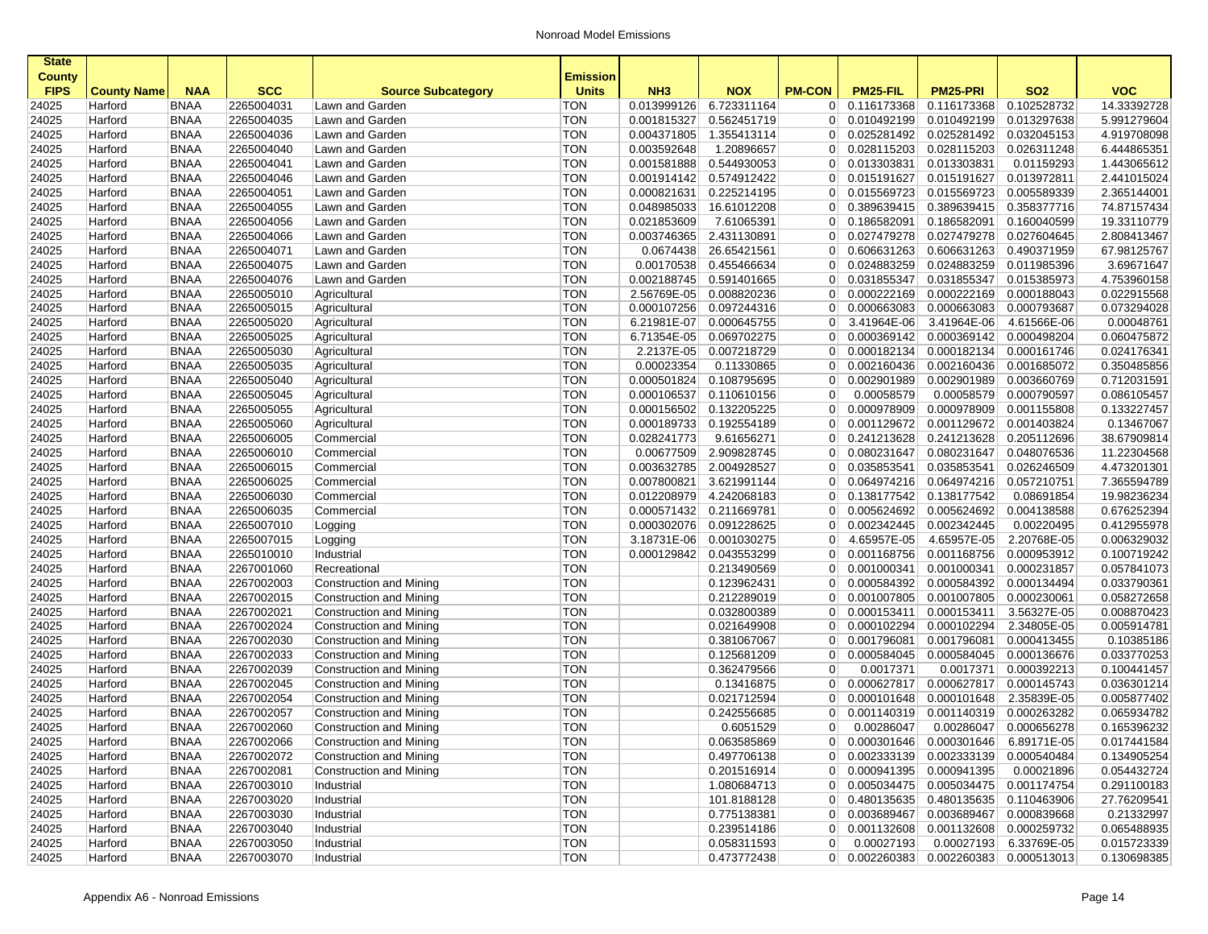# Nonroad Model Emissions

| State County FIPS | County Name | NAA | SCC | Source Subcategory | Emission Units | NH3 | NOX | PM-CON | PM25-FIL | PM25-PRI | SO2 | VOC |
|---|---|---|---|---|---|---|---|---|---|---|---|---|
| 24025 | Harford | BNAA | 2265004031 | Lawn and Garden | TON | 0.013999126 | 6.723311164 | 0 | 0.116173368 | 0.116173368 | 0.102528732 | 14.33392728 |
| 24025 | Harford | BNAA | 2265004035 | Lawn and Garden | TON | 0.001815327 | 0.562451719 | 0 | 0.010492199 | 0.010492199 | 0.013297638 | 5.991279604 |
| 24025 | Harford | BNAA | 2265004036 | Lawn and Garden | TON | 0.004371805 | 1.355413114 | 0 | 0.025281492 | 0.025281492 | 0.032045153 | 4.919708098 |
| 24025 | Harford | BNAA | 2265004040 | Lawn and Garden | TON | 0.003592648 | 1.20896657 | 0 | 0.028115203 | 0.028115203 | 0.026311248 | 6.444865351 |
| 24025 | Harford | BNAA | 2265004041 | Lawn and Garden | TON | 0.001581888 | 0.544930053 | 0 | 0.013303831 | 0.013303831 | 0.01159293 | 1.443065612 |
| 24025 | Harford | BNAA | 2265004046 | Lawn and Garden | TON | 0.001914142 | 0.574912422 | 0 | 0.015191627 | 0.015191627 | 0.013972811 | 2.441015024 |
| 24025 | Harford | BNAA | 2265004051 | Lawn and Garden | TON | 0.000821631 | 0.225214195 | 0 | 0.015569723 | 0.015569723 | 0.005589339 | 2.365144001 |
| 24025 | Harford | BNAA | 2265004055 | Lawn and Garden | TON | 0.048985033 | 16.61012208 | 0 | 0.389639415 | 0.389639415 | 0.358377716 | 74.87157434 |
| 24025 | Harford | BNAA | 2265004056 | Lawn and Garden | TON | 0.021853609 | 7.61065391 | 0 | 0.186582091 | 0.186582091 | 0.160040599 | 19.33110779 |
| 24025 | Harford | BNAA | 2265004066 | Lawn and Garden | TON | 0.003746365 | 2.431130891 | 0 | 0.027479278 | 0.027479278 | 0.027604645 | 2.808413467 |
| 24025 | Harford | BNAA | 2265004071 | Lawn and Garden | TON | 0.0674438 | 26.65421561 | 0 | 0.606631263 | 0.606631263 | 0.490371959 | 67.98125767 |
| 24025 | Harford | BNAA | 2265004075 | Lawn and Garden | TON | 0.00170538 | 0.455466634 | 0 | 0.024883259 | 0.024883259 | 0.011985396 | 3.69671647 |
| 24025 | Harford | BNAA | 2265004076 | Lawn and Garden | TON | 0.002188745 | 0.591401665 | 0 | 0.031855347 | 0.031855347 | 0.015385973 | 4.753960158 |
| 24025 | Harford | BNAA | 2265005010 | Agricultural | TON | 2.56769E-05 | 0.008820236 | 0 | 0.000222169 | 0.000222169 | 0.000188043 | 0.022915568 |
| 24025 | Harford | BNAA | 2265005015 | Agricultural | TON | 0.000107256 | 0.097244316 | 0 | 0.000663083 | 0.000663083 | 0.000793687 | 0.073294028 |
| 24025 | Harford | BNAA | 2265005020 | Agricultural | TON | 6.21981E-07 | 0.000645755 | 0 | 3.41964E-06 | 3.41964E-06 | 4.61566E-06 | 0.00048761 |
| 24025 | Harford | BNAA | 2265005025 | Agricultural | TON | 6.71354E-05 | 0.069702275 | 0 | 0.000369142 | 0.000369142 | 0.000498204 | 0.060475872 |
| 24025 | Harford | BNAA | 2265005030 | Agricultural | TON | 2.2137E-05 | 0.007218729 | 0 | 0.000182134 | 0.000182134 | 0.000161746 | 0.024176341 |
| 24025 | Harford | BNAA | 2265005035 | Agricultural | TON | 0.00023354 | 0.11330865 | 0 | 0.002160436 | 0.002160436 | 0.001685072 | 0.350485856 |
| 24025 | Harford | BNAA | 2265005040 | Agricultural | TON | 0.000501824 | 0.108795695 | 0 | 0.002901989 | 0.002901989 | 0.003660769 | 0.712031591 |
| 24025 | Harford | BNAA | 2265005045 | Agricultural | TON | 0.000106537 | 0.110610156 | 0 | 0.00058579 | 0.00058579 | 0.000790597 | 0.086105457 |
| 24025 | Harford | BNAA | 2265005055 | Agricultural | TON | 0.000156502 | 0.132205225 | 0 | 0.000978909 | 0.000978909 | 0.001155808 | 0.133227457 |
| 24025 | Harford | BNAA | 2265005060 | Agricultural | TON | 0.000189733 | 0.192554189 | 0 | 0.001129672 | 0.001129672 | 0.001403824 | 0.13467067 |
| 24025 | Harford | BNAA | 2265006005 | Commercial | TON | 0.028241773 | 9.61656271 | 0 | 0.241213628 | 0.241213628 | 0.205112696 | 38.67909814 |
| 24025 | Harford | BNAA | 2265006010 | Commercial | TON | 0.00677509 | 2.909828745 | 0 | 0.080231647 | 0.080231647 | 0.048076536 | 11.22304568 |
| 24025 | Harford | BNAA | 2265006015 | Commercial | TON | 0.003632785 | 2.004928527 | 0 | 0.035853541 | 0.035853541 | 0.026246509 | 4.473201301 |
| 24025 | Harford | BNAA | 2265006025 | Commercial | TON | 0.007800821 | 3.621991144 | 0 | 0.064974216 | 0.064974216 | 0.057210751 | 7.365594789 |
| 24025 | Harford | BNAA | 2265006030 | Commercial | TON | 0.012208979 | 4.242068183 | 0 | 0.138177542 | 0.138177542 | 0.08691854 | 19.98236234 |
| 24025 | Harford | BNAA | 2265006035 | Commercial | TON | 0.000571432 | 0.211669781 | 0 | 0.005624692 | 0.005624692 | 0.004138588 | 0.676252394 |
| 24025 | Harford | BNAA | 2265007010 | Logging | TON | 0.000302076 | 0.091228625 | 0 | 0.002342445 | 0.002342445 | 0.00220495 | 0.412955978 |
| 24025 | Harford | BNAA | 2265007015 | Logging | TON | 3.18731E-06 | 0.001030275 | 0 | 4.65957E-05 | 4.65957E-05 | 2.20768E-05 | 0.006329032 |
| 24025 | Harford | BNAA | 2265010010 | Industrial | TON | 0.000129842 | 0.043553299 | 0 | 0.001168756 | 0.001168756 | 0.000953912 | 0.100719242 |
| 24025 | Harford | BNAA | 2267001060 | Recreational | TON | | 0.213490569 | 0 | 0.001000341 | 0.001000341 | 0.000231857 | 0.057841073 |
| 24025 | Harford | BNAA | 2267002003 | Construction and Mining | TON | | 0.123962431 | 0 | 0.000584392 | 0.000584392 | 0.000134494 | 0.033790361 |
| 24025 | Harford | BNAA | 2267002015 | Construction and Mining | TON | | 0.212289019 | 0 | 0.001007805 | 0.001007805 | 0.000230061 | 0.058272658 |
| 24025 | Harford | BNAA | 2267002021 | Construction and Mining | TON | | 0.032800389 | 0 | 0.000153411 | 0.000153411 | 3.56327E-05 | 0.008870423 |
| 24025 | Harford | BNAA | 2267002024 | Construction and Mining | TON | | 0.021649908 | 0 | 0.000102294 | 0.000102294 | 2.34805E-05 | 0.005914781 |
| 24025 | Harford | BNAA | 2267002030 | Construction and Mining | TON | | 0.381067067 | 0 | 0.001796081 | 0.001796081 | 0.000413455 | 0.10385186 |
| 24025 | Harford | BNAA | 2267002033 | Construction and Mining | TON | | 0.125681209 | 0 | 0.000584045 | 0.000584045 | 0.000136676 | 0.033770253 |
| 24025 | Harford | BNAA | 2267002039 | Construction and Mining | TON | | 0.362479566 | 0 | 0.0017371 | 0.0017371 | 0.000392213 | 0.100441457 |
| 24025 | Harford | BNAA | 2267002045 | Construction and Mining | TON | | 0.13416875 | 0 | 0.000627817 | 0.000627817 | 0.000145743 | 0.036301214 |
| 24025 | Harford | BNAA | 2267002054 | Construction and Mining | TON | | 0.021712594 | 0 | 0.000101648 | 0.000101648 | 2.35839E-05 | 0.005877402 |
| 24025 | Harford | BNAA | 2267002057 | Construction and Mining | TON | | 0.242556685 | 0 | 0.001140319 | 0.001140319 | 0.000263282 | 0.065934782 |
| 24025 | Harford | BNAA | 2267002060 | Construction and Mining | TON | | 0.6051529 | 0 | 0.00286047 | 0.00286047 | 0.000656278 | 0.165396232 |
| 24025 | Harford | BNAA | 2267002066 | Construction and Mining | TON | | 0.063585869 | 0 | 0.000301646 | 0.000301646 | 6.89171E-05 | 0.017441584 |
| 24025 | Harford | BNAA | 2267002072 | Construction and Mining | TON | | 0.497706138 | 0 | 0.002333139 | 0.002333139 | 0.000540484 | 0.134905254 |
| 24025 | Harford | BNAA | 2267002081 | Construction and Mining | TON | | 0.201516914 | 0 | 0.000941395 | 0.000941395 | 0.00021896 | 0.054432724 |
| 24025 | Harford | BNAA | 2267003010 | Industrial | TON | | 1.080684713 | 0 | 0.005034475 | 0.005034475 | 0.001174754 | 0.291100183 |
| 24025 | Harford | BNAA | 2267003020 | Industrial | TON | | 101.8188128 | 0 | 0.480135635 | 0.480135635 | 0.110463906 | 27.76209541 |
| 24025 | Harford | BNAA | 2267003030 | Industrial | TON | | 0.775138381 | 0 | 0.003689467 | 0.003689467 | 0.000839668 | 0.21332997 |
| 24025 | Harford | BNAA | 2267003040 | Industrial | TON | | 0.239514186 | 0 | 0.001132608 | 0.001132608 | 0.000259732 | 0.065488935 |
| 24025 | Harford | BNAA | 2267003050 | Industrial | TON | | 0.058311593 | 0 | 0.00027193 | 0.00027193 | 6.33769E-05 | 0.015723339 |
| 24025 | Harford | BNAA | 2267003070 | Industrial | TON | | 0.473772438 | 0 | 0.002260383 | 0.002260383 | 0.000513013 | 0.130698385 |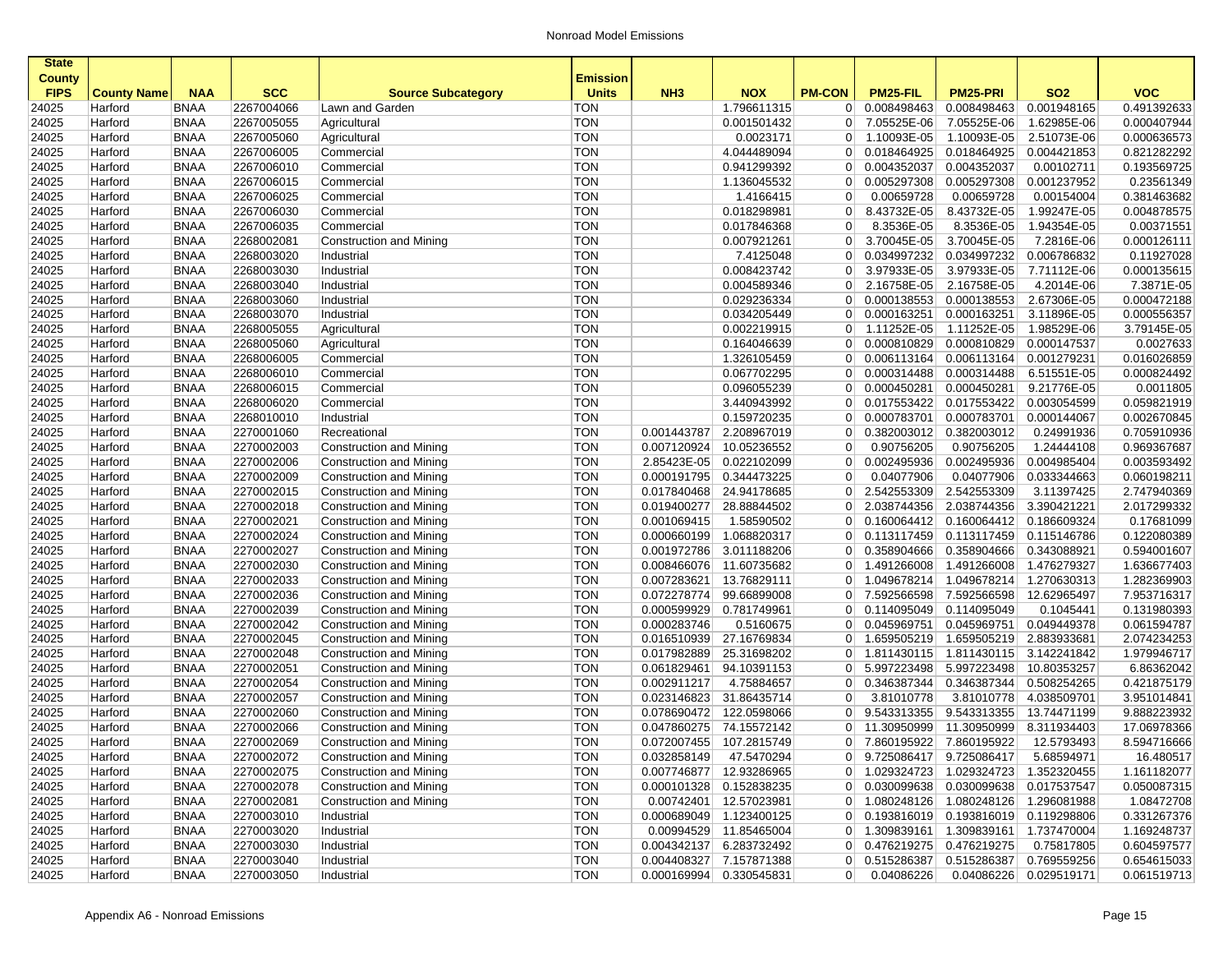# Nonroad Model Emissions

| State County FIPS | County Name | NAA | SCC | Source Subcategory | Emission Units | NH3 | NOX | PM-CON | PM25-FIL | PM25-PRI | SO2 | VOC |
|---|---|---|---|---|---|---|---|---|---|---|---|---|
| 24025 | Harford | BNAA | 2267004066 | Lawn and Garden | TON | | 1.796611315 | 0 | 0.008498463 | 0.008498463 | 0.001948165 | 0.491392633 |
| 24025 | Harford | BNAA | 2267005055 | Agricultural | TON | | 0.001501432 | 0 | 7.05525E-06 | 7.05525E-06 | 1.62985E-06 | 0.000407944 |
| 24025 | Harford | BNAA | 2267005060 | Agricultural | TON | | 0.0023171 | 0 | 1.10093E-05 | 1.10093E-05 | 2.51073E-06 | 0.000636573 |
| 24025 | Harford | BNAA | 2267006005 | Commercial | TON | | 4.044489094 | 0 | 0.018464925 | 0.018464925 | 0.004421853 | 0.821282292 |
| 24025 | Harford | BNAA | 2267006010 | Commercial | TON | | 0.941299392 | 0 | 0.004352037 | 0.004352037 | 0.00102711 | 0.193569725 |
| 24025 | Harford | BNAA | 2267006015 | Commercial | TON | | 1.136045532 | 0 | 0.005297308 | 0.005297308 | 0.001237952 | 0.23561349 |
| 24025 | Harford | BNAA | 2267006025 | Commercial | TON | | 1.4166415 | 0 | 0.00659728 | 0.00659728 | 0.00154004 | 0.381463682 |
| 24025 | Harford | BNAA | 2267006030 | Commercial | TON | | 0.018298981 | 0 | 8.43732E-05 | 8.43732E-05 | 1.99247E-05 | 0.004878575 |
| 24025 | Harford | BNAA | 2267006035 | Commercial | TON | | 0.017846368 | 0 | 8.3536E-05 | 8.3536E-05 | 1.94354E-05 | 0.00371551 |
| 24025 | Harford | BNAA | 2268002081 | Construction and Mining | TON | | 0.007921261 | 0 | 3.70045E-05 | 3.70045E-05 | 7.2816E-06 | 0.000126111 |
| 24025 | Harford | BNAA | 2268003020 | Industrial | TON | | 7.4125048 | 0 | 0.034997232 | 0.034997232 | 0.006786832 | 0.11927028 |
| 24025 | Harford | BNAA | 2268003030 | Industrial | TON | | 0.008423742 | 0 | 3.97933E-05 | 3.97933E-05 | 7.71112E-06 | 0.000135615 |
| 24025 | Harford | BNAA | 2268003040 | Industrial | TON | | 0.004589346 | 0 | 2.16758E-05 | 2.16758E-05 | 4.2014E-06 | 7.3871E-05 |
| 24025 | Harford | BNAA | 2268003060 | Industrial | TON | | 0.029236334 | 0 | 0.000138553 | 0.000138553 | 2.67306E-05 | 0.000472188 |
| 24025 | Harford | BNAA | 2268003070 | Industrial | TON | | 0.034205449 | 0 | 0.000163251 | 0.000163251 | 3.11896E-05 | 0.000556357 |
| 24025 | Harford | BNAA | 2268005055 | Agricultural | TON | | 0.002219915 | 0 | 1.11252E-05 | 1.11252E-05 | 1.98529E-06 | 3.79145E-05 |
| 24025 | Harford | BNAA | 2268005060 | Agricultural | TON | | 0.164046639 | 0 | 0.000810829 | 0.000810829 | 0.000147537 | 0.0027633 |
| 24025 | Harford | BNAA | 2268006005 | Commercial | TON | | 1.326105459 | 0 | 0.006113164 | 0.006113164 | 0.001279231 | 0.016026859 |
| 24025 | Harford | BNAA | 2268006010 | Commercial | TON | | 0.067702295 | 0 | 0.000314488 | 0.000314488 | 6.51551E-05 | 0.000824492 |
| 24025 | Harford | BNAA | 2268006015 | Commercial | TON | | 0.096055239 | 0 | 0.000450281 | 0.000450281 | 9.21776E-05 | 0.0011805 |
| 24025 | Harford | BNAA | 2268006020 | Commercial | TON | | 3.440943992 | 0 | 0.017553422 | 0.017553422 | 0.003054599 | 0.059821919 |
| 24025 | Harford | BNAA | 2268010010 | Industrial | TON | | 0.159720235 | 0 | 0.000783701 | 0.000783701 | 0.000144067 | 0.002670845 |
| 24025 | Harford | BNAA | 2270001060 | Recreational | TON | 0.001443787 | 2.208967019 | 0 | 0.382003012 | 0.382003012 | 0.24991936 | 0.705910936 |
| 24025 | Harford | BNAA | 2270002003 | Construction and Mining | TON | 0.007120924 | 10.05236552 | 0 | 0.90756205 | 0.90756205 | 1.24444108 | 0.969367687 |
| 24025 | Harford | BNAA | 2270002006 | Construction and Mining | TON | 2.85423E-05 | 0.022102099 | 0 | 0.002495936 | 0.002495936 | 0.004985404 | 0.003593492 |
| 24025 | Harford | BNAA | 2270002009 | Construction and Mining | TON | 0.000191795 | 0.344473225 | 0 | 0.04077906 | 0.04077906 | 0.033344663 | 0.060198211 |
| 24025 | Harford | BNAA | 2270002015 | Construction and Mining | TON | 0.017840468 | 24.94178685 | 0 | 2.542553309 | 2.542553309 | 3.11397425 | 2.747940369 |
| 24025 | Harford | BNAA | 2270002018 | Construction and Mining | TON | 0.019400277 | 28.88844502 | 0 | 2.038744356 | 2.038744356 | 3.390421221 | 2.017299332 |
| 24025 | Harford | BNAA | 2270002021 | Construction and Mining | TON | 0.001069415 | 1.58590502 | 0 | 0.160064412 | 0.160064412 | 0.186609324 | 0.17681099 |
| 24025 | Harford | BNAA | 2270002024 | Construction and Mining | TON | 0.000660199 | 1.068820317 | 0 | 0.113117459 | 0.113117459 | 0.115146786 | 0.122080389 |
| 24025 | Harford | BNAA | 2270002027 | Construction and Mining | TON | 0.001972786 | 3.011188206 | 0 | 0.358904666 | 0.358904666 | 0.343088921 | 0.594001607 |
| 24025 | Harford | BNAA | 2270002030 | Construction and Mining | TON | 0.008466076 | 11.60735682 | 0 | 1.491266008 | 1.491266008 | 1.476279327 | 1.636677403 |
| 24025 | Harford | BNAA | 2270002033 | Construction and Mining | TON | 0.007283621 | 13.76829111 | 0 | 1.049678214 | 1.049678214 | 1.270630313 | 1.282369903 |
| 24025 | Harford | BNAA | 2270002036 | Construction and Mining | TON | 0.072278774 | 99.66899008 | 0 | 7.592566598 | 7.592566598 | 12.62965497 | 7.953716317 |
| 24025 | Harford | BNAA | 2270002039 | Construction and Mining | TON | 0.000599929 | 0.781749961 | 0 | 0.114095049 | 0.114095049 | 0.1045441 | 0.131980393 |
| 24025 | Harford | BNAA | 2270002042 | Construction and Mining | TON | 0.000283746 | 0.5160675 | 0 | 0.045969751 | 0.045969751 | 0.049449378 | 0.061594787 |
| 24025 | Harford | BNAA | 2270002045 | Construction and Mining | TON | 0.016510939 | 27.16769834 | 0 | 1.659505219 | 1.659505219 | 2.883933681 | 2.074234253 |
| 24025 | Harford | BNAA | 2270002048 | Construction and Mining | TON | 0.017982889 | 25.31698202 | 0 | 1.811430115 | 1.811430115 | 3.142241842 | 1.979946717 |
| 24025 | Harford | BNAA | 2270002051 | Construction and Mining | TON | 0.061829461 | 94.10391153 | 0 | 5.997223498 | 5.997223498 | 10.80353257 | 6.86362042 |
| 24025 | Harford | BNAA | 2270002054 | Construction and Mining | TON | 0.002911217 | 4.75884657 | 0 | 0.346387344 | 0.346387344 | 0.508254265 | 0.421875179 |
| 24025 | Harford | BNAA | 2270002057 | Construction and Mining | TON | 0.023146883 | 31.86435714 | 0 | 3.81010778 | 3.81010778 | 4.038509701 | 3.951014841 |
| 24025 | Harford | BNAA | 2270002060 | Construction and Mining | TON | 0.078690472 | 122.0598066 | 0 | 9.543313355 | 9.543313355 | 13.74471199 | 9.888223932 |
| 24025 | Harford | BNAA | 2270002066 | Construction and Mining | TON | 0.047860275 | 74.15572142 | 0 | 11.30950999 | 11.30950999 | 8.311934403 | 17.06978366 |
| 24025 | Harford | BNAA | 2270002069 | Construction and Mining | TON | 0.072007455 | 107.2815749 | 0 | 7.860195922 | 7.860195922 | 12.5793493 | 8.594716666 |
| 24025 | Harford | BNAA | 2270002072 | Construction and Mining | TON | 0.032858149 | 47.5470294 | 0 | 9.725086417 | 9.725086417 | 5.68594971 | 16.480517 |
| 24025 | Harford | BNAA | 2270002075 | Construction and Mining | TON | 0.007746877 | 12.93286965 | 0 | 1.029324723 | 1.029324723 | 1.352320455 | 1.161182077 |
| 24025 | Harford | BNAA | 2270002078 | Construction and Mining | TON | 0.000101328 | 0.152838235 | 0 | 0.030099638 | 0.030099638 | 0.017537547 | 0.050087315 |
| 24025 | Harford | BNAA | 2270002081 | Construction and Mining | TON | 0.00742401 | 12.57023981 | 0 | 1.080248126 | 1.080248126 | 1.296081988 | 1.08472708 |
| 24025 | Harford | BNAA | 2270003010 | Industrial | TON | 0.000689049 | 1.123400125 | 0 | 0.193816019 | 0.193816019 | 0.119298806 | 0.331267376 |
| 24025 | Harford | BNAA | 2270003020 | Industrial | TON | 0.00994529 | 11.85465004 | 0 | 1.309839161 | 1.309839161 | 1.737470004 | 1.169248737 |
| 24025 | Harford | BNAA | 2270003030 | Industrial | TON | 0.004342137 | 6.283732492 | 0 | 0.476219275 | 0.476219275 | 0.75817805 | 0.604597577 |
| 24025 | Harford | BNAA | 2270003040 | Industrial | TON | 0.004408327 | 7.157871388 | 0 | 0.515286387 | 0.515286387 | 0.769559256 | 0.654615033 |
| 24025 | Harford | BNAA | 2270003050 | Industrial | TON | 0.000169994 | 0.330545831 | 0 | 0.04086226 | 0.04086226 | 0.029519171 | 0.061519713 |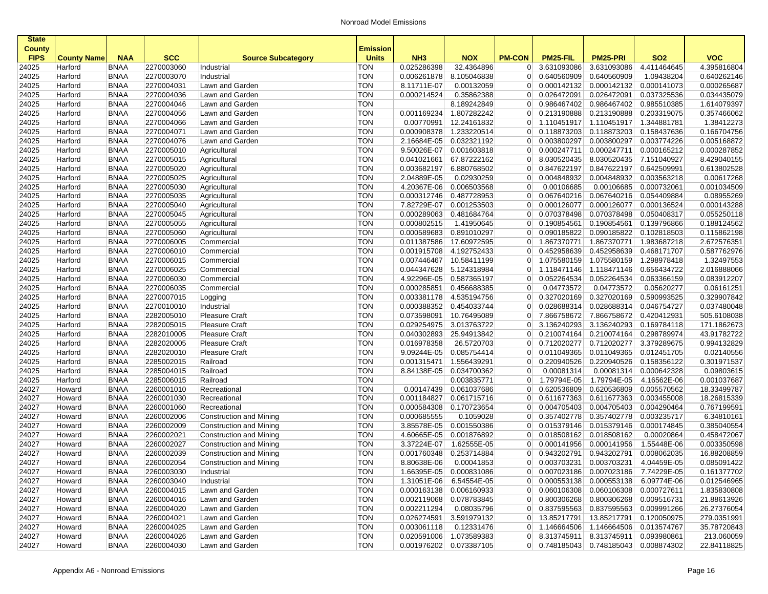Nonroad Model Emissions

| State County FIPS | County Name | NAA | SCC | Source Subcategory | Emission Units | NH3 | NOX | PM-CON | PM25-FIL | PM25-PRI | SO2 | VOC |
|---|---|---|---|---|---|---|---|---|---|---|---|---|
| 24025 | Harford | BNAA | 2270003060 | Industrial | TON | 0.025286398 | 32.4364896 | 0 | 3.631093086 | 3.631093086 | 4.411464645 | 4.395816804 |
| 24025 | Harford | BNAA | 2270003070 | Industrial | TON | 0.006261878 | 8.105046838 | 0 | 0.640560909 | 0.640560909 | 1.09438204 | 0.640262146 |
| 24025 | Harford | BNAA | 2270004031 | Lawn and Garden | TON | 8.11711E-07 | 0.00132059 | 0 | 0.000142132 | 0.000142132 | 0.000141073 | 0.000265687 |
| 24025 | Harford | BNAA | 2270004036 | Lawn and Garden | TON | 0.000214524 | 0.35862388 | 0 | 0.026472091 | 0.026472091 | 0.037325536 | 0.034435079 |
| 24025 | Harford | BNAA | 2270004046 | Lawn and Garden | TON | | 8.189242849 | 0 | 0.986467402 | 0.986467402 | 0.985510385 | 1.614079397 |
| 24025 | Harford | BNAA | 2270004056 | Lawn and Garden | TON | 0.001169234 | 1.807282242 | 0 | 0.213190888 | 0.213190888 | 0.203319075 | 0.357466062 |
| 24025 | Harford | BNAA | 2270004066 | Lawn and Garden | TON | 0.00770991 | 12.24161832 | 0 | 1.110451917 | 1.110451917 | 1.344881781 | 1.38412273 |
| 24025 | Harford | BNAA | 2270004071 | Lawn and Garden | TON | 0.000908378 | 1.233220514 | 0 | 0.118873203 | 0.118873203 | 0.158437636 | 0.166704756 |
| 24025 | Harford | BNAA | 2270004076 | Lawn and Garden | TON | 2.16684E-05 | 0.032321192 | 0 | 0.003800297 | 0.003800297 | 0.003774226 | 0.005168872 |
| 24025 | Harford | BNAA | 2270005010 | Agricultural | TON | 9.50026E-07 | 0.001603818 | 0 | 0.000247711 | 0.000247711 | 0.000165212 | 0.000287852 |
| 24025 | Harford | BNAA | 2270005015 | Agricultural | TON | 0.041021661 | 67.87222162 | 0 | 8.030520435 | 8.030520435 | 7.151040927 | 8.429040155 |
| 24025 | Harford | BNAA | 2270005020 | Agricultural | TON | 0.003682197 | 6.880768502 | 0 | 0.847622197 | 0.847622197 | 0.642509991 | 0.613802528 |
| 24025 | Harford | BNAA | 2270005025 | Agricultural | TON | 2.04889E-05 | 0.02930259 | 0 | 0.004848932 | 0.004848932 | 0.003563218 | 0.00617268 |
| 24025 | Harford | BNAA | 2270005030 | Agricultural | TON | 4.20367E-06 | 0.006503568 | 0 | 0.00106685 | 0.00106685 | 0.000732061 | 0.001034509 |
| 24025 | Harford | BNAA | 2270005035 | Agricultural | TON | 0.000312746 | 0.487728953 | 0 | 0.067640216 | 0.067640216 | 0.054409884 | 0.08955269 |
| 24025 | Harford | BNAA | 2270005040 | Agricultural | TON | 7.82729E-07 | 0.001253503 | 0 | 0.000126077 | 0.000126077 | 0.000136524 | 0.000143288 |
| 24025 | Harford | BNAA | 2270005045 | Agricultural | TON | 0.000289063 | 0.481684764 | 0 | 0.070378498 | 0.070378498 | 0.050408317 | 0.055250118 |
| 24025 | Harford | BNAA | 2270005055 | Agricultural | TON | 0.000802515 | 1.41950645 | 0 | 0.190854561 | 0.190854561 | 0.139796866 | 0.188124562 |
| 24025 | Harford | BNAA | 2270005060 | Agricultural | TON | 0.000589683 | 0.891010297 | 0 | 0.090185822 | 0.090185822 | 0.102818503 | 0.115862198 |
| 24025 | Harford | BNAA | 2270006005 | Commercial | TON | 0.011387586 | 17.60972595 | 0 | 1.867370771 | 1.867370771 | 1.983687218 | 2.672576351 |
| 24025 | Harford | BNAA | 2270006010 | Commercial | TON | 0.001915708 | 4.192752433 | 0 | 0.452958639 | 0.452958639 | 0.468171707 | 0.587762976 |
| 24025 | Harford | BNAA | 2270006015 | Commercial | TON | 0.007446467 | 10.58411199 | 0 | 1.075580159 | 1.075580159 | 1.298978418 | 1.32497553 |
| 24025 | Harford | BNAA | 2270006025 | Commercial | TON | 0.044347628 | 5.124318984 | 0 | 1.118471146 | 1.118471146 | 0.656434722 | 2.016888066 |
| 24025 | Harford | BNAA | 2270006030 | Commercial | TON | 4.92296E-05 | 0.587365197 | 0 | 0.052264534 | 0.052264534 | 0.063366159 | 0.083912207 |
| 24025 | Harford | BNAA | 2270006035 | Commercial | TON | 0.000285851 | 0.456688385 | 0 | 0.04773572 | 0.04773572 | 0.05620277 | 0.06161251 |
| 24025 | Harford | BNAA | 2270007015 | Logging | TON | 0.003381178 | 4.535194756 | 0 | 0.327020169 | 0.327020169 | 0.590993525 | 0.329907842 |
| 24025 | Harford | BNAA | 2270010010 | Industrial | TON | 0.000388352 | 0.454033744 | 0 | 0.028688314 | 0.028688314 | 0.046754727 | 0.037480048 |
| 24025 | Harford | BNAA | 2282005010 | Pleasure Craft | TON | 0.073598091 | 10.76495089 | 0 | 7.866758672 | 7.866758672 | 0.420412931 | 505.6108038 |
| 24025 | Harford | BNAA | 2282005015 | Pleasure Craft | TON | 0.029254975 | 3.013763722 | 0 | 3.136240293 | 3.136240293 | 0.169784118 | 171.1862673 |
| 24025 | Harford | BNAA | 2282010005 | Pleasure Craft | TON | 0.040302893 | 25.94913842 | 0 | 0.210074164 | 0.210074164 | 0.298789974 | 43.91782722 |
| 24025 | Harford | BNAA | 2282020005 | Pleasure Craft | TON | 0.016978358 | 26.5720703 | 0 | 0.712020277 | 0.712020277 | 3.379289675 | 0.994132829 |
| 24025 | Harford | BNAA | 2282020010 | Pleasure Craft | TON | 9.09244E-05 | 0.085754414 | 0 | 0.011049365 | 0.011049365 | 0.012451705 | 0.02140556 |
| 24025 | Harford | BNAA | 2285002015 | Railroad | TON | 0.001315471 | 1.556439291 | 0 | 0.220940526 | 0.220940526 | 0.158356122 | 0.301971537 |
| 24025 | Harford | BNAA | 2285004015 | Railroad | TON | 8.84138E-05 | 0.034700362 | 0 | 0.00081314 | 0.00081314 | 0.000642328 | 0.09803615 |
| 24025 | Harford | BNAA | 2285006015 | Railroad | TON | | 0.003835771 | 0 | 1.79794E-05 | 1.79794E-05 | 4.16562E-06 | 0.001037687 |
| 24027 | Howard | BNAA | 2260001010 | Recreational | TON | 0.00147439 | 0.061037686 | 0 | 0.620536809 | 0.620536809 | 0.005570562 | 18.33499787 |
| 24027 | Howard | BNAA | 2260001030 | Recreational | TON | 0.001184827 | 0.061715716 | 0 | 0.611677363 | 0.611677363 | 0.003455008 | 18.26815339 |
| 24027 | Howard | BNAA | 2260001060 | Recreational | TON | 0.000584308 | 0.170723654 | 0 | 0.004705403 | 0.004705403 | 0.004290464 | 0.767199591 |
| 24027 | Howard | BNAA | 2260002006 | Construction and Mining | TON | 0.000685555 | 0.1059028 | 0 | 0.357402778 | 0.357402778 | 0.003235717 | 6.34810161 |
| 24027 | Howard | BNAA | 2260002009 | Construction and Mining | TON | 3.85578E-05 | 0.001550386 | 0 | 0.015379146 | 0.015379146 | 0.000174845 | 0.385040554 |
| 24027 | Howard | BNAA | 2260002021 | Construction and Mining | TON | 4.60665E-05 | 0.001876892 | 0 | 0.018508162 | 0.018508162 | 0.00020864 | 0.458472067 |
| 24027 | Howard | BNAA | 2260002027 | Construction and Mining | TON | 3.37224E-07 | 1.62555E-05 | 0 | 0.000141956 | 0.000141956 | 1.55448E-06 | 0.003350598 |
| 24027 | Howard | BNAA | 2260002039 | Construction and Mining | TON | 0.001760348 | 0.253714884 | 0 | 0.943202791 | 0.943202791 | 0.008062035 | 16.88208859 |
| 24027 | Howard | BNAA | 2260002054 | Construction and Mining | TON | 8.80638E-06 | 0.00041853 | 0 | 0.003703231 | 0.003703231 | 4.04459E-05 | 0.085091422 |
| 24027 | Howard | BNAA | 2260003030 | Industrial | TON | 1.66395E-05 | 0.000831086 | 0 | 0.007023186 | 0.007023186 | 7.74229E-05 | 0.161377702 |
| 24027 | Howard | BNAA | 2260003040 | Industrial | TON | 1.31051E-06 | 6.54554E-05 | 0 | 0.000553138 | 0.000553138 | 6.09774E-06 | 0.012546965 |
| 24027 | Howard | BNAA | 2260004015 | Lawn and Garden | TON | 0.000163138 | 0.006160933 | 0 | 0.060106308 | 0.060106308 | 0.000727611 | 1.835830808 |
| 24027 | Howard | BNAA | 2260004016 | Lawn and Garden | TON | 0.002119068 | 0.078783845 | 0 | 0.800306268 | 0.800306268 | 0.009516731 | 21.88613926 |
| 24027 | Howard | BNAA | 2260004020 | Lawn and Garden | TON | 0.002211294 | 0.08035796 | 0 | 0.837595563 | 0.837595563 | 0.009991266 | 26.27376054 |
| 24027 | Howard | BNAA | 2260004021 | Lawn and Garden | TON | 0.026274591 | 3.591979132 | 0 | 13.85217791 | 13.85217791 | 0.120050975 | 279.0351991 |
| 24027 | Howard | BNAA | 2260004025 | Lawn and Garden | TON | 0.003061118 | 0.12331476 | 0 | 1.146664506 | 1.146664506 | 0.013574767 | 35.78720843 |
| 24027 | Howard | BNAA | 2260004026 | Lawn and Garden | TON | 0.020591006 | 1.073589383 | 0 | 8.313745911 | 8.313745911 | 0.093980861 | 213.060059 |
| 24027 | Howard | BNAA | 2260004030 | Lawn and Garden | TON | 0.001976202 | 0.073387105 | 0 | 0.748185043 | 0.748185043 | 0.008874302 | 22.84118825 |

Appendix A6 - Nonroad Emissions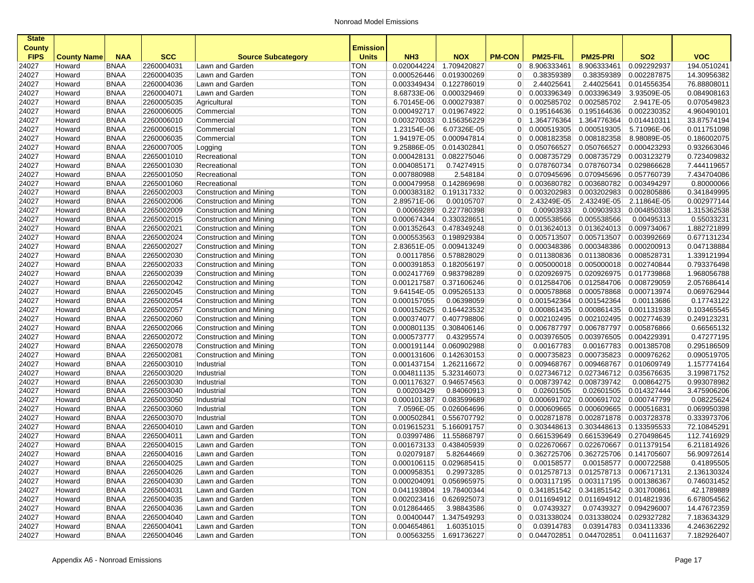| State County FIPS | County Name | NAA | SCC | Source Subcategory | Emission Units | NH3 | NOX | PM-CON | PM25-FIL | PM25-PRI | SO2 | VOC |
|---|---|---|---|---|---|---|---|---|---|---|---|---|
| 24027 | Howard | BNAA | 2260004031 | Lawn and Garden | TON | 0.020044224 | 1.709420827 | 0 | 8.906333461 | 8.906333461 | 0.092292937 | 194.0510241 |
| 24027 | Howard | BNAA | 2260004035 | Lawn and Garden | TON | 0.000526446 | 0.019300269 | 0 | 0.38359389 | 0.38359389 | 0.002287875 | 14.30956382 |
| 24027 | Howard | BNAA | 2260004036 | Lawn and Garden | TON | 0.003349434 | 0.122786019 | 0 | 2.44025641 | 2.44025641 | 0.014556354 | 76.88808011 |
| 24027 | Howard | BNAA | 2260004071 | Lawn and Garden | TON | 8.68733E-06 | 0.000329469 | 0 | 0.003396349 | 0.003396349 | 3.93509E-05 | 0.084908163 |
| 24027 | Howard | BNAA | 2260005035 | Agricultural | TON | 6.70145E-06 | 0.000279387 | 0 | 0.002585702 | 0.002585702 | 2.9417E-05 | 0.070549823 |
| 24027 | Howard | BNAA | 2260006005 | Commercial | TON | 0.000492717 | 0.019674922 | 0 | 0.195164636 | 0.195164636 | 0.002230352 | 4.960490101 |
| 24027 | Howard | BNAA | 2260006010 | Commercial | TON | 0.003270033 | 0.156356229 | 0 | 1.364776364 | 1.364776364 | 0.014410311 | 33.87574194 |
| 24027 | Howard | BNAA | 2260006015 | Commercial | TON | 1.23154E-06 | 6.07326E-05 | 0 | 0.000519305 | 0.000519305 | 5.71096E-06 | 0.011751098 |
| 24027 | Howard | BNAA | 2260006035 | Commercial | TON | 1.94197E-05 | 0.000947814 | 0 | 0.008182358 | 0.008182358 | 8.98089E-05 | 0.186002075 |
| 24027 | Howard | BNAA | 2260007005 | Logging | TON | 9.25886E-05 | 0.014302841 | 0 | 0.050766527 | 0.050766527 | 0.000423293 | 0.932663046 |
| 24027 | Howard | BNAA | 2265001010 | Recreational | TON | 0.000428131 | 0.082275046 | 0 | 0.008735729 | 0.008735729 | 0.003123279 | 0.723409832 |
| 24027 | Howard | BNAA | 2265001030 | Recreational | TON | 0.004085171 | 0.74274915 | 0 | 0.078760734 | 0.078760734 | 0.029866628 | 7.444119657 |
| 24027 | Howard | BNAA | 2265001050 | Recreational | TON | 0.007880988 | 2.548184 | 0 | 0.070945696 | 0.070945696 | 0.057760739 | 7.434704086 |
| 24027 | Howard | BNAA | 2265001060 | Recreational | TON | 0.000479958 | 0.142869698 | 0 | 0.003680782 | 0.003680782 | 0.003494297 | 0.80000066 |
| 24027 | Howard | BNAA | 2265002003 | Construction and Mining | TON | 0.000383182 | 0.191317332 | 0 | 0.003202983 | 0.003202983 | 0.002805886 | 0.341849995 |
| 24027 | Howard | BNAA | 2265002006 | Construction and Mining | TON | 2.89571E-06 | 0.00105707 | 0 | 2.43249E-05 | 2.43249E-05 | 2.11864E-05 | 0.002977144 |
| 24027 | Howard | BNAA | 2265002009 | Construction and Mining | TON | 0.00069289 | 0.227780398 | 0 | 0.00903933 | 0.00903933 | 0.004850338 | 1.315362538 |
| 24027 | Howard | BNAA | 2265002015 | Construction and Mining | TON | 0.000674344 | 0.330328651 | 0 | 0.005538566 | 0.005538566 | 0.00495313 | 0.55033231 |
| 24027 | Howard | BNAA | 2265002021 | Construction and Mining | TON | 0.001352643 | 0.478349248 | 0 | 0.013624013 | 0.013624013 | 0.009734067 | 1.882721899 |
| 24027 | Howard | BNAA | 2265002024 | Construction and Mining | TON | 0.000553563 | 0.198929384 | 0 | 0.005713507 | 0.005713507 | 0.003992669 | 0.677131234 |
| 24027 | Howard | BNAA | 2265002027 | Construction and Mining | TON | 2.83651E-05 | 0.009413249 | 0 | 0.000348386 | 0.000348386 | 0.000200913 | 0.047138884 |
| 24027 | Howard | BNAA | 2265002030 | Construction and Mining | TON | 0.00117856 | 0.578828029 | 0 | 0.011380836 | 0.011380836 | 0.008528731 | 1.339121994 |
| 24027 | Howard | BNAA | 2265002033 | Construction and Mining | TON | 0.000391853 | 0.182056197 | 0 | 0.005000018 | 0.005000018 | 0.002740844 | 0.793376498 |
| 24027 | Howard | BNAA | 2265002039 | Construction and Mining | TON | 0.002417769 | 0.983798289 | 0 | 0.020926975 | 0.020926975 | 0.017739868 | 1.968056788 |
| 24027 | Howard | BNAA | 2265002042 | Construction and Mining | TON | 0.001217587 | 0.371606246 | 0 | 0.012584706 | 0.012584706 | 0.008729059 | 2.057686414 |
| 24027 | Howard | BNAA | 2265002045 | Construction and Mining | TON | 9.64154E-05 | 0.095265133 | 0 | 0.000578868 | 0.000578868 | 0.000713974 | 0.069762944 |
| 24027 | Howard | BNAA | 2265002054 | Construction and Mining | TON | 0.000157055 | 0.06398059 | 0 | 0.001542364 | 0.001542364 | 0.00113686 | 0.17743122 |
| 24027 | Howard | BNAA | 2265002057 | Construction and Mining | TON | 0.000152625 | 0.164423532 | 0 | 0.000861435 | 0.000861435 | 0.001131938 | 0.103465545 |
| 24027 | Howard | BNAA | 2265002060 | Construction and Mining | TON | 0.000374077 | 0.407798806 | 0 | 0.002102495 | 0.002102495 | 0.002774639 | 0.249123231 |
| 24027 | Howard | BNAA | 2265002066 | Construction and Mining | TON | 0.000801135 | 0.308406146 | 0 | 0.006787797 | 0.006787797 | 0.005876866 | 0.66565132 |
| 24027 | Howard | BNAA | 2265002072 | Construction and Mining | TON | 0.000573777 | 0.43295574 | 0 | 0.003976505 | 0.003976505 | 0.004229391 | 0.47277195 |
| 24027 | Howard | BNAA | 2265002078 | Construction and Mining | TON | 0.000191144 | 0.060902988 | 0 | 0.00167783 | 0.00167783 | 0.001385708 | 0.295186509 |
| 24027 | Howard | BNAA | 2265002081 | Construction and Mining | TON | 0.000131606 | 0.142630153 | 0 | 0.000735823 | 0.000735823 | 0.000976262 | 0.090519705 |
| 24027 | Howard | BNAA | 2265003010 | Industrial | TON | 0.001437154 | 1.262116672 | 0 | 0.009468767 | 0.009468767 | 0.010609749 | 1.157774164 |
| 24027 | Howard | BNAA | 2265003020 | Industrial | TON | 0.004811135 | 5.323146073 | 0 | 0.027346712 | 0.027346712 | 0.035676635 | 3.199871752 |
| 24027 | Howard | BNAA | 2265003030 | Industrial | TON | 0.001176327 | 0.946574563 | 0 | 0.008739742 | 0.008739742 | 0.00864275 | 0.993078982 |
| 24027 | Howard | BNAA | 2265003040 | Industrial | TON | 0.00203429 | 0.84060913 | 0 | 0.02601505 | 0.02601505 | 0.014327444 | 3.475906206 |
| 24027 | Howard | BNAA | 2265003050 | Industrial | TON | 0.000101387 | 0.083599689 | 0 | 0.000691702 | 0.000691702 | 0.000747799 | 0.08225624 |
| 24027 | Howard | BNAA | 2265003060 | Industrial | TON | 7.0596E-05 | 0.026064696 | 0 | 0.000609665 | 0.000609665 | 0.000516831 | 0.069950398 |
| 24027 | Howard | BNAA | 2265003070 | Industrial | TON | 0.000502841 | 0.556707792 | 0 | 0.002871878 | 0.002871878 | 0.003728378 | 0.333973706 |
| 24027 | Howard | BNAA | 2265004010 | Lawn and Garden | TON | 0.019615231 | 5.166091757 | 0 | 0.303448613 | 0.303448613 | 0.133595533 | 72.10845291 |
| 24027 | Howard | BNAA | 2265004011 | Lawn and Garden | TON | 0.03997486 | 11.55868797 | 0 | 0.661539649 | 0.661539649 | 0.270498645 | 112.7416929 |
| 24027 | Howard | BNAA | 2265004015 | Lawn and Garden | TON | 0.001673133 | 0.438405939 | 0 | 0.022670667 | 0.022670667 | 0.011379154 | 6.211814926 |
| 24027 | Howard | BNAA | 2265004016 | Lawn and Garden | TON | 0.02079187 | 5.82644669 | 0 | 0.362725706 | 0.362725706 | 0.141705607 | 56.90972614 |
| 24027 | Howard | BNAA | 2265004025 | Lawn and Garden | TON | 0.000106115 | 0.029685415 | 0 | 0.00158577 | 0.00158577 | 0.000722588 | 0.41895505 |
| 24027 | Howard | BNAA | 2265004026 | Lawn and Garden | TON | 0.000958351 | 0.29973285 | 0 | 0.012578713 | 0.012578713 | 0.006717131 | 2.136130324 |
| 24027 | Howard | BNAA | 2265004030 | Lawn and Garden | TON | 0.000204091 | 0.056965975 | 0 | 0.003117195 | 0.003117195 | 0.001386367 | 0.746031452 |
| 24027 | Howard | BNAA | 2265004031 | Lawn and Garden | TON | 0.041193804 | 19.78400344 | 0 | 0.341851542 | 0.341851542 | 0.301700861 | 42.1789889 |
| 24027 | Howard | BNAA | 2265004035 | Lawn and Garden | TON | 0.002023416 | 0.626925073 | 0 | 0.011694912 | 0.011694912 | 0.014821936 | 6.678054562 |
| 24027 | Howard | BNAA | 2265004036 | Lawn and Garden | TON | 0.012864465 | 3.98843586 | 0 | 0.07439327 | 0.07439327 | 0.094296007 | 14.47672359 |
| 24027 | Howard | BNAA | 2265004040 | Lawn and Garden | TON | 0.00400447 | 1.347549293 | 0 | 0.031338024 | 0.031338024 | 0.029327282 | 7.183634329 |
| 24027 | Howard | BNAA | 2265004041 | Lawn and Garden | TON | 0.004654861 | 1.60351015 | 0 | 0.03914783 | 0.03914783 | 0.034113336 | 4.246362292 |
| 24027 | Howard | BNAA | 2265004046 | Lawn and Garden | TON | 0.00563255 | 1.691736227 | 0 | 0.044702851 | 0.044702851 | 0.04111637 | 7.182926407 |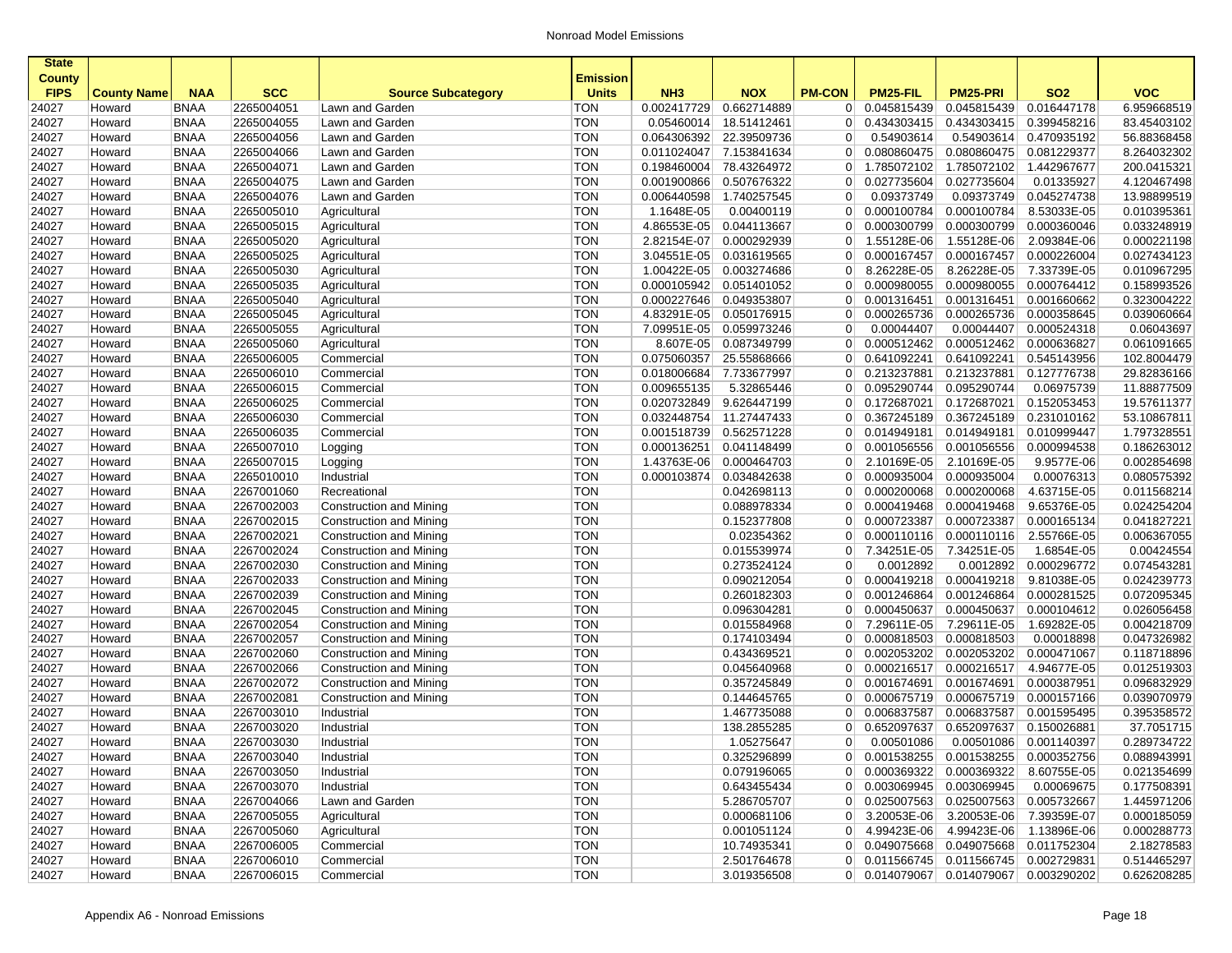| State County FIPS | County Name | NAA | SCC | Source Subcategory | Emission Units | NH3 | NOX | PM-CON | PM25-FIL | PM25-PRI | SO2 | VOC |
|---|---|---|---|---|---|---|---|---|---|---|---|---|
| 24027 | Howard | BNAA | 2265004051 | Lawn and Garden | TON | 0.002417729 | 0.662714889 | 0 | 0.045815439 | 0.045815439 | 0.016447178 | 6.959668519 |
| 24027 | Howard | BNAA | 2265004055 | Lawn and Garden | TON | 0.05460014 | 18.51412461 | 0 | 0.434303415 | 0.434303415 | 0.399458216 | 83.45403102 |
| 24027 | Howard | BNAA | 2265004056 | Lawn and Garden | TON | 0.064306392 | 22.39509736 | 0 | 0.54903614 | 0.54903614 | 0.470935192 | 56.88368458 |
| 24027 | Howard | BNAA | 2265004066 | Lawn and Garden | TON | 0.011024047 | 7.153841634 | 0 | 0.080860475 | 0.080860475 | 0.081229377 | 8.264032302 |
| 24027 | Howard | BNAA | 2265004071 | Lawn and Garden | TON | 0.198460004 | 78.43264972 | 0 | 1.785072102 | 1.785072102 | 1.442967677 | 200.0415321 |
| 24027 | Howard | BNAA | 2265004075 | Lawn and Garden | TON | 0.001900866 | 0.507676322 | 0 | 0.027735604 | 0.027735604 | 0.01335927 | 4.120467498 |
| 24027 | Howard | BNAA | 2265004076 | Lawn and Garden | TON | 0.006440598 | 1.740257545 | 0 | 0.09373749 | 0.09373749 | 0.045274738 | 13.98899519 |
| 24027 | Howard | BNAA | 2265005010 | Agricultural | TON | 1.1648E-05 | 0.00400119 | 0 | 0.000100784 | 0.000100784 | 8.53033E-05 | 0.010395361 |
| 24027 | Howard | BNAA | 2265005015 | Agricultural | TON | 4.86553E-05 | 0.044113667 | 0 | 0.000300799 | 0.000300799 | 0.000360046 | 0.033248919 |
| 24027 | Howard | BNAA | 2265005020 | Agricultural | TON | 2.82154E-07 | 0.000292939 | 0 | 1.55128E-06 | 1.55128E-06 | 2.09384E-06 | 0.000221198 |
| 24027 | Howard | BNAA | 2265005025 | Agricultural | TON | 3.04551E-05 | 0.031619565 | 0 | 0.000167457 | 0.000167457 | 0.000226004 | 0.027434123 |
| 24027 | Howard | BNAA | 2265005030 | Agricultural | TON | 1.00422E-05 | 0.003274686 | 0 | 8.26228E-05 | 8.26228E-05 | 7.33739E-05 | 0.010967295 |
| 24027 | Howard | BNAA | 2265005035 | Agricultural | TON | 0.000105942 | 0.051401052 | 0 | 0.000980055 | 0.000980055 | 0.000764412 | 0.158993526 |
| 24027 | Howard | BNAA | 2265005040 | Agricultural | TON | 0.000227646 | 0.049353807 | 0 | 0.001316451 | 0.001316451 | 0.001660662 | 0.323004222 |
| 24027 | Howard | BNAA | 2265005045 | Agricultural | TON | 4.83291E-05 | 0.050176915 | 0 | 0.000265736 | 0.000265736 | 0.000358645 | 0.039060664 |
| 24027 | Howard | BNAA | 2265005055 | Agricultural | TON | 7.09951E-05 | 0.059973246 | 0 | 0.00044407 | 0.00044407 | 0.000524318 | 0.06043697 |
| 24027 | Howard | BNAA | 2265005060 | Agricultural | TON | 8.607E-05 | 0.087349799 | 0 | 0.000512462 | 0.000512462 | 0.000636827 | 0.061091665 |
| 24027 | Howard | BNAA | 2265006005 | Commercial | TON | 0.075060357 | 25.55868666 | 0 | 0.641092241 | 0.641092241 | 0.545143956 | 102.8004479 |
| 24027 | Howard | BNAA | 2265006010 | Commercial | TON | 0.018006684 | 7.733677997 | 0 | 0.213237881 | 0.213237881 | 0.127776738 | 29.82836166 |
| 24027 | Howard | BNAA | 2265006015 | Commercial | TON | 0.009655135 | 5.32865446 | 0 | 0.095290744 | 0.095290744 | 0.06975739 | 11.88877509 |
| 24027 | Howard | BNAA | 2265006025 | Commercial | TON | 0.020732849 | 9.626447199 | 0 | 0.172687021 | 0.172687021 | 0.152053453 | 19.57611377 |
| 24027 | Howard | BNAA | 2265006030 | Commercial | TON | 0.032448754 | 11.27447433 | 0 | 0.367245189 | 0.367245189 | 0.231010162 | 53.10867811 |
| 24027 | Howard | BNAA | 2265006035 | Commercial | TON | 0.001518739 | 0.562571228 | 0 | 0.014949181 | 0.014949181 | 0.010999447 | 1.797328551 |
| 24027 | Howard | BNAA | 2265007010 | Logging | TON | 0.000136251 | 0.041148499 | 0 | 0.001056556 | 0.001056556 | 0.000994538 | 0.186263012 |
| 24027 | Howard | BNAA | 2265007015 | Logging | TON | 1.43763E-06 | 0.000464703 | 0 | 2.10169E-05 | 2.10169E-05 | 9.9577E-06 | 0.002854698 |
| 24027 | Howard | BNAA | 2265010010 | Industrial | TON | 0.000103874 | 0.034842638 | 0 | 0.000935004 | 0.000935004 | 0.00076313 | 0.080575392 |
| 24027 | Howard | BNAA | 2267001060 | Recreational | TON | | 0.042698113 | 0 | 0.000200068 | 0.000200068 | 4.63715E-05 | 0.011568214 |
| 24027 | Howard | BNAA | 2267002003 | Construction and Mining | TON | | 0.088978334 | 0 | 0.000419468 | 0.000419468 | 9.65376E-05 | 0.024254204 |
| 24027 | Howard | BNAA | 2267002015 | Construction and Mining | TON | | 0.152377808 | 0 | 0.000723387 | 0.000723387 | 0.000165134 | 0.041827221 |
| 24027 | Howard | BNAA | 2267002021 | Construction and Mining | TON | | 0.02354362 | 0 | 0.000110116 | 0.000110116 | 2.55766E-05 | 0.006367055 |
| 24027 | Howard | BNAA | 2267002024 | Construction and Mining | TON | | 0.015539974 | 0 | 7.34251E-05 | 7.34251E-05 | 1.6854E-05 | 0.00424554 |
| 24027 | Howard | BNAA | 2267002030 | Construction and Mining | TON | | 0.273524124 | 0 | 0.0012892 | 0.0012892 | 0.000296772 | 0.074543281 |
| 24027 | Howard | BNAA | 2267002033 | Construction and Mining | TON | | 0.090212054 | 0 | 0.000419218 | 0.000419218 | 9.81038E-05 | 0.024239773 |
| 24027 | Howard | BNAA | 2267002039 | Construction and Mining | TON | | 0.260182303 | 0 | 0.001246864 | 0.001246864 | 0.000281525 | 0.072095345 |
| 24027 | Howard | BNAA | 2267002045 | Construction and Mining | TON | | 0.096304281 | 0 | 0.000450637 | 0.000450637 | 0.000104612 | 0.026056458 |
| 24027 | Howard | BNAA | 2267002054 | Construction and Mining | TON | | 0.015584968 | 0 | 7.29611E-05 | 7.29611E-05 | 1.69282E-05 | 0.004218709 |
| 24027 | Howard | BNAA | 2267002057 | Construction and Mining | TON | | 0.174103494 | 0 | 0.000818503 | 0.000818503 | 0.00018898 | 0.047326982 |
| 24027 | Howard | BNAA | 2267002060 | Construction and Mining | TON | | 0.434369521 | 0 | 0.002053202 | 0.002053202 | 0.000471067 | 0.118718896 |
| 24027 | Howard | BNAA | 2267002066 | Construction and Mining | TON | | 0.045640968 | 0 | 0.000216517 | 0.000216517 | 4.94677E-05 | 0.012519303 |
| 24027 | Howard | BNAA | 2267002072 | Construction and Mining | TON | | 0.357245849 | 0 | 0.001674691 | 0.001674691 | 0.000387951 | 0.096832929 |
| 24027 | Howard | BNAA | 2267002081 | Construction and Mining | TON | | 0.144645765 | 0 | 0.000675719 | 0.000675719 | 0.000157166 | 0.039070979 |
| 24027 | Howard | BNAA | 2267003010 | Industrial | TON | | 1.467735088 | 0 | 0.006837587 | 0.006837587 | 0.001595495 | 0.395358572 |
| 24027 | Howard | BNAA | 2267003020 | Industrial | TON | | 138.2855285 | 0 | 0.652097637 | 0.652097637 | 0.150026881 | 37.7051715 |
| 24027 | Howard | BNAA | 2267003030 | Industrial | TON | | 1.05275647 | 0 | 0.00501086 | 0.00501086 | 0.001140397 | 0.289734722 |
| 24027 | Howard | BNAA | 2267003040 | Industrial | TON | | 0.325296899 | 0 | 0.001538255 | 0.001538255 | 0.000352756 | 0.088943991 |
| 24027 | Howard | BNAA | 2267003050 | Industrial | TON | | 0.079196065 | 0 | 0.000369322 | 0.000369322 | 8.60755E-05 | 0.021354699 |
| 24027 | Howard | BNAA | 2267003070 | Industrial | TON | | 0.643455434 | 0 | 0.003069945 | 0.003069945 | 0.00069675 | 0.177508391 |
| 24027 | Howard | BNAA | 2267004066 | Lawn and Garden | TON | | 5.286705707 | 0 | 0.025007563 | 0.025007563 | 0.005732667 | 1.445971206 |
| 24027 | Howard | BNAA | 2267005055 | Agricultural | TON | | 0.000681106 | 0 | 3.20053E-06 | 3.20053E-06 | 7.39359E-07 | 0.000185059 |
| 24027 | Howard | BNAA | 2267005060 | Agricultural | TON | | 0.001051124 | 0 | 4.99423E-06 | 4.99423E-06 | 1.13896E-06 | 0.000288773 |
| 24027 | Howard | BNAA | 2267006005 | Commercial | TON | | 10.74935341 | 0 | 0.049075668 | 0.049075668 | 0.011752304 | 2.18278583 |
| 24027 | Howard | BNAA | 2267006010 | Commercial | TON | | 2.501764678 | 0 | 0.011566745 | 0.011566745 | 0.002729831 | 0.514465297 |
| 24027 | Howard | BNAA | 2267006015 | Commercial | TON | | 3.019356508 | 0 | 0.014079067 | 0.014079067 | 0.003290202 | 0.626208285 |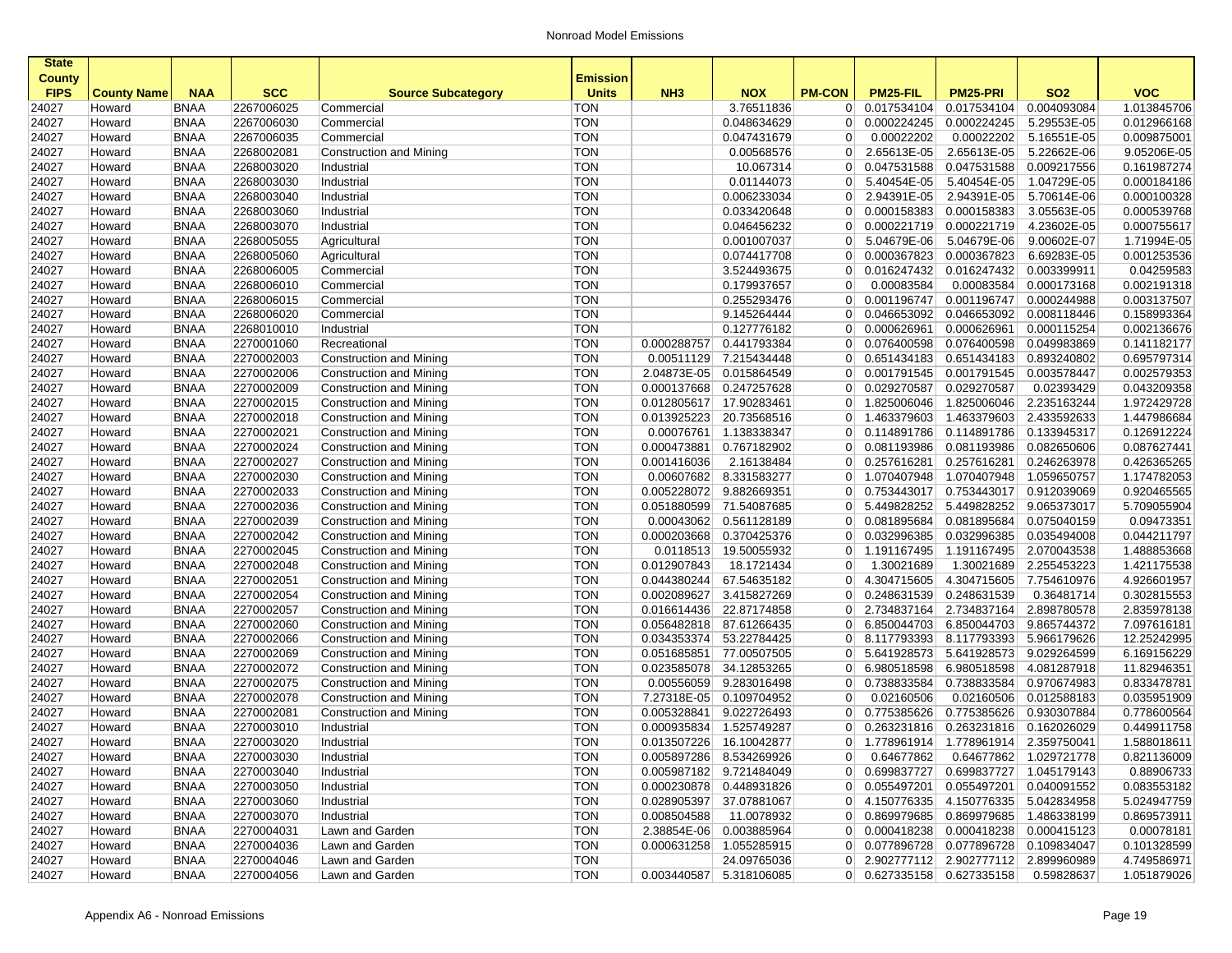| State County FIPS | County Name | NAA | SCC | Source Subcategory | Emission Units | NH3 | NOX | PM-CON | PM25-FIL | PM25-PRI | SO2 | VOC |
|---|---|---|---|---|---|---|---|---|---|---|---|---|
| 24027 | Howard | BNAA | 2267006025 | Commercial | TON | | 3.76511836 | 0 | 0.017534104 | 0.017534104 | 0.004093084 | 1.013845706 |
| 24027 | Howard | BNAA | 2267006030 | Commercial | TON | | 0.048634629 | 0 | 0.000224245 | 0.000224245 | 5.29553E-05 | 0.012966168 |
| 24027 | Howard | BNAA | 2267006035 | Commercial | TON | | 0.047431679 | 0 | 0.00022202 | 0.00022202 | 5.16551E-05 | 0.009875001 |
| 24027 | Howard | BNAA | 2268002081 | Construction and Mining | TON | | 0.00568576 | 0 | 2.65613E-05 | 2.65613E-05 | 5.22662E-06 | 9.05206E-05 |
| 24027 | Howard | BNAA | 2268003020 | Industrial | TON | | 10.067314 | 0 | 0.047531588 | 0.047531588 | 0.009217556 | 0.161987274 |
| 24027 | Howard | BNAA | 2268003030 | Industrial | TON | | 0.01144073 | 0 | 5.40454E-05 | 5.40454E-05 | 1.04729E-05 | 0.000184186 |
| 24027 | Howard | BNAA | 2268003040 | Industrial | TON | | 0.006233034 | 0 | 2.94391E-05 | 2.94391E-05 | 5.70614E-06 | 0.000100328 |
| 24027 | Howard | BNAA | 2268003060 | Industrial | TON | | 0.033420648 | 0 | 0.000158383 | 0.000158383 | 3.05563E-05 | 0.000539768 |
| 24027 | Howard | BNAA | 2268003070 | Industrial | TON | | 0.046456232 | 0 | 0.000221719 | 0.000221719 | 4.23602E-05 | 0.000755617 |
| 24027 | Howard | BNAA | 2268005055 | Agricultural | TON | | 0.001007037 | 0 | 5.04679E-06 | 5.04679E-06 | 9.00602E-07 | 1.71994E-05 |
| 24027 | Howard | BNAA | 2268005060 | Agricultural | TON | | 0.074417708 | 0 | 0.000367823 | 0.000367823 | 6.69283E-05 | 0.001253536 |
| 24027 | Howard | BNAA | 2268006005 | Commercial | TON | | 3.524493675 | 0 | 0.016247432 | 0.016247432 | 0.003399911 | 0.04259583 |
| 24027 | Howard | BNAA | 2268006010 | Commercial | TON | | 0.179937657 | 0 | 0.00083584 | 0.00083584 | 0.000173168 | 0.002191318 |
| 24027 | Howard | BNAA | 2268006015 | Commercial | TON | | 0.255293476 | 0 | 0.001196747 | 0.001196747 | 0.000244988 | 0.003137507 |
| 24027 | Howard | BNAA | 2268006020 | Commercial | TON | | 9.145264444 | 0 | 0.046653092 | 0.046653092 | 0.008118446 | 0.158993364 |
| 24027 | Howard | BNAA | 2268010010 | Industrial | TON | | 0.127776182 | 0 | 0.000626961 | 0.000626961 | 0.000115254 | 0.002136676 |
| 24027 | Howard | BNAA | 2270001060 | Recreational | TON | 0.000288757 | 0.441793384 | 0 | 0.076400598 | 0.076400598 | 0.049983869 | 0.141182177 |
| 24027 | Howard | BNAA | 2270002003 | Construction and Mining | TON | 0.00511129 | 7.215434448 | 0 | 0.651434183 | 0.651434183 | 0.893240802 | 0.695797314 |
| 24027 | Howard | BNAA | 2270002006 | Construction and Mining | TON | 2.04873E-05 | 0.015864549 | 0 | 0.001791545 | 0.001791545 | 0.003578447 | 0.002579353 |
| 24027 | Howard | BNAA | 2270002009 | Construction and Mining | TON | 0.000137668 | 0.247257628 | 0 | 0.029270587 | 0.029270587 | 0.02393429 | 0.043209358 |
| 24027 | Howard | BNAA | 2270002015 | Construction and Mining | TON | 0.012805617 | 17.90283461 | 0 | 1.825006046 | 1.825006046 | 2.235163244 | 1.972429728 |
| 24027 | Howard | BNAA | 2270002018 | Construction and Mining | TON | 0.013925223 | 20.73568516 | 0 | 1.463379603 | 1.463379603 | 2.433592633 | 1.447986684 |
| 24027 | Howard | BNAA | 2270002021 | Construction and Mining | TON | 0.00076761 | 1.138338347 | 0 | 0.114891786 | 0.114891786 | 0.133945317 | 0.126912224 |
| 24027 | Howard | BNAA | 2270002024 | Construction and Mining | TON | 0.000473881 | 0.767182902 | 0 | 0.081193986 | 0.081193986 | 0.082650606 | 0.087627441 |
| 24027 | Howard | BNAA | 2270002027 | Construction and Mining | TON | 0.001416036 | 2.16138484 | 0 | 0.257616281 | 0.257616281 | 0.246263978 | 0.426365265 |
| 24027 | Howard | BNAA | 2270002030 | Construction and Mining | TON | 0.00607682 | 8.331583277 | 0 | 1.070407948 | 1.070407948 | 1.059650757 | 1.174782053 |
| 24027 | Howard | BNAA | 2270002033 | Construction and Mining | TON | 0.005228072 | 9.882669351 | 0 | 0.753443017 | 0.753443017 | 0.912039069 | 0.920465565 |
| 24027 | Howard | BNAA | 2270002036 | Construction and Mining | TON | 0.051880599 | 71.54087685 | 0 | 5.449828252 | 5.449828252 | 9.065373017 | 5.709055904 |
| 24027 | Howard | BNAA | 2270002039 | Construction and Mining | TON | 0.00043062 | 0.561128189 | 0 | 0.081895684 | 0.081895684 | 0.075040159 | 0.09473351 |
| 24027 | Howard | BNAA | 2270002042 | Construction and Mining | TON | 0.000203668 | 0.370425376 | 0 | 0.032996385 | 0.032996385 | 0.035494008 | 0.044211797 |
| 24027 | Howard | BNAA | 2270002045 | Construction and Mining | TON | 0.0118513 | 19.50055932 | 0 | 1.191167495 | 1.191167495 | 2.070043538 | 1.488853668 |
| 24027 | Howard | BNAA | 2270002048 | Construction and Mining | TON | 0.012907843 | 18.1721434 | 0 | 1.30021689 | 1.30021689 | 2.255453223 | 1.421175538 |
| 24027 | Howard | BNAA | 2270002051 | Construction and Mining | TON | 0.044380244 | 67.54635182 | 0 | 4.304715605 | 4.304715605 | 7.754610976 | 4.926601957 |
| 24027 | Howard | BNAA | 2270002054 | Construction and Mining | TON | 0.002089627 | 3.415827269 | 0 | 0.248631539 | 0.248631539 | 0.36481714 | 0.302815553 |
| 24027 | Howard | BNAA | 2270002057 | Construction and Mining | TON | 0.016614436 | 22.87174858 | 0 | 2.734837164 | 2.734837164 | 2.898780578 | 2.835978138 |
| 24027 | Howard | BNAA | 2270002060 | Construction and Mining | TON | 0.056482818 | 87.61266435 | 0 | 6.850044703 | 6.850044703 | 9.865744372 | 7.097616181 |
| 24027 | Howard | BNAA | 2270002066 | Construction and Mining | TON | 0.034353374 | 53.22784425 | 0 | 8.117793393 | 8.117793393 | 5.966179626 | 12.25242995 |
| 24027 | Howard | BNAA | 2270002069 | Construction and Mining | TON | 0.051628851 | 77.00507505 | 0 | 5.641928573 | 5.641928573 | 9.029264599 | 6.169156229 |
| 24027 | Howard | BNAA | 2270002072 | Construction and Mining | TON | 0.023585078 | 34.12853265 | 0 | 6.980518598 | 6.980518598 | 4.081287918 | 11.82946351 |
| 24027 | Howard | BNAA | 2270002075 | Construction and Mining | TON | 0.00556059 | 9.283016498 | 0 | 0.738833584 | 0.738833584 | 0.970674983 | 0.833478781 |
| 24027 | Howard | BNAA | 2270002078 | Construction and Mining | TON | 7.27318E-05 | 0.109704952 | 0 | 0.02160506 | 0.02160506 | 0.012588183 | 0.035951909 |
| 24027 | Howard | BNAA | 2270002081 | Construction and Mining | TON | 0.005328841 | 9.022726493 | 0 | 0.775385626 | 0.775385626 | 0.930307884 | 0.778600564 |
| 24027 | Howard | BNAA | 2270003010 | Industrial | TON | 0.000935834 | 1.525749287 | 0 | 0.263231816 | 0.263231816 | 0.162026029 | 0.449911758 |
| 24027 | Howard | BNAA | 2270003020 | Industrial | TON | 0.013507226 | 16.10042877 | 0 | 1.778961914 | 1.778961914 | 2.359750041 | 1.588018611 |
| 24027 | Howard | BNAA | 2270003030 | Industrial | TON | 0.005897286 | 8.534269926 | 0 | 0.64677862 | 0.64677862 | 1.029721778 | 0.821136009 |
| 24027 | Howard | BNAA | 2270003040 | Industrial | TON | 0.005987182 | 9.721484049 | 0 | 0.699837727 | 0.699837727 | 1.045179143 | 0.88906733 |
| 24027 | Howard | BNAA | 2270003050 | Industrial | TON | 0.000230878 | 0.448931826 | 0 | 0.055497201 | 0.055497201 | 0.040091552 | 0.083553182 |
| 24027 | Howard | BNAA | 2270003060 | Industrial | TON | 0.028905397 | 37.07881067 | 0 | 4.150776335 | 4.150776335 | 5.042834958 | 5.024947759 |
| 24027 | Howard | BNAA | 2270003070 | Industrial | TON | 0.008504588 | 11.0078932 | 0 | 0.869979685 | 0.869979685 | 1.486338199 | 0.869573911 |
| 24027 | Howard | BNAA | 2270004031 | Lawn and Garden | TON | 2.38854E-06 | 0.003885964 | 0 | 0.000418238 | 0.000418238 | 0.000415123 | 0.00078181 |
| 24027 | Howard | BNAA | 2270004036 | Lawn and Garden | TON | 0.000631258 | 1.055285915 | 0 | 0.077896728 | 0.077896728 | 0.109834047 | 0.101328599 |
| 24027 | Howard | BNAA | 2270004046 | Lawn and Garden | TON | | 24.09765036 | 0 | 2.902777112 | 2.902777112 | 2.899960989 | 4.749586971 |
| 24027 | Howard | BNAA | 2270004056 | Lawn and Garden | TON | 0.003440587 | 5.318106085 | 0 | 0.627335158 | 0.627335158 | 0.59828637 | 1.051879026 |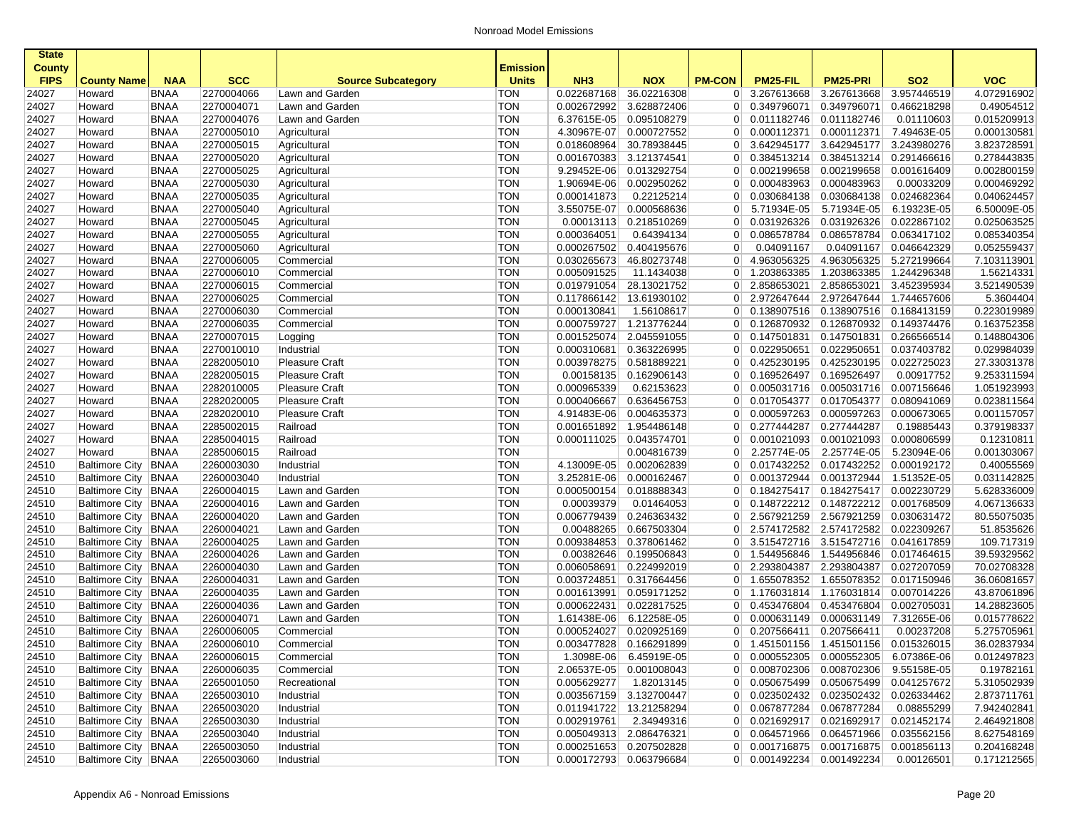| State County FIPS | County Name | NAA | SCC | Source Subcategory | Emission Units | NH3 | NOX | PM-CON | PM25-FIL | PM25-PRI | SO2 | VOC |
|---|---|---|---|---|---|---|---|---|---|---|---|---|
| 24027 | Howard | BNAA | 2270004066 | Lawn and Garden | TON | 0.022687168 | 36.02216308 | 0 | 3.267613668 | 3.267613668 | 3.957446519 | 4.072916902 |
| 24027 | Howard | BNAA | 2270004071 | Lawn and Garden | TON | 0.002672992 | 3.628872406 | 0 | 0.349796071 | 0.349796071 | 0.466218298 | 0.49054512 |
| 24027 | Howard | BNAA | 2270004076 | Lawn and Garden | TON | 6.37615E-05 | 0.095108279 | 0 | 0.011182746 | 0.011182746 | 0.01110603 | 0.015209913 |
| 24027 | Howard | BNAA | 2270005010 | Agricultural | TON | 4.30967E-07 | 0.000727552 | 0 | 0.000112371 | 0.000112371 | 7.49463E-05 | 0.000130581 |
| 24027 | Howard | BNAA | 2270005015 | Agricultural | TON | 0.018608964 | 30.78938445 | 0 | 3.642945177 | 3.642945177 | 3.243980276 | 3.823728591 |
| 24027 | Howard | BNAA | 2270005020 | Agricultural | TON | 0.001670383 | 3.121374541 | 0 | 0.384513214 | 0.384513214 | 0.291466616 | 0.278443835 |
| 24027 | Howard | BNAA | 2270005025 | Agricultural | TON | 9.29452E-06 | 0.013292754 | 0 | 0.002199658 | 0.002199658 | 0.001616409 | 0.002800159 |
| 24027 | Howard | BNAA | 2270005030 | Agricultural | TON | 1.90694E-06 | 0.002950262 | 0 | 0.000483963 | 0.000483963 | 0.00033209 | 0.000469292 |
| 24027 | Howard | BNAA | 2270005035 | Agricultural | TON | 0.000141873 | 0.22125214 | 0 | 0.030684138 | 0.030684138 | 0.024682364 | 0.040624457 |
| 24027 | Howard | BNAA | 2270005040 | Agricultural | TON | 3.55075E-07 | 0.000568636 | 0 | 5.71934E-05 | 5.71934E-05 | 6.19323E-05 | 6.50009E-05 |
| 24027 | Howard | BNAA | 2270005045 | Agricultural | TON | 0.00013113 | 0.218510269 | 0 | 0.031926326 | 0.031926326 | 0.022867102 | 0.025063525 |
| 24027 | Howard | BNAA | 2270005055 | Agricultural | TON | 0.000364051 | 0.64394134 | 0 | 0.086578784 | 0.086578784 | 0.063417102 | 0.085340354 |
| 24027 | Howard | BNAA | 2270005060 | Agricultural | TON | 0.000267502 | 0.404195676 | 0 | 0.04091167 | 0.04091167 | 0.046642329 | 0.052559437 |
| 24027 | Howard | BNAA | 2270006005 | Commercial | TON | 0.030265673 | 46.80273748 | 0 | 4.963056325 | 4.963056325 | 5.272199664 | 7.103113901 |
| 24027 | Howard | BNAA | 2270006010 | Commercial | TON | 0.005091525 | 11.1434038 | 0 | 1.203863385 | 1.203863385 | 1.244296348 | 1.56214331 |
| 24027 | Howard | BNAA | 2270006015 | Commercial | TON | 0.019791054 | 28.13021752 | 0 | 2.858653021 | 2.858653021 | 3.452395934 | 3.521490539 |
| 24027 | Howard | BNAA | 2270006025 | Commercial | TON | 0.117866142 | 13.61930102 | 0 | 2.972647644 | 2.972647644 | 1.744657606 | 5.3604404 |
| 24027 | Howard | BNAA | 2270006030 | Commercial | TON | 0.000130841 | 1.56108617 | 0 | 0.138907516 | 0.138907516 | 0.168413159 | 0.223019989 |
| 24027 | Howard | BNAA | 2270006035 | Commercial | TON | 0.000759727 | 1.213776244 | 0 | 0.126870932 | 0.126870932 | 0.149374476 | 0.163752358 |
| 24027 | Howard | BNAA | 2270007015 | Logging | TON | 0.001525074 | 2.045591055 | 0 | 0.147501831 | 0.147501831 | 0.266566514 | 0.148804306 |
| 24027 | Howard | BNAA | 2270010010 | Industrial | TON | 0.000310681 | 0.363226995 | 0 | 0.022950651 | 0.022950651 | 0.037403782 | 0.029984039 |
| 24027 | Howard | BNAA | 2282005010 | Pleasure Craft | TON | 0.003978275 | 0.581889221 | 0 | 0.425230195 | 0.425230195 | 0.022725023 | 27.33031378 |
| 24027 | Howard | BNAA | 2282005015 | Pleasure Craft | TON | 0.00158135 | 0.162906143 | 0 | 0.169526497 | 0.169526497 | 0.00917752 | 9.253311594 |
| 24027 | Howard | BNAA | 2282010005 | Pleasure Craft | TON | 0.000965339 | 0.62153623 | 0 | 0.005031716 | 0.005031716 | 0.007156646 | 1.051923993 |
| 24027 | Howard | BNAA | 2282020005 | Pleasure Craft | TON | 0.000406667 | 0.636456753 | 0 | 0.017054377 | 0.017054377 | 0.080941069 | 0.023811564 |
| 24027 | Howard | BNAA | 2282020010 | Pleasure Craft | TON | 4.91483E-06 | 0.004635373 | 0 | 0.000597263 | 0.000597263 | 0.000673065 | 0.001157057 |
| 24027 | Howard | BNAA | 2285002015 | Railroad | TON | 0.001651892 | 1.954486148 | 0 | 0.277444287 | 0.277444287 | 0.19885443 | 0.379198337 |
| 24027 | Howard | BNAA | 2285004015 | Railroad | TON | 0.000111025 | 0.043574701 | 0 | 0.001021093 | 0.001021093 | 0.000806599 | 0.12310811 |
| 24027 | Howard | BNAA | 2285006015 | Railroad | TON | | 0.004816739 | 0 | 2.25774E-05 | 2.25774E-05 | 5.23094E-06 | 0.001303067 |
| 24510 | Baltimore City | BNAA | 2260003030 | Industrial | TON | 4.13009E-05 | 0.002062839 | 0 | 0.017432252 | 0.017432252 | 0.000192172 | 0.40055569 |
| 24510 | Baltimore City | BNAA | 2260003040 | Industrial | TON | 3.25281E-06 | 0.000162467 | 0 | 0.001372944 | 0.001372944 | 1.51352E-05 | 0.031142825 |
| 24510 | Baltimore City | BNAA | 2260004015 | Lawn and Garden | TON | 0.000500154 | 0.018888343 | 0 | 0.184275417 | 0.184275417 | 0.002230729 | 5.628336009 |
| 24510 | Baltimore City | BNAA | 2260004016 | Lawn and Garden | TON | 0.00039379 | 0.01464053 | 0 | 0.148722212 | 0.148722212 | 0.001768509 | 4.067136633 |
| 24510 | Baltimore City | BNAA | 2260004020 | Lawn and Garden | TON | 0.006779439 | 0.246363432 | 0 | 2.567921259 | 2.567921259 | 0.030631472 | 80.55075035 |
| 24510 | Baltimore City | BNAA | 2260004021 | Lawn and Garden | TON | 0.00488265 | 0.667503304 | 0 | 2.574172582 | 2.574172582 | 0.022309267 | 51.8535626 |
| 24510 | Baltimore City | BNAA | 2260004025 | Lawn and Garden | TON | 0.009384853 | 0.378061462 | 0 | 3.515472716 | 3.515472716 | 0.041617859 | 109.717319 |
| 24510 | Baltimore City | BNAA | 2260004026 | Lawn and Garden | TON | 0.00382646 | 0.199506843 | 0 | 1.544956846 | 1.544956846 | 0.017464615 | 39.59329562 |
| 24510 | Baltimore City | BNAA | 2260004030 | Lawn and Garden | TON | 0.006058691 | 0.224992019 | 0 | 2.293804387 | 2.293804387 | 0.027207059 | 70.02708328 |
| 24510 | Baltimore City | BNAA | 2260004031 | Lawn and Garden | TON | 0.003724851 | 0.317664456 | 0 | 1.655078352 | 1.655078352 | 0.017150946 | 36.06081657 |
| 24510 | Baltimore City | BNAA | 2260004035 | Lawn and Garden | TON | 0.001613991 | 0.059171252 | 0 | 1.176031814 | 1.176031814 | 0.007014226 | 43.87061896 |
| 24510 | Baltimore City | BNAA | 2260004036 | Lawn and Garden | TON | 0.000622431 | 0.022817525 | 0 | 0.453476804 | 0.453476804 | 0.002705031 | 14.28823605 |
| 24510 | Baltimore City | BNAA | 2260004071 | Lawn and Garden | TON | 1.61438E-06 | 6.12258E-05 | 0 | 0.000631149 | 0.000631149 | 7.31265E-06 | 0.015778622 |
| 24510 | Baltimore City | BNAA | 2260006005 | Commercial | TON | 0.000524027 | 0.020925169 | 0 | 0.207566411 | 0.207566411 | 0.00237208 | 5.275705961 |
| 24510 | Baltimore City | BNAA | 2260006010 | Commercial | TON | 0.003477828 | 0.166291899 | 0 | 1.451501156 | 1.451501156 | 0.015326015 | 36.02837934 |
| 24510 | Baltimore City | BNAA | 2260006015 | Commercial | TON | 1.3098E-06 | 6.45919E-05 | 0 | 0.000552305 | 0.000552305 | 6.07386E-06 | 0.012497823 |
| 24510 | Baltimore City | BNAA | 2260006035 | Commercial | TON | 2.06537E-05 | 0.001008043 | 0 | 0.008702306 | 0.008702306 | 9.55158E-05 | 0.19782161 |
| 24510 | Baltimore City | BNAA | 2265001050 | Recreational | TON | 0.005629277 | 1.82013145 | 0 | 0.050675499 | 0.050675499 | 0.041257672 | 5.310502939 |
| 24510 | Baltimore City | BNAA | 2265003010 | Industrial | TON | 0.003567159 | 3.132700447 | 0 | 0.023502432 | 0.023502432 | 0.026334462 | 2.873711761 |
| 24510 | Baltimore City | BNAA | 2265003020 | Industrial | TON | 0.011941722 | 13.21258294 | 0 | 0.067877284 | 0.067877284 | 0.08855299 | 7.942402841 |
| 24510 | Baltimore City | BNAA | 2265003030 | Industrial | TON | 0.002919761 | 2.34949316 | 0 | 0.021692917 | 0.021692917 | 0.021452174 | 2.464921808 |
| 24510 | Baltimore City | BNAA | 2265003040 | Industrial | TON | 0.005049313 | 2.086476321 | 0 | 0.064571966 | 0.064571966 | 0.035562156 | 8.627548169 |
| 24510 | Baltimore City | BNAA | 2265003050 | Industrial | TON | 0.000251653 | 0.207502828 | 0 | 0.001716875 | 0.001716875 | 0.001856113 | 0.204168248 |
| 24510 | Baltimore City | BNAA | 2265003060 | Industrial | TON | 0.000172793 | 0.063796684 | 0 | 0.001492234 | 0.001492234 | 0.00126501 | 0.171212565 |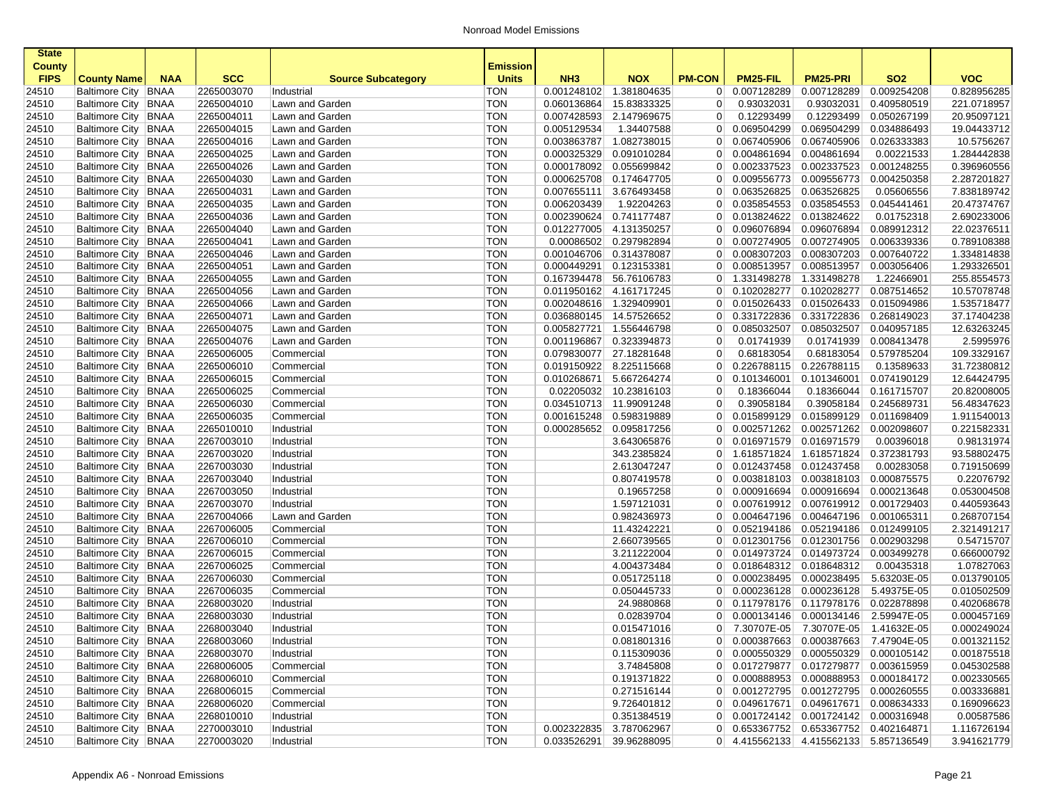| State County FIPS | County Name | NAA | SCC | Source Subcategory | Emission Units | NH3 | NOX | PM-CON | PM25-FIL | PM25-PRI | SO2 | VOC |
|---|---|---|---|---|---|---|---|---|---|---|---|---|
| 24510 | Baltimore City | BNAA | 2265003070 | Industrial | TON | 0.001248102 | 1.381804635 | 0 | 0.007128289 | 0.007128289 | 0.009254208 | 0.828956285 |
| 24510 | Baltimore City | BNAA | 2265004010 | Lawn and Garden | TON | 0.060136864 | 15.83833325 | 0 | 0.93032031 | 0.93032031 | 0.409580519 | 221.0718957 |
| 24510 | Baltimore City | BNAA | 2265004011 | Lawn and Garden | TON | 0.007428593 | 2.147969675 | 0 | 0.12293499 | 0.12293499 | 0.050267199 | 20.95097121 |
| 24510 | Baltimore City | BNAA | 2265004015 | Lawn and Garden | TON | 0.005129534 | 1.34407588 | 0 | 0.069504299 | 0.069504299 | 0.034886493 | 19.04433712 |
| 24510 | Baltimore City | BNAA | 2265004016 | Lawn and Garden | TON | 0.003863787 | 1.082738015 | 0 | 0.067405906 | 0.067405906 | 0.026333383 | 10.5756267 |
| 24510 | Baltimore City | BNAA | 2265004025 | Lawn and Garden | TON | 0.000325329 | 0.091010284 | 0 | 0.004861694 | 0.004861694 | 0.00221533 | 1.284442838 |
| 24510 | Baltimore City | BNAA | 2265004026 | Lawn and Garden | TON | 0.000178092 | 0.055699842 | 0 | 0.002337523 | 0.002337523 | 0.001248255 | 0.396960556 |
| 24510 | Baltimore City | BNAA | 2265004030 | Lawn and Garden | TON | 0.000625708 | 0.174647705 | 0 | 0.009556773 | 0.009556773 | 0.004250358 | 2.287201827 |
| 24510 | Baltimore City | BNAA | 2265004031 | Lawn and Garden | TON | 0.007655111 | 3.676493458 | 0 | 0.063526825 | 0.063526825 | 0.05606556 | 7.838189742 |
| 24510 | Baltimore City | BNAA | 2265004035 | Lawn and Garden | TON | 0.006203439 | 1.92204263 | 0 | 0.035854553 | 0.035854553 | 0.045441461 | 20.47374767 |
| 24510 | Baltimore City | BNAA | 2265004036 | Lawn and Garden | TON | 0.002390624 | 0.741177487 | 0 | 0.013824622 | 0.013824622 | 0.01752318 | 2.690233006 |
| 24510 | Baltimore City | BNAA | 2265004040 | Lawn and Garden | TON | 0.012277005 | 4.131350257 | 0 | 0.096076894 | 0.096076894 | 0.089912312 | 22.02376511 |
| 24510 | Baltimore City | BNAA | 2265004041 | Lawn and Garden | TON | 0.00086502 | 0.297982894 | 0 | 0.007274905 | 0.007274905 | 0.006339336 | 0.789108388 |
| 24510 | Baltimore City | BNAA | 2265004046 | Lawn and Garden | TON | 0.001046706 | 0.314378087 | 0 | 0.008307203 | 0.008307203 | 0.007640722 | 1.334814838 |
| 24510 | Baltimore City | BNAA | 2265004051 | Lawn and Garden | TON | 0.000449291 | 0.123153381 | 0 | 0.008513957 | 0.008513957 | 0.003056406 | 1.293326501 |
| 24510 | Baltimore City | BNAA | 2265004055 | Lawn and Garden | TON | 0.167394278 | 56.76106783 | 0 | 1.331498278 | 1.331498278 | 1.22466901 | 255.8554573 |
| 24510 | Baltimore City | BNAA | 2265004056 | Lawn and Garden | TON | 0.011950162 | 4.161717245 | 0 | 0.102028277 | 0.102028277 | 0.087514652 | 10.57078748 |
| 24510 | Baltimore City | BNAA | 2265004066 | Lawn and Garden | TON | 0.002048616 | 1.329409901 | 0 | 0.015026433 | 0.015026433 | 0.015094986 | 1.535718477 |
| 24510 | Baltimore City | BNAA | 2265004071 | Lawn and Garden | TON | 0.036880145 | 14.57526652 | 0 | 0.331722836 | 0.331722836 | 0.268149023 | 37.17404238 |
| 24510 | Baltimore City | BNAA | 2265004075 | Lawn and Garden | TON | 0.005827721 | 1.556446798 | 0 | 0.085032507 | 0.085032507 | 0.040957185 | 12.63263245 |
| 24510 | Baltimore City | BNAA | 2265004076 | Lawn and Garden | TON | 0.001196867 | 0.323394873 | 0 | 0.01741939 | 0.01741939 | 0.008413478 | 2.5995976 |
| 24510 | Baltimore City | BNAA | 2265006005 | Commercial | TON | 0.079830077 | 27.18281648 | 0 | 0.68183054 | 0.68183054 | 0.579785204 | 109.3329167 |
| 24510 | Baltimore City | BNAA | 2265006010 | Commercial | TON | 0.019150922 | 8.225115668 | 0 | 0.226788115 | 0.226788115 | 0.13589633 | 31.72380812 |
| 24510 | Baltimore City | BNAA | 2265006015 | Commercial | TON | 0.010268671 | 5.667264274 | 0 | 0.101346001 | 0.101346001 | 0.074190129 | 12.64424795 |
| 24510 | Baltimore City | BNAA | 2265006025 | Commercial | TON | 0.02205032 | 10.23816103 | 0 | 0.18366044 | 0.18366044 | 0.161715707 | 20.82008005 |
| 24510 | Baltimore City | BNAA | 2265006030 | Commercial | TON | 0.034510713 | 11.99091248 | 0 | 0.39058184 | 0.39058184 | 0.245689731 | 56.48347623 |
| 24510 | Baltimore City | BNAA | 2265006035 | Commercial | TON | 0.001615248 | 0.598319889 | 0 | 0.015899129 | 0.015899129 | 0.011698409 | 1.911540013 |
| 24510 | Baltimore City | BNAA | 2265010010 | Industrial | TON | 0.000285652 | 0.095817256 | 0 | 0.002571262 | 0.002571262 | 0.002098607 | 0.221582331 |
| 24510 | Baltimore City | BNAA | 2267003010 | Industrial | TON | | 3.643065876 | 0 | 0.016971579 | 0.016971579 | 0.00396018 | 0.98131974 |
| 24510 | Baltimore City | BNAA | 2267003020 | Industrial | TON | | 343.2385824 | 0 | 1.618571824 | 1.618571824 | 0.372381793 | 93.58802475 |
| 24510 | Baltimore City | BNAA | 2267003030 | Industrial | TON | | 2.613047247 | 0 | 0.012437458 | 0.012437458 | 0.00283058 | 0.719150699 |
| 24510 | Baltimore City | BNAA | 2267003040 | Industrial | TON | | 0.807419578 | 0 | 0.003818103 | 0.003818103 | 0.000875575 | 0.22076792 |
| 24510 | Baltimore City | BNAA | 2267003050 | Industrial | TON | | 0.19657258 | 0 | 0.000916694 | 0.000916694 | 0.000213648 | 0.053004508 |
| 24510 | Baltimore City | BNAA | 2267003070 | Industrial | TON | | 1.597121031 | 0 | 0.007619912 | 0.007619912 | 0.001729403 | 0.440593643 |
| 24510 | Baltimore City | BNAA | 2267004066 | Lawn and Garden | TON | | 0.982436973 | 0 | 0.004647196 | 0.004647196 | 0.001065311 | 0.268707154 |
| 24510 | Baltimore City | BNAA | 2267006005 | Commercial | TON | | 11.43242221 | 0 | 0.052194186 | 0.052194186 | 0.012499105 | 2.321491217 |
| 24510 | Baltimore City | BNAA | 2267006010 | Commercial | TON | | 2.660739565 | 0 | 0.012301756 | 0.012301756 | 0.002903298 | 0.54715707 |
| 24510 | Baltimore City | BNAA | 2267006015 | Commercial | TON | | 3.211222004 | 0 | 0.014973724 | 0.014973724 | 0.003499278 | 0.666000792 |
| 24510 | Baltimore City | BNAA | 2267006025 | Commercial | TON | | 4.004373484 | 0 | 0.018648312 | 0.018648312 | 0.00435318 | 1.07827063 |
| 24510 | Baltimore City | BNAA | 2267006030 | Commercial | TON | | 0.051725118 | 0 | 0.000238495 | 0.000238495 | 5.63203E-05 | 0.013790105 |
| 24510 | Baltimore City | BNAA | 2267006035 | Commercial | TON | | 0.050445733 | 0 | 0.000236128 | 0.000236128 | 5.49375E-05 | 0.010502509 |
| 24510 | Baltimore City | BNAA | 2268003020 | Industrial | TON | | 24.9880868 | 0 | 0.117978176 | 0.117978176 | 0.022878898 | 0.402068678 |
| 24510 | Baltimore City | BNAA | 2268003030 | Industrial | TON | | 0.02839704 | 0 | 0.000134146 | 0.000134146 | 2.59947E-05 | 0.000457169 |
| 24510 | Baltimore City | BNAA | 2268003040 | Industrial | TON | | 0.015471016 | 0 | 7.30707E-05 | 7.30707E-05 | 1.41632E-05 | 0.000249024 |
| 24510 | Baltimore City | BNAA | 2268003060 | Industrial | TON | | 0.081801316 | 0 | 0.000387663 | 0.000387663 | 7.47904E-05 | 0.001321152 |
| 24510 | Baltimore City | BNAA | 2268003070 | Industrial | TON | | 0.115309036 | 0 | 0.000550329 | 0.000550329 | 0.000105142 | 0.001875518 |
| 24510 | Baltimore City | BNAA | 2268006005 | Commercial | TON | | 3.74845808 | 0 | 0.017279877 | 0.017279877 | 0.003615959 | 0.045302588 |
| 24510 | Baltimore City | BNAA | 2268006010 | Commercial | TON | | 0.191371822 | 0 | 0.000888953 | 0.000888953 | 0.000184172 | 0.002330565 |
| 24510 | Baltimore City | BNAA | 2268006015 | Commercial | TON | | 0.271516144 | 0 | 0.001272795 | 0.001272795 | 0.000260555 | 0.003336881 |
| 24510 | Baltimore City | BNAA | 2268006020 | Commercial | TON | | 9.726401812 | 0 | 0.049617671 | 0.049617671 | 0.008634333 | 0.169096623 |
| 24510 | Baltimore City | BNAA | 2268010010 | Industrial | TON | | 0.351384519 | 0 | 0.001724142 | 0.001724142 | 0.000316948 | 0.00587586 |
| 24510 | Baltimore City | BNAA | 2270003010 | Industrial | TON | 0.002322835 | 3.787062967 | 0 | 0.653367752 | 0.653367752 | 0.402164871 | 1.116726194 |
| 24510 | Baltimore City | BNAA | 2270003020 | Industrial | TON | 0.033526291 | 39.96288095 | 0 | 4.415562133 | 4.415562133 | 5.857136549 | 3.941621779 |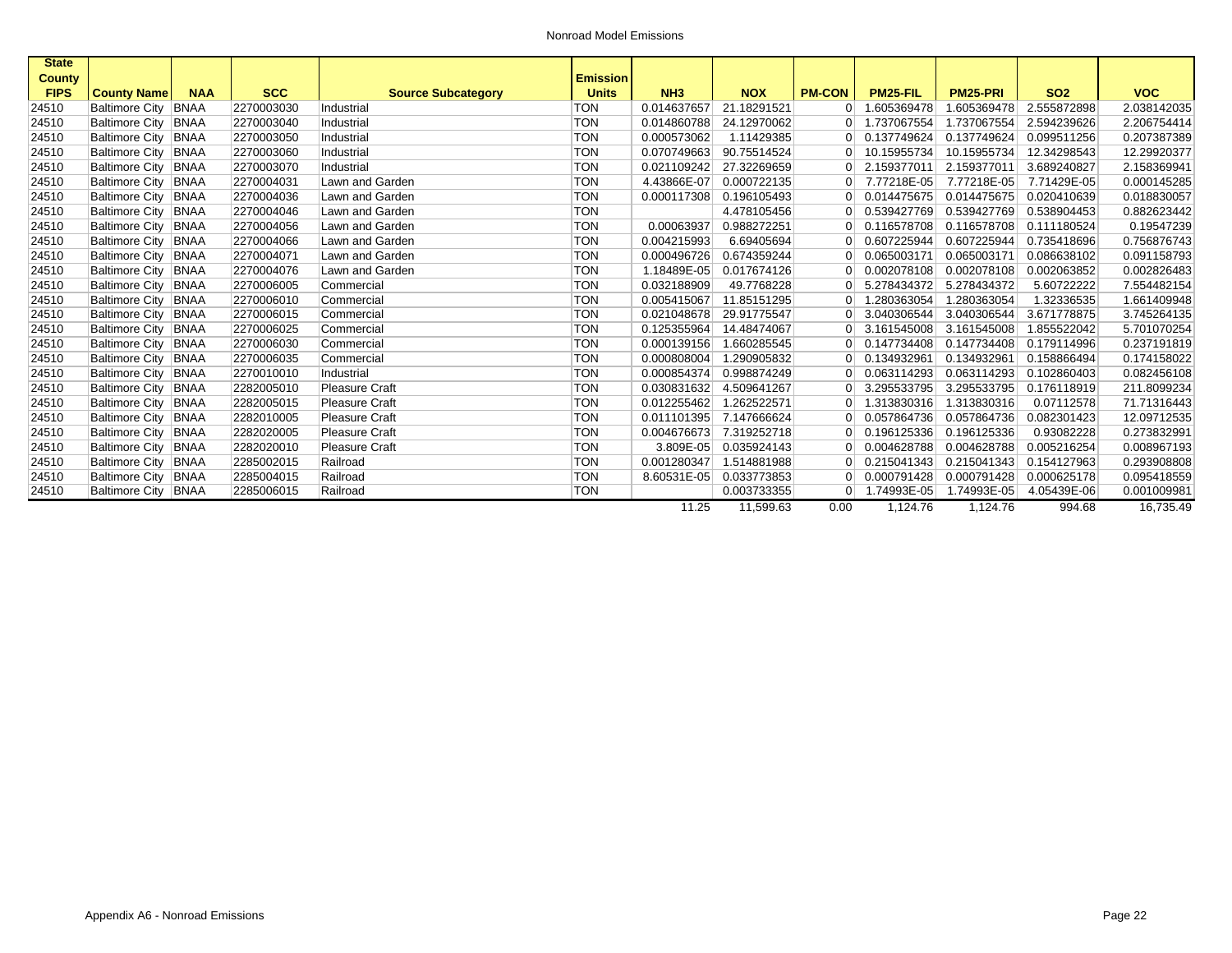| State County FIPS | County Name | NAA | SCC | Source Subcategory | Emission Units | NH3 | NOX | PM-CON | PM25-FIL | PM25-PRI | SO2 | VOC |
|---|---|---|---|---|---|---|---|---|---|---|---|---|
| 24510 | Baltimore City | BNAA | 2270003030 | Industrial | TON | 0.014637657 | 21.18291521 | 0 | 1.605369478 | 1.605369478 | 2.555872898 | 2.038142035 |
| 24510 | Baltimore City | BNAA | 2270003040 | Industrial | TON | 0.014860788 | 24.12970062 | 0 | 1.737067554 | 1.737067554 | 2.594239626 | 2.206754414 |
| 24510 | Baltimore City | BNAA | 2270003050 | Industrial | TON | 0.000573062 | 1.11429385 | 0 | 0.137749624 | 0.137749624 | 0.099511256 | 0.207387389 |
| 24510 | Baltimore City | BNAA | 2270003060 | Industrial | TON | 0.070749663 | 90.75514524 | 0 | 10.15955734 | 10.15955734 | 12.34298543 | 12.29920377 |
| 24510 | Baltimore City | BNAA | 2270003070 | Industrial | TON | 0.021109242 | 27.32269659 | 0 | 2.159377011 | 2.159377011 | 3.689240827 | 2.158369941 |
| 24510 | Baltimore City | BNAA | 2270004031 | Lawn and Garden | TON | 4.43866E-07 | 0.000722135 | 0 | 7.77218E-05 | 7.77218E-05 | 7.71429E-05 | 0.000145285 |
| 24510 | Baltimore City | BNAA | 2270004036 | Lawn and Garden | TON | 0.000117308 | 0.196105493 | 0 | 0.014475675 | 0.014475675 | 0.020410639 | 0.018830057 |
| 24510 | Baltimore City | BNAA | 2270004046 | Lawn and Garden | TON | | 4.478105456 | 0 | 0.539427769 | 0.539427769 | 0.538904453 | 0.882623442 |
| 24510 | Baltimore City | BNAA | 2270004056 | Lawn and Garden | TON | 0.00063937 | 0.988272251 | 0 | 0.116578708 | 0.116578708 | 0.111180524 | 0.19547239 |
| 24510 | Baltimore City | BNAA | 2270004066 | Lawn and Garden | TON | 0.004215993 | 6.69405694 | 0 | 0.607225944 | 0.607225944 | 0.735418696 | 0.756876743 |
| 24510 | Baltimore City | BNAA | 2270004071 | Lawn and Garden | TON | 0.000496726 | 0.674359244 | 0 | 0.065003171 | 0.065003171 | 0.086638102 | 0.091158793 |
| 24510 | Baltimore City | BNAA | 2270004076 | Lawn and Garden | TON | 1.18489E-05 | 0.017674126 | 0 | 0.002078108 | 0.002078108 | 0.002063852 | 0.002826483 |
| 24510 | Baltimore City | BNAA | 2270006005 | Commercial | TON | 0.032188909 | 49.7768228 | 0 | 5.278434372 | 5.278434372 | 5.60722222 | 7.554482154 |
| 24510 | Baltimore City | BNAA | 2270006010 | Commercial | TON | 0.005415067 | 11.85151295 | 0 | 1.280363054 | 1.280363054 | 1.32336535 | 1.661409948 |
| 24510 | Baltimore City | BNAA | 2270006015 | Commercial | TON | 0.021048678 | 29.91775547 | 0 | 3.040306544 | 3.040306544 | 3.671778875 | 3.745264135 |
| 24510 | Baltimore City | BNAA | 2270006025 | Commercial | TON | 0.125355964 | 14.48474067 | 0 | 3.161545008 | 3.161545008 | 1.855522042 | 5.701070254 |
| 24510 | Baltimore City | BNAA | 2270006030 | Commercial | TON | 0.000139156 | 1.660285545 | 0 | 0.147734408 | 0.147734408 | 0.179114996 | 0.237191819 |
| 24510 | Baltimore City | BNAA | 2270006035 | Commercial | TON | 0.000808004 | 1.290905832 | 0 | 0.134932961 | 0.134932961 | 0.158866494 | 0.174158022 |
| 24510 | Baltimore City | BNAA | 2270010010 | Industrial | TON | 0.000854374 | 0.998874249 | 0 | 0.063114293 | 0.063114293 | 0.102860403 | 0.082456108 |
| 24510 | Baltimore City | BNAA | 2282005010 | Pleasure Craft | TON | 0.030831632 | 4.509641267 | 0 | 3.295533795 | 3.295533795 | 0.176118919 | 211.8099234 |
| 24510 | Baltimore City | BNAA | 2282005015 | Pleasure Craft | TON | 0.012255462 | 1.262522571 | 0 | 1.313830316 | 1.313830316 | 0.07112578 | 71.71316443 |
| 24510 | Baltimore City | BNAA | 2282010005 | Pleasure Craft | TON | 0.011101395 | 7.147666624 | 0 | 0.057864736 | 0.057864736 | 0.082301423 | 12.09712535 |
| 24510 | Baltimore City | BNAA | 2282020005 | Pleasure Craft | TON | 0.004676673 | 7.319252718 | 0 | 0.196125336 | 0.196125336 | 0.93082228 | 0.273832991 |
| 24510 | Baltimore City | BNAA | 2282020010 | Pleasure Craft | TON | 3.809E-05 | 0.035924143 | 0 | 0.004628788 | 0.004628788 | 0.005216254 | 0.008967193 |
| 24510 | Baltimore City | BNAA | 2285002015 | Railroad | TON | 0.001280347 | 1.514881988 | 0 | 0.215041343 | 0.215041343 | 0.154127963 | 0.293908808 |
| 24510 | Baltimore City | BNAA | 2285004015 | Railroad | TON | 8.60531E-05 | 0.033773853 | 0 | 0.000791428 | 0.000791428 | 0.000625178 | 0.095418559 |
| 24510 | Baltimore City | BNAA | 2285006015 | Railroad | TON | | 0.003733355 | 0 | 1.74993E-05 | 1.74993E-05 | 4.05439E-06 | 0.001009981 |
| | | | | | | 11.25 | 11,599.63 | 0.00 | 1,124.76 | 1,124.76 | 994.68 | 16,735.49 |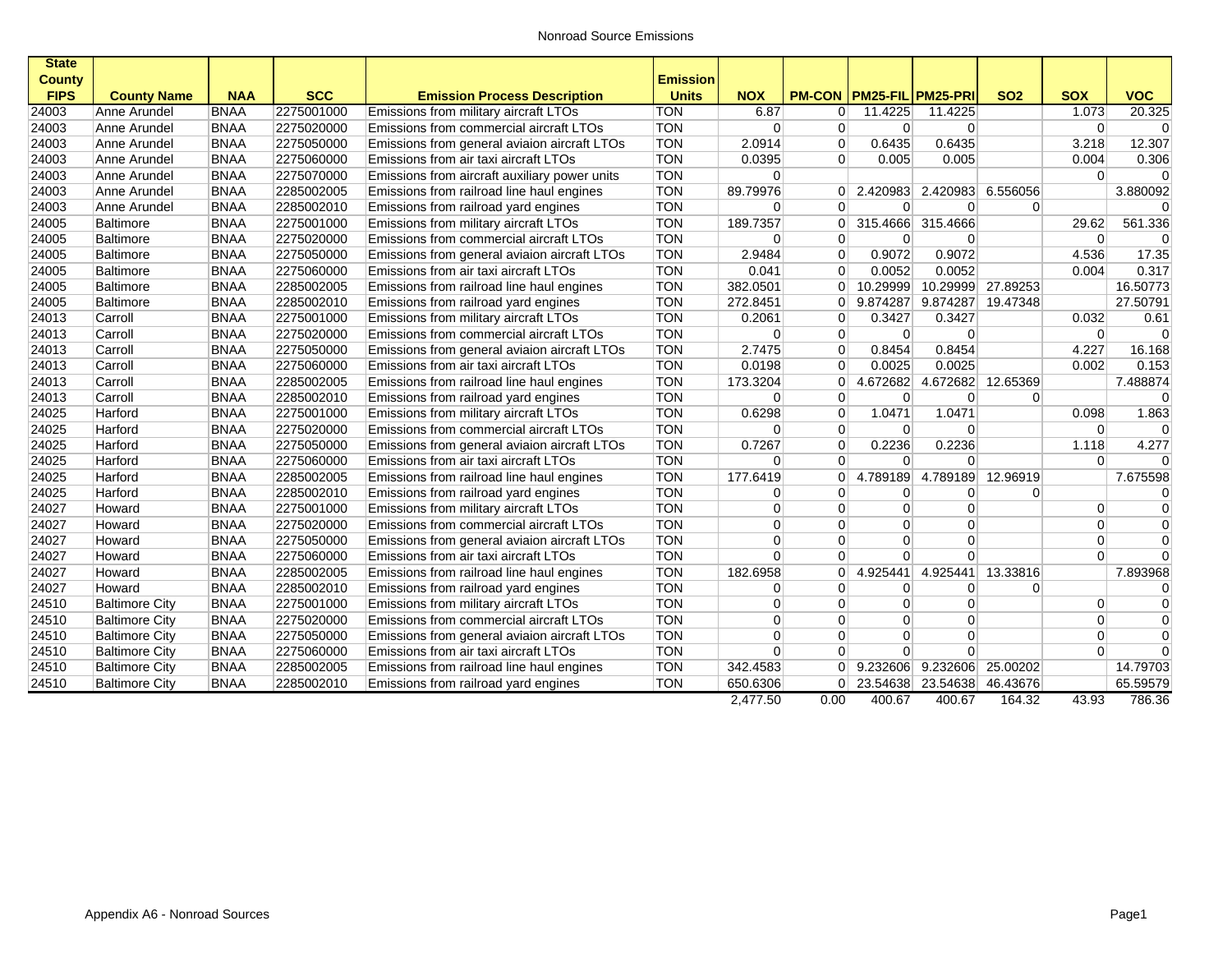# Nonroad Source Emissions

| State County FIPS | County Name | NAA | SCC | Emission Process Description | Emission Units | NOX | PM-CON | PM25-FIL | PM25-PRI | SO2 | SOX | VOC |
|---|---|---|---|---|---|---|---|---|---|---|---|---|
| 24003 | Anne Arundel | BNAA | 2275001000 | Emissions from military aircraft LTOs | TON | 6.87 | 0 | 11.4225 | 11.4225 | | 1.073 | 20.325 |
| 24003 | Anne Arundel | BNAA | 2275020000 | Emissions from commercial aircraft LTOs | TON | 0 | 0 | 0 | 0 | | 0 | 0 |
| 24003 | Anne Arundel | BNAA | 2275050000 | Emissions from general aviaion aircraft LTOs | TON | 2.0914 | 0 | 0.6435 | 0.6435 | | 3.218 | 12.307 |
| 24003 | Anne Arundel | BNAA | 2275060000 | Emissions from air taxi aircraft LTOs | TON | 0.0395 | 0 | 0.005 | 0.005 | | 0.004 | 0.306 |
| 24003 | Anne Arundel | BNAA | 2275070000 | Emissions from aircraft auxiliary power units | TON | 0 | | | | | 0 | 0 |
| 24003 | Anne Arundel | BNAA | 2285002005 | Emissions from railroad line haul engines | TON | 89.79976 | 0 | 2.420983 | 2.420983 | 6.556056 | | 3.880092 |
| 24003 | Anne Arundel | BNAA | 2285002010 | Emissions from railroad yard engines | TON | 0 | 0 | 0 | 0 | 0 | | 0 |
| 24005 | Baltimore | BNAA | 2275001000 | Emissions from military aircraft LTOs | TON | 189.7357 | 0 | 315.4666 | 315.4666 | | 29.62 | 561.336 |
| 24005 | Baltimore | BNAA | 2275020000 | Emissions from commercial aircraft LTOs | TON | 0 | 0 | 0 | 0 | | 0 | 0 |
| 24005 | Baltimore | BNAA | 2275050000 | Emissions from general aviaion aircraft LTOs | TON | 2.9484 | 0 | 0.9072 | 0.9072 | | 4.536 | 17.35 |
| 24005 | Baltimore | BNAA | 2275060000 | Emissions from air taxi aircraft LTOs | TON | 0.041 | 0 | 0.0052 | 0.0052 | | 0.004 | 0.317 |
| 24005 | Baltimore | BNAA | 2285002005 | Emissions from railroad line haul engines | TON | 382.0501 | 0 | 10.29999 | 10.29999 | 27.89253 | | 16.50773 |
| 24005 | Baltimore | BNAA | 2285002010 | Emissions from railroad yard engines | TON | 272.8451 | 0 | 9.874287 | 9.874287 | 19.47348 | | 27.50791 |
| 24013 | Carroll | BNAA | 2275001000 | Emissions from military aircraft LTOs | TON | 0.2061 | 0 | 0.3427 | 0.3427 | | 0.032 | 0.61 |
| 24013 | Carroll | BNAA | 2275020000 | Emissions from commercial aircraft LTOs | TON | 0 | 0 | 0 | 0 | | 0 | 0 |
| 24013 | Carroll | BNAA | 2275050000 | Emissions from general aviaion aircraft LTOs | TON | 2.7475 | 0 | 0.8454 | 0.8454 | | 4.227 | 16.168 |
| 24013 | Carroll | BNAA | 2275060000 | Emissions from air taxi aircraft LTOs | TON | 0.0198 | 0 | 0.0025 | 0.0025 | | 0.002 | 0.153 |
| 24013 | Carroll | BNAA | 2285002005 | Emissions from railroad line haul engines | TON | 173.3204 | 0 | 4.672682 | 4.672682 | 12.65369 | | 7.488874 |
| 24013 | Carroll | BNAA | 2285002010 | Emissions from railroad yard engines | TON | 0 | 0 | 0 | 0 | 0 | | 0 |
| 24025 | Harford | BNAA | 2275001000 | Emissions from military aircraft LTOs | TON | 0.6298 | 0 | 1.0471 | 1.0471 | | 0.098 | 1.863 |
| 24025 | Harford | BNAA | 2275020000 | Emissions from commercial aircraft LTOs | TON | 0 | 0 | 0 | 0 | | 0 | 0 |
| 24025 | Harford | BNAA | 2275050000 | Emissions from general aviaion aircraft LTOs | TON | 0.7267 | 0 | 0.2236 | 0.2236 | | 1.118 | 4.277 |
| 24025 | Harford | BNAA | 2275060000 | Emissions from air taxi aircraft LTOs | TON | 0 | 0 | 0 | 0 | | 0 | 0 |
| 24025 | Harford | BNAA | 2285002005 | Emissions from railroad line haul engines | TON | 177.6419 | 0 | 4.789189 | 4.789189 | 12.96919 | | 7.675598 |
| 24025 | Harford | BNAA | 2285002010 | Emissions from railroad yard engines | TON | 0 | 0 | 0 | 0 | 0 | | 0 |
| 24027 | Howard | BNAA | 2275001000 | Emissions from military aircraft LTOs | TON | 0 | 0 | 0 | 0 | | 0 | 0 |
| 24027 | Howard | BNAA | 2275020000 | Emissions from commercial aircraft LTOs | TON | 0 | 0 | 0 | 0 | | 0 | 0 |
| 24027 | Howard | BNAA | 2275050000 | Emissions from general aviaion aircraft LTOs | TON | 0 | 0 | 0 | 0 | | 0 | 0 |
| 24027 | Howard | BNAA | 2275060000 | Emissions from air taxi aircraft LTOs | TON | 0 | 0 | 0 | 0 | | 0 | 0 |
| 24027 | Howard | BNAA | 2285002005 | Emissions from railroad line haul engines | TON | 182.6958 | 0 | 4.925441 | 4.925441 | 13.33816 | | 7.893968 |
| 24027 | Howard | BNAA | 2285002010 | Emissions from railroad yard engines | TON | 0 | 0 | 0 | 0 | 0 | | 0 |
| 24510 | Baltimore City | BNAA | 2275001000 | Emissions from military aircraft LTOs | TON | 0 | 0 | 0 | 0 | | 0 | 0 |
| 24510 | Baltimore City | BNAA | 2275020000 | Emissions from commercial aircraft LTOs | TON | 0 | 0 | 0 | 0 | | 0 | 0 |
| 24510 | Baltimore City | BNAA | 2275050000 | Emissions from general aviaion aircraft LTOs | TON | 0 | 0 | 0 | 0 | | 0 | 0 |
| 24510 | Baltimore City | BNAA | 2275060000 | Emissions from air taxi aircraft LTOs | TON | 0 | 0 | 0 | 0 | | 0 | 0 |
| 24510 | Baltimore City | BNAA | 2285002005 | Emissions from railroad line haul engines | TON | 342.4583 | 0 | 9.232606 | 9.232606 | 25.00202 | | 14.79703 |
| 24510 | Baltimore City | BNAA | 2285002010 | Emissions from railroad yard engines | TON | 650.6306 | 0 | 23.54638 | 23.54638 | 46.43676 | | 65.59579 |
| | | | | | | 2,477.50 | 0.00 | 400.67 | 400.67 | 164.32 | 43.93 | 786.36 |

Appendix A6 - Nonroad Sources